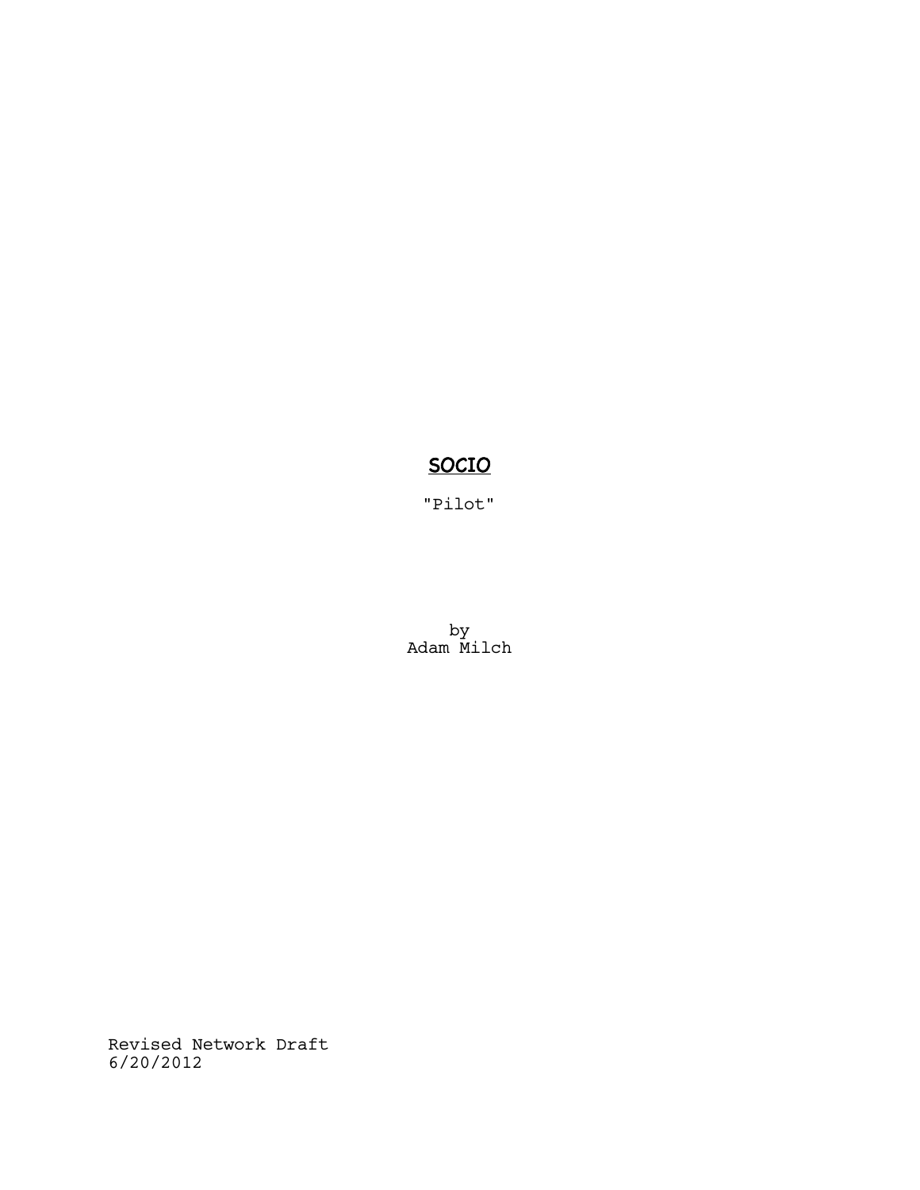# <u>SOCIO</u>

"Pilot"

by
Adam Milch

Revised Network Draft
6/20/2012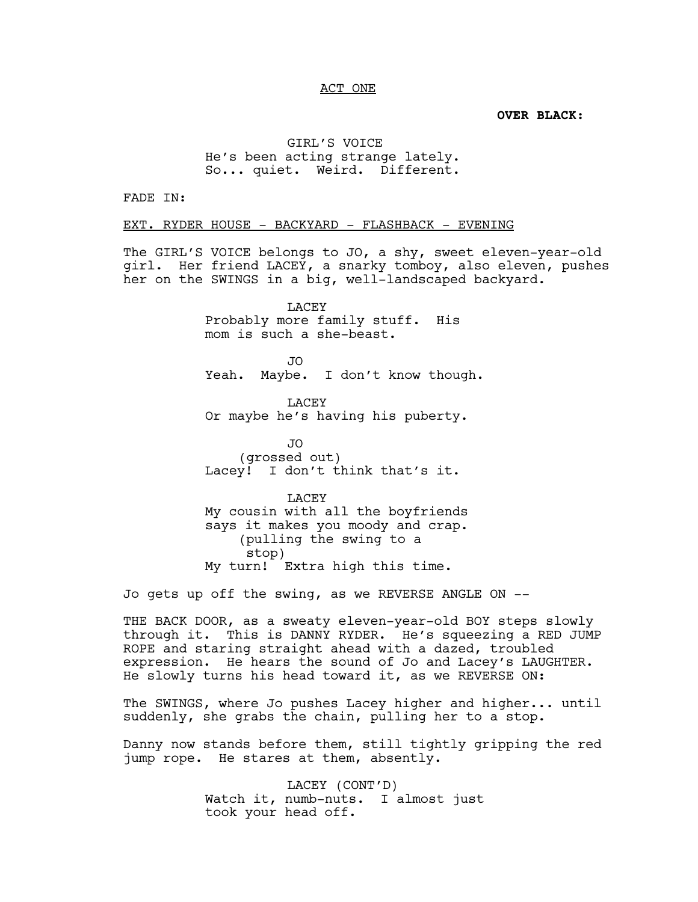ACT ONE

**OVER BLACK:**

GIRL'S VOICE
He's been acting strange lately.
So... quiet. Weird. Different.

FADE IN:

EXT. RYDER HOUSE - BACKYARD - FLASHBACK - EVENING

The GIRL'S VOICE belongs to JO, a shy, sweet eleven-year-old girl. Her friend LACEY, a snarky tomboy, also eleven, pushes her on the SWINGS in a big, well-landscaped backyard.

LACEY
Probably more family stuff. His mom is such a she-beast.

JO
Yeah. Maybe. I don't know though.

LACEY
Or maybe he's having his puberty.

JO
(grossed out)
Lacey! I don't think that's it.

LACEY
My cousin with all the boyfriends says it makes you moody and crap.
(pulling the swing to a stop)
My turn! Extra high this time.

Jo gets up off the swing, as we REVERSE ANGLE ON --

THE BACK DOOR, as a sweaty eleven-year-old BOY steps slowly through it. This is DANNY RYDER. He's squeezing a RED JUMP ROPE and staring straight ahead with a dazed, troubled expression. He hears the sound of Jo and Lacey's LAUGHTER. He slowly turns his head toward it, as we REVERSE ON:

The SWINGS, where Jo pushes Lacey higher and higher... until suddenly, she grabs the chain, pulling her to a stop.

Danny now stands before them, still tightly gripping the red jump rope. He stares at them, absently.

LACEY (CONT'D)
Watch it, numb-nuts. I almost just took your head off.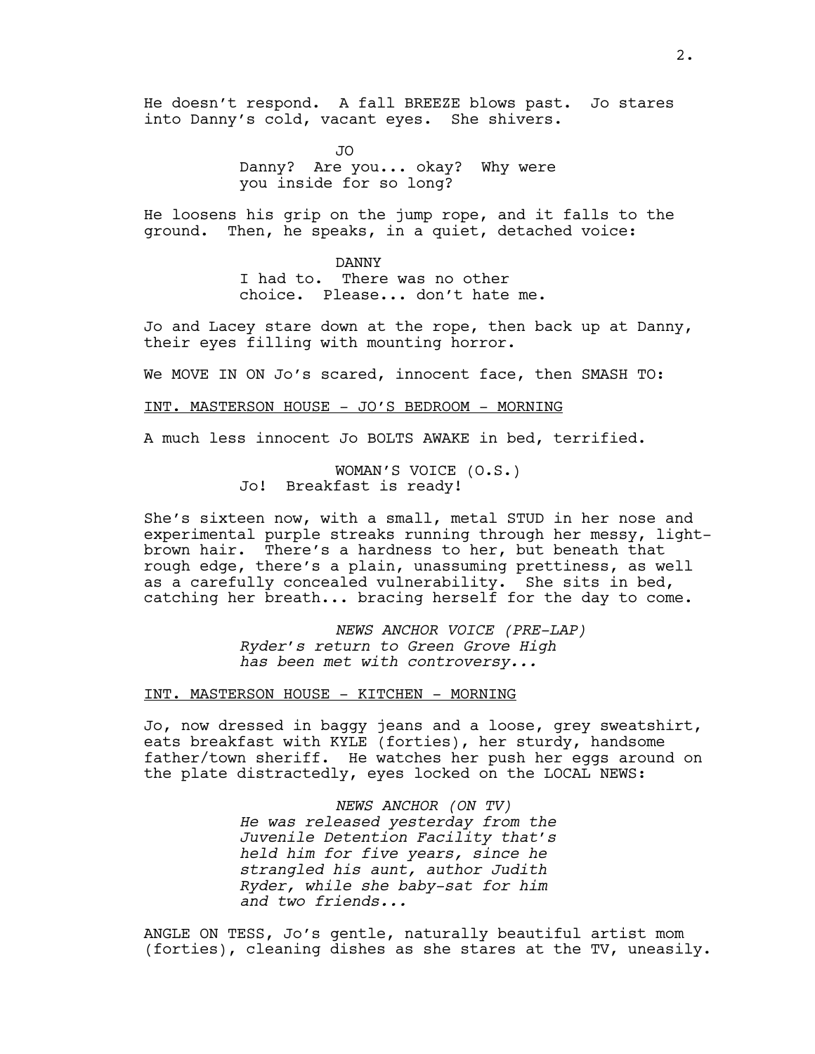He doesn't respond. A fall BREEZE blows past. Jo stares into Danny's cold, vacant eyes. She shivers.

JO
Danny? Are you... okay? Why were you inside for so long?

He loosens his grip on the jump rope, and it falls to the ground. Then, he speaks, in a quiet, detached voice:

DANNY
I had to. There was no other choice. Please... don't hate me.

Jo and Lacey stare down at the rope, then back up at Danny, their eyes filling with mounting horror.

We MOVE IN ON Jo's scared, innocent face, then SMASH TO:

<u>INT. MASTERSON HOUSE - JO'S BEDROOM - MORNING</u>

A much less innocent Jo BOLTS AWAKE in bed, terrified.

WOMAN'S VOICE (O.S.)
Jo! Breakfast is ready!

She's sixteen now, with a small, metal STUD in her nose and experimental purple streaks running through her messy, light-brown hair. There's a hardness to her, but beneath that rough edge, there's a plain, unassuming prettiness, as well as a carefully concealed vulnerability. She sits in bed, catching her breath... bracing herself for the day to come.

*NEWS ANCHOR VOICE (PRE-LAP)*
*Ryder's return to Green Grove High has been met with controversy...*

<u>INT. MASTERSON HOUSE - KITCHEN - MORNING</u>

Jo, now dressed in baggy jeans and a loose, grey sweatshirt, eats breakfast with KYLE (forties), her sturdy, handsome father/town sheriff. He watches her push her eggs around on the plate distractedly, eyes locked on the LOCAL NEWS:

*NEWS ANCHOR (ON TV)*
*He was released yesterday from the Juvenile Detention Facility that's held him for five years, since he strangled his aunt, author Judith Ryder, while she baby-sat for him and two friends...*

ANGLE ON TESS, Jo's gentle, naturally beautiful artist mom (forties), cleaning dishes as she stares at the TV, uneasily.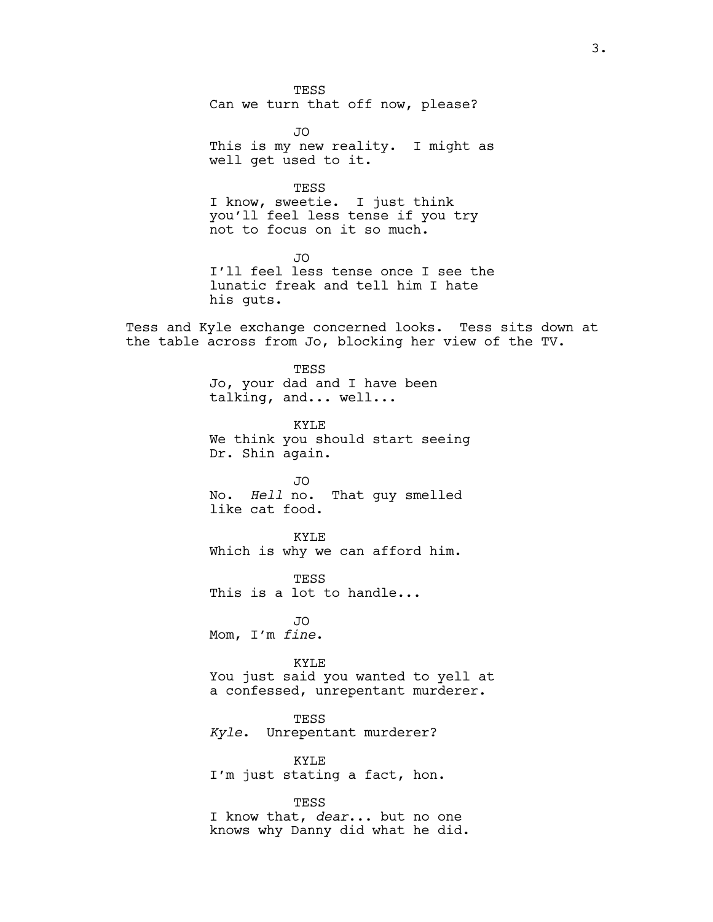TESS
Can we turn that off now, please?

JO
This is my new reality. I might as well get used to it.

TESS
I know, sweetie. I just think you'll feel less tense if you try not to focus on it so much.

JO
I'll feel less tense once I see the lunatic freak and tell him I hate his guts.

Tess and Kyle exchange concerned looks. Tess sits down at the table across from Jo, blocking her view of the TV.

TESS
Jo, your dad and I have been talking, and... well...

KYLE
We think you should start seeing Dr. Shin again.

JO
No. *Hell* no. That guy smelled like cat food.

KYLE
Which is why we can afford him.

TESS
This is a lot to handle...

JO
Mom, I'm *fine*.

KYLE
You just said you wanted to yell at a confessed, unrepentant murderer.

TESS
*Kyle*. Unrepentant murderer?

KYLE
I'm just stating a fact, hon.

TESS
I know that, *dear*... but no one knows why Danny did what he did.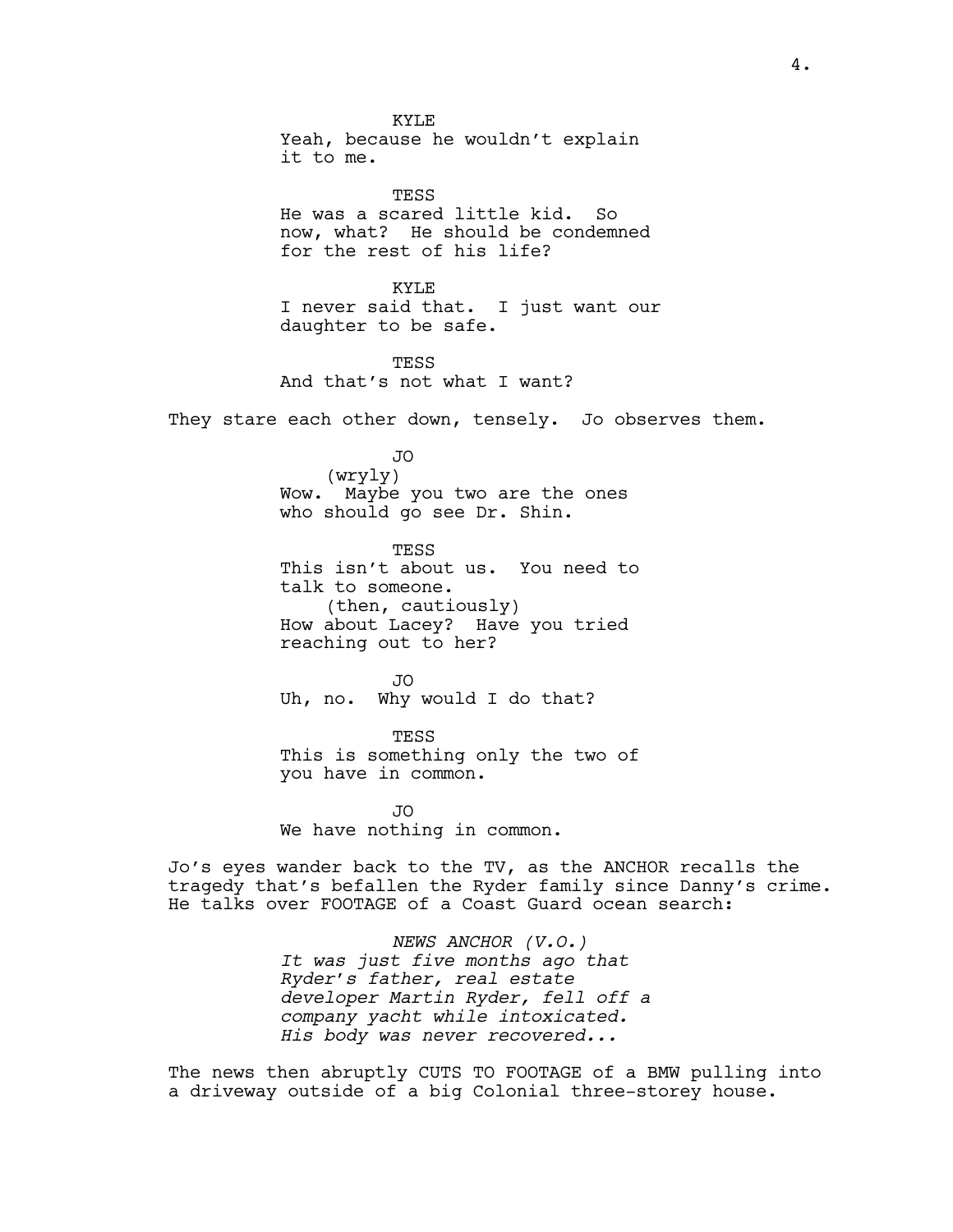KYLE
Yeah, because he wouldn't explain it to me.

TESS
He was a scared little kid. So now, what? He should be condemned for the rest of his life?

KYLE
I never said that. I just want our daughter to be safe.

TESS
And that's not what I want?

They stare each other down, tensely. Jo observes them.

JO
(wryly)
Wow. Maybe you two are the ones who should go see Dr. Shin.

TESS
This isn't about us. You need to talk to someone.
(then, cautiously)
How about Lacey? Have you tried reaching out to her?

JO
Uh, no. Why would I do that?

TESS
This is something only the two of you have in common.

JO
We have nothing in common.

Jo's eyes wander back to the TV, as the ANCHOR recalls the tragedy that's befallen the Ryder family since Danny's crime. He talks over FOOTAGE of a Coast Guard ocean search:

*NEWS ANCHOR (V.O.)*
*It was just five months ago that Ryder's father, real estate developer Martin Ryder, fell off a company yacht while intoxicated. His body was never recovered...*

The news then abruptly CUTS TO FOOTAGE of a BMW pulling into a driveway outside of a big Colonial three-storey house.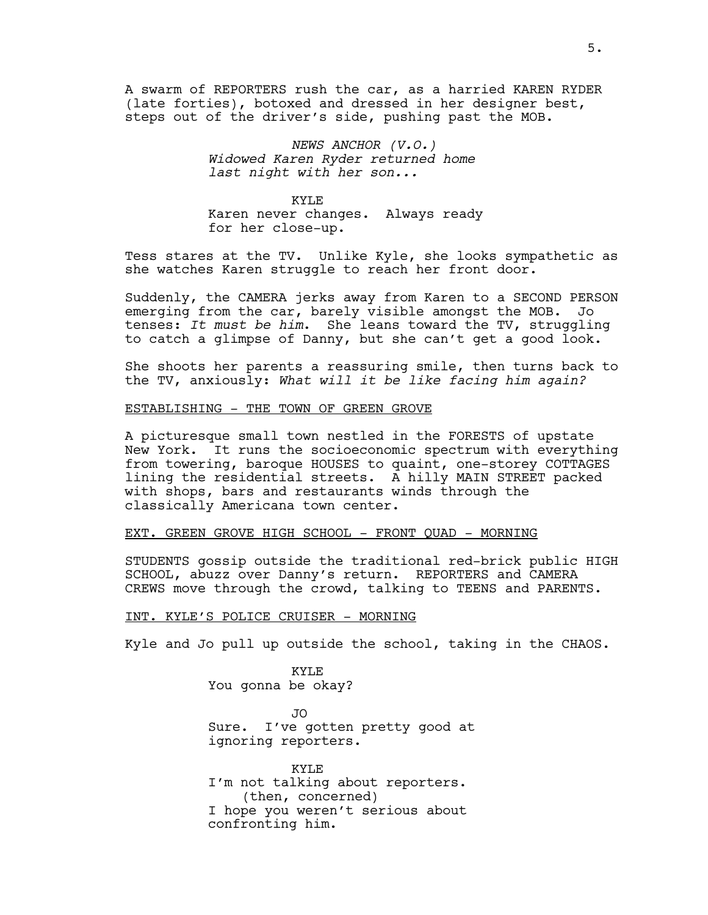A swarm of REPORTERS rush the car, as a harried KAREN RYDER (late forties), botoxed and dressed in her designer best, steps out of the driver's side, pushing past the MOB.

*NEWS ANCHOR (V.O.)*
*Widowed Karen Ryder returned home last night with her son...*

KYLE
Karen never changes. Always ready for her close-up.

Tess stares at the TV. Unlike Kyle, she looks sympathetic as she watches Karen struggle to reach her front door.

Suddenly, the CAMERA jerks away from Karen to a SECOND PERSON emerging from the car, barely visible amongst the MOB. Jo tenses: *It must be him*. She leans toward the TV, struggling to catch a glimpse of Danny, but she can't get a good look.

She shoots her parents a reassuring smile, then turns back to the TV, anxiously: *What will it be like facing him again?*

ESTABLISHING - THE TOWN OF GREEN GROVE

A picturesque small town nestled in the FORESTS of upstate New York. It runs the socioeconomic spectrum with everything from towering, baroque HOUSES to quaint, one-storey COTTAGES lining the residential streets. A hilly MAIN STREET packed with shops, bars and restaurants winds through the classically Americana town center.

EXT. GREEN GROVE HIGH SCHOOL - FRONT QUAD - MORNING

STUDENTS gossip outside the traditional red-brick public HIGH SCHOOL, abuzz over Danny's return. REPORTERS and CAMERA CREWS move through the crowd, talking to TEENS and PARENTS.

INT. KYLE'S POLICE CRUISER - MORNING

Kyle and Jo pull up outside the school, taking in the CHAOS.

KYLE
You gonna be okay?

JO
Sure. I've gotten pretty good at ignoring reporters.

KYLE
I'm not talking about reporters.
(then, concerned)
I hope you weren't serious about confronting him.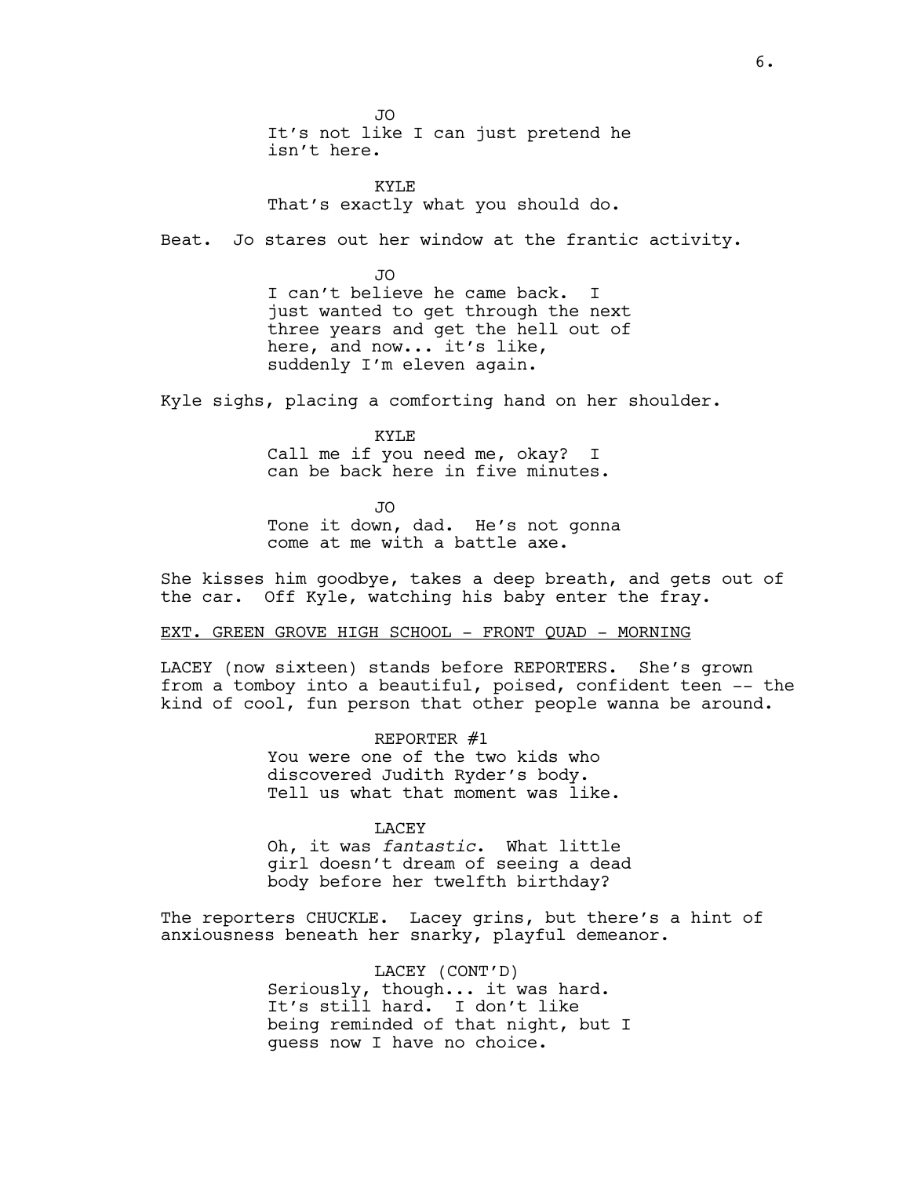JO
It's not like I can just pretend he isn't here.

KYLE
That's exactly what you should do.

Beat. Jo stares out her window at the frantic activity.

JO
I can't believe he came back. I just wanted to get through the next three years and get the hell out of here, and now... it's like, suddenly I'm eleven again.

Kyle sighs, placing a comforting hand on her shoulder.

KYLE
Call me if you need me, okay? I can be back here in five minutes.

JO
Tone it down, dad. He's not gonna come at me with a battle axe.

She kisses him goodbye, takes a deep breath, and gets out of the car. Off Kyle, watching his baby enter the fray.

EXT. GREEN GROVE HIGH SCHOOL - FRONT QUAD - MORNING

LACEY (now sixteen) stands before REPORTERS. She's grown from a tomboy into a beautiful, poised, confident teen -- the kind of cool, fun person that other people wanna be around.

REPORTER #1
You were one of the two kids who discovered Judith Ryder's body. Tell us what that moment was like.

LACEY
Oh, it was *fantastic*. What little girl doesn't dream of seeing a dead body before her twelfth birthday?

The reporters CHUCKLE. Lacey grins, but there's a hint of anxiousness beneath her snarky, playful demeanor.

LACEY (CONT'D)
Seriously, though... it was hard. It's still hard. I don't like being reminded of that night, but I guess now I have no choice.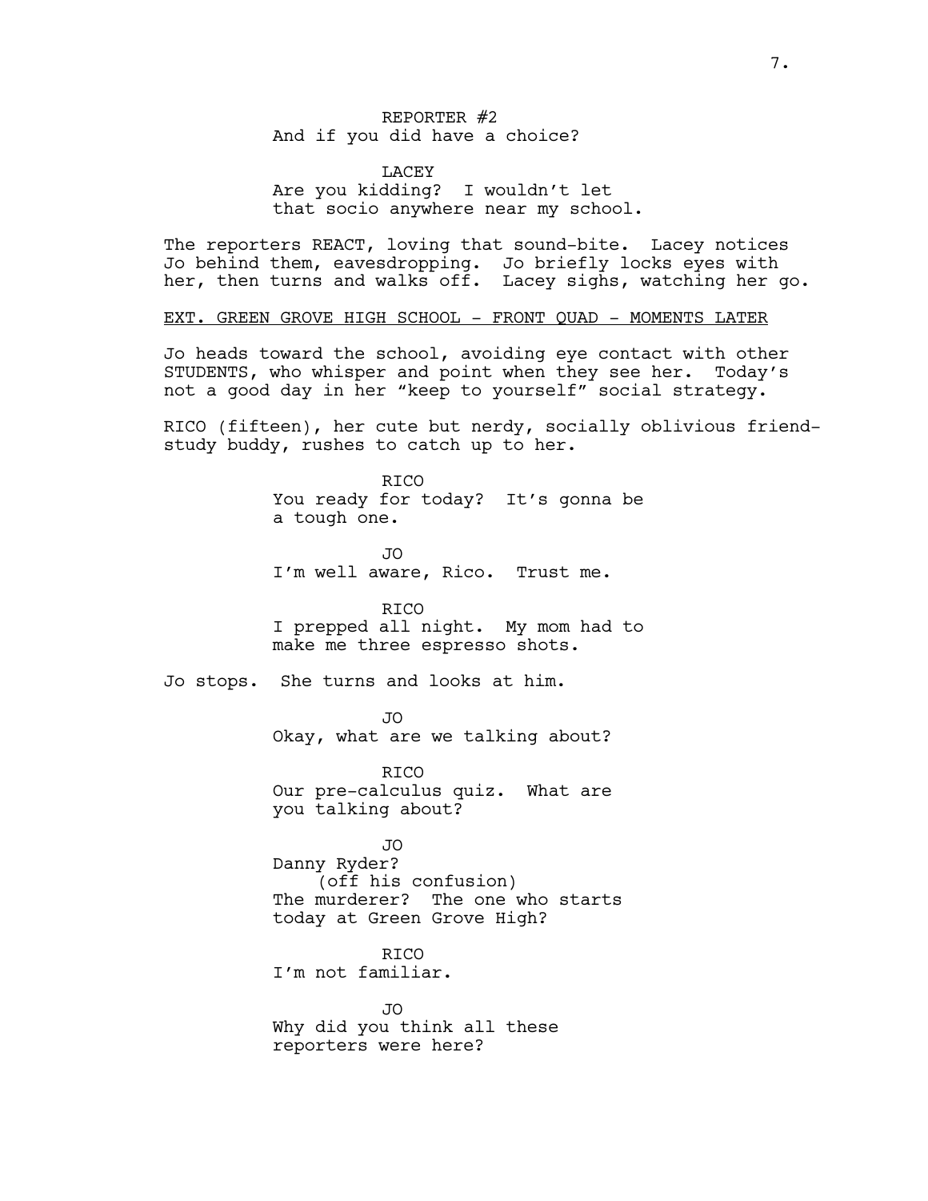REPORTER #2
And if you did have a choice?

LACEY
Are you kidding? I wouldn't let that socio anywhere near my school.

The reporters REACT, loving that sound-bite. Lacey notices Jo behind them, eavesdropping. Jo briefly locks eyes with her, then turns and walks off. Lacey sighs, watching her go.

EXT. GREEN GROVE HIGH SCHOOL - FRONT QUAD - MOMENTS LATER

Jo heads toward the school, avoiding eye contact with other STUDENTS, who whisper and point when they see her. Today's not a good day in her "keep to yourself" social strategy.

RICO (fifteen), her cute but nerdy, socially oblivious friend-study buddy, rushes to catch up to her.

RICO
You ready for today? It's gonna be a tough one.

JO
I'm well aware, Rico. Trust me.

RICO
I prepped all night. My mom had to make me three espresso shots.

Jo stops. She turns and looks at him.

JO
Okay, what are we talking about?

RICO
Our pre-calculus quiz. What are you talking about?

JO
Danny Ryder?
(off his confusion)
The murderer? The one who starts today at Green Grove High?

RICO
I'm not familiar.

JO
Why did you think all these reporters were here?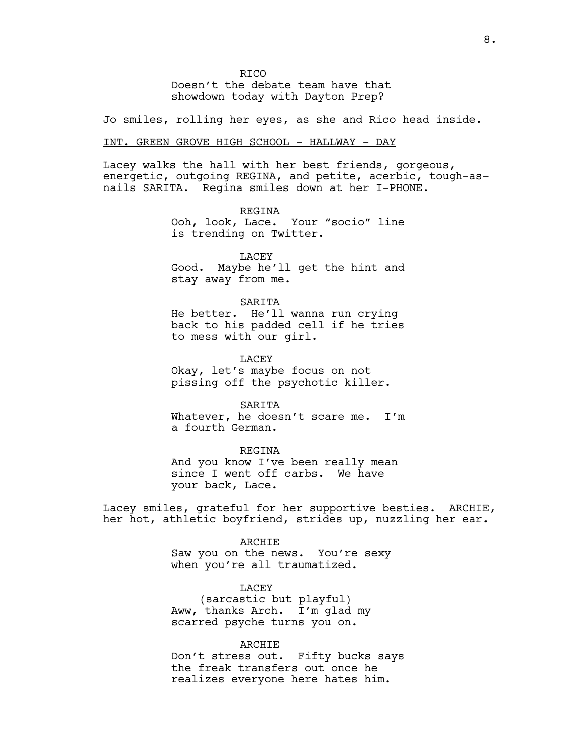RICO

Doesn't the debate team have that showdown today with Dayton Prep?

Jo smiles, rolling her eyes, as she and Rico head inside.

INT. GREEN GROVE HIGH SCHOOL - HALLWAY - DAY

Lacey walks the hall with her best friends, gorgeous, energetic, outgoing REGINA, and petite, acerbic, tough-as-nails SARITA. Regina smiles down at her I-PHONE.

REGINA

Ooh, look, Lace. Your "socio" line is trending on Twitter.

LACEY

Good. Maybe he'll get the hint and stay away from me.

SARITA

He better. He'll wanna run crying back to his padded cell if he tries to mess with our girl.

LACEY

Okay, let's maybe focus on not pissing off the psychotic killer.

SARITA

Whatever, he doesn't scare me. I'm a fourth German.

REGINA

And you know I've been really mean since I went off carbs. We have your back, Lace.

Lacey smiles, grateful for her supportive besties. ARCHIE, her hot, athletic boyfriend, strides up, nuzzling her ear.

ARCHIE

Saw you on the news. You're sexy when you're all traumatized.

LACEY

(sarcastic but playful)

Aww, thanks Arch. I'm glad my scarred psyche turns you on.

ARCHIE

Don't stress out. Fifty bucks says the freak transfers out once he realizes everyone here hates him.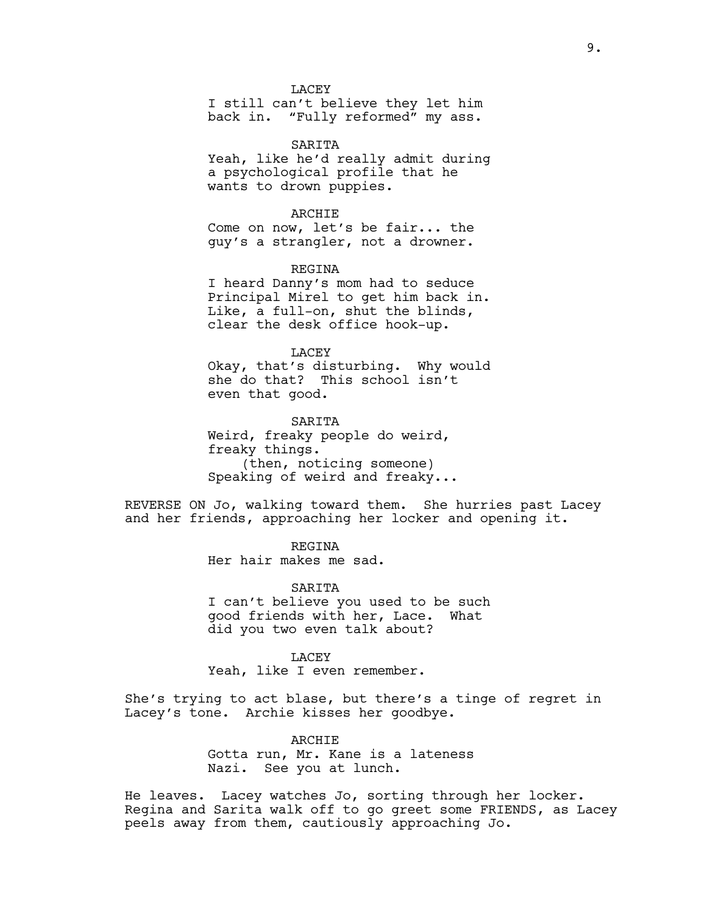LACEY
I still can't believe they let him back in. "Fully reformed" my ass.

SARITA
Yeah, like he'd really admit during a psychological profile that he wants to drown puppies.

ARCHIE
Come on now, let's be fair... the guy's a strangler, not a drowner.

REGINA
I heard Danny's mom had to seduce Principal Mirel to get him back in. Like, a full-on, shut the blinds, clear the desk office hook-up.

LACEY
Okay, that's disturbing. Why would she do that? This school isn't even that good.

SARITA
Weird, freaky people do weird, freaky things.
(then, noticing someone)
Speaking of weird and freaky...

REVERSE ON Jo, walking toward them. She hurries past Lacey and her friends, approaching her locker and opening it.

REGINA
Her hair makes me sad.

SARITA
I can't believe you used to be such good friends with her, Lace. What did you two even talk about?

LACEY
Yeah, like I even remember.

She's trying to act blase, but there's a tinge of regret in Lacey's tone. Archie kisses her goodbye.

ARCHIE
Gotta run, Mr. Kane is a lateness Nazi. See you at lunch.

He leaves. Lacey watches Jo, sorting through her locker. Regina and Sarita walk off to go greet some FRIENDS, as Lacey peels away from them, cautiously approaching Jo.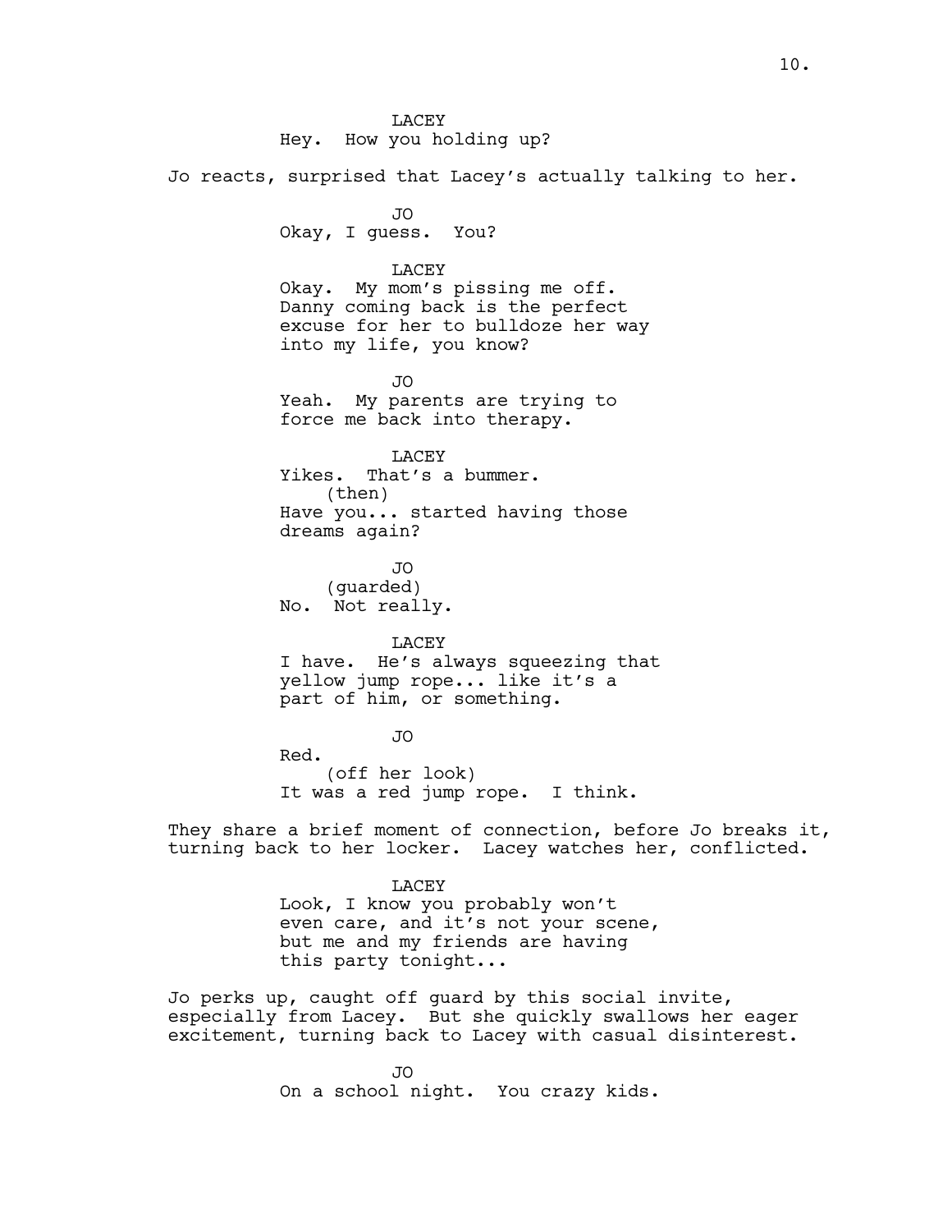LACEY
Hey. How you holding up?

Jo reacts, surprised that Lacey's actually talking to her.

JO
Okay, I guess. You?

LACEY
Okay. My mom's pissing me off. Danny coming back is the perfect excuse for her to bulldoze her way into my life, you know?

JO
Yeah. My parents are trying to force me back into therapy.

LACEY
Yikes. That's a bummer.
(then)
Have you... started having those dreams again?

JO
(guarded)
No. Not really.

LACEY
I have. He's always squeezing that yellow jump rope... like it's a part of him, or something.

JO
Red.
(off her look)
It was a red jump rope. I think.

They share a brief moment of connection, before Jo breaks it, turning back to her locker. Lacey watches her, conflicted.

LACEY
Look, I know you probably won't even care, and it's not your scene, but me and my friends are having this party tonight...

Jo perks up, caught off guard by this social invite, especially from Lacey. But she quickly swallows her eager excitement, turning back to Lacey with casual disinterest.

JO
On a school night. You crazy kids.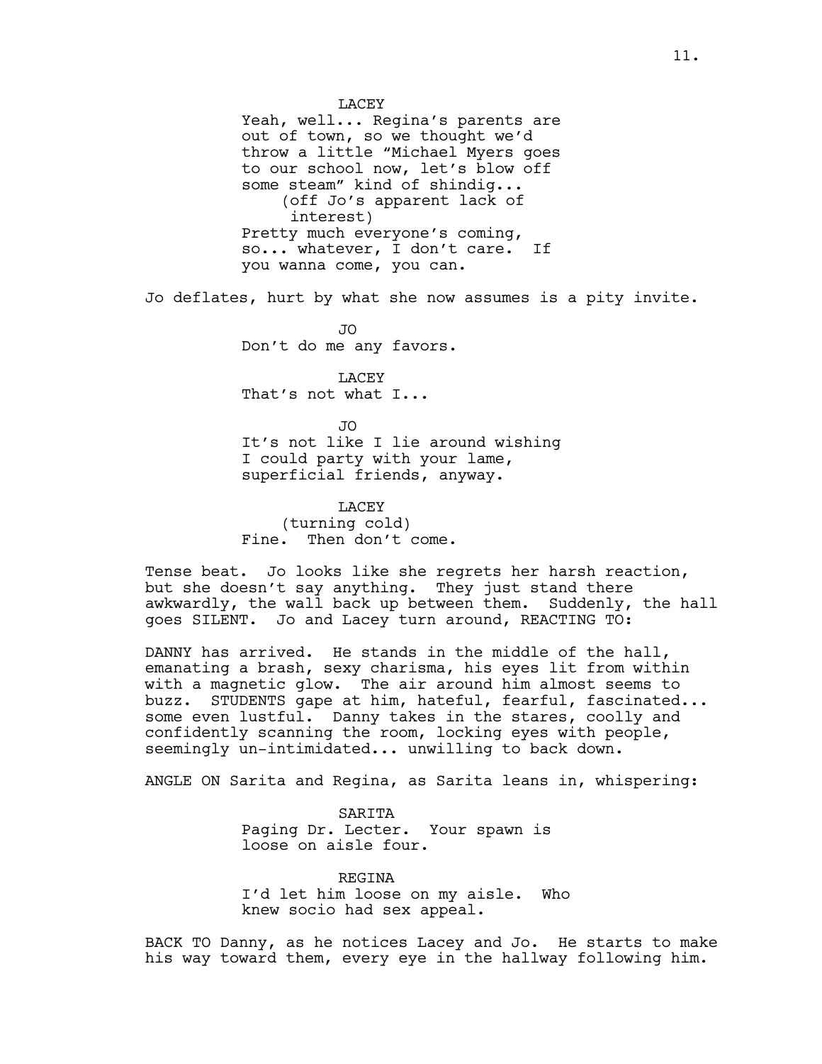LACEY

Yeah, well... Regina's parents are out of town, so we thought we'd throw a little "Michael Myers goes to our school now, let's blow off some steam" kind of shindig...

(off Jo's apparent lack of interest)

Pretty much everyone's coming, so... whatever, I don't care. If you wanna come, you can.

Jo deflates, hurt by what she now assumes is a pity invite.

JO

Don't do me any favors.

LACEY

That's not what I...

JO

It's not like I lie around wishing I could party with your lame, superficial friends, anyway.

LACEY

(turning cold)

Fine. Then don't come.

Tense beat. Jo looks like she regrets her harsh reaction, but she doesn't say anything. They just stand there awkwardly, the wall back up between them. Suddenly, the hall goes SILENT. Jo and Lacey turn around, REACTING TO:

DANNY has arrived. He stands in the middle of the hall, emanating a brash, sexy charisma, his eyes lit from within with a magnetic glow. The air around him almost seems to buzz. STUDENTS gape at him, hateful, fearful, fascinated... some even lustful. Danny takes in the stares, coolly and confidently scanning the room, locking eyes with people, seemingly un-intimidated... unwilling to back down.

ANGLE ON Sarita and Regina, as Sarita leans in, whispering:

SARITA

Paging Dr. Lecter. Your spawn is loose on aisle four.

REGINA

I'd let him loose on my aisle. Who knew socio had sex appeal.

BACK TO Danny, as he notices Lacey and Jo. He starts to make his way toward them, every eye in the hallway following him.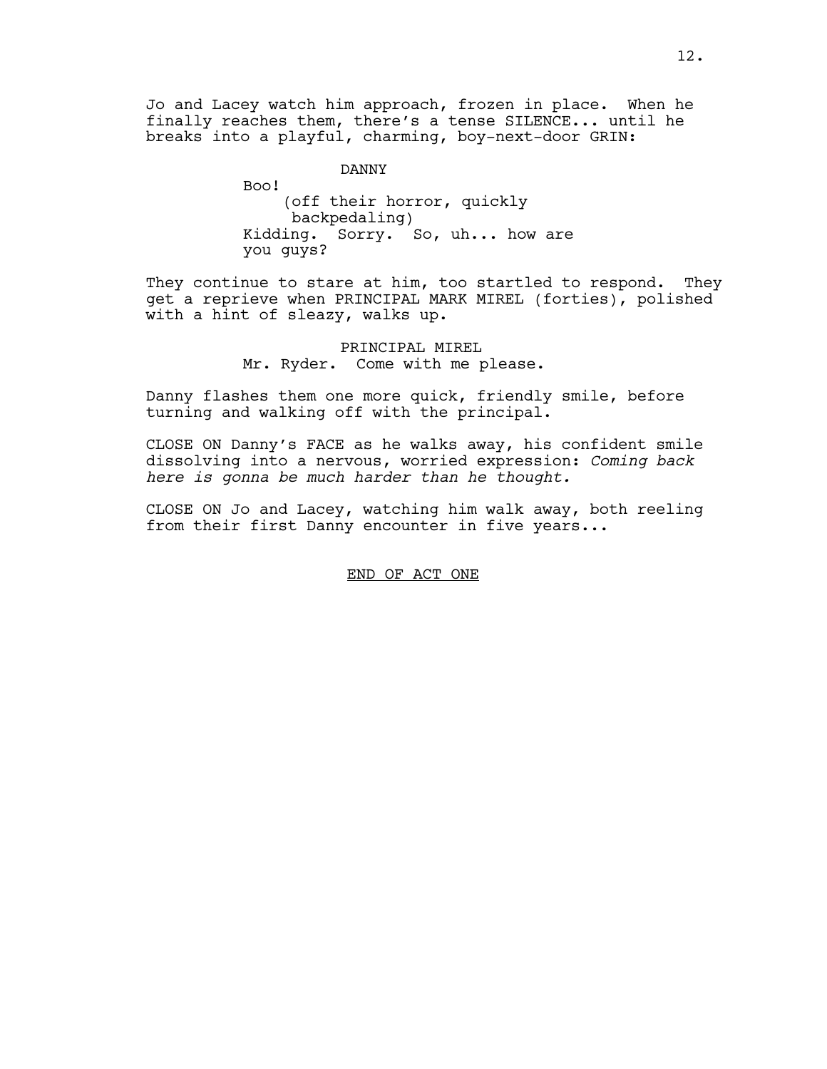Jo and Lacey watch him approach, frozen in place. When he finally reaches them, there's a tense SILENCE... until he breaks into a playful, charming, boy-next-door GRIN:

DANNY

Boo!

(off their horror, quickly backpedaling)

Kidding. Sorry. So, uh... how are you guys?

They continue to stare at him, too startled to respond. They get a reprieve when PRINCIPAL MARK MIREL (forties), polished with a hint of sleazy, walks up.

PRINCIPAL MIREL

Mr. Ryder. Come with me please.

Danny flashes them one more quick, friendly smile, before turning and walking off with the principal.

CLOSE ON Danny's FACE as he walks away, his confident smile dissolving into a nervous, worried expression: *Coming back here is gonna be much harder than he thought.*

CLOSE ON Jo and Lacey, watching him walk away, both reeling from their first Danny encounter in five years...

END OF ACT ONE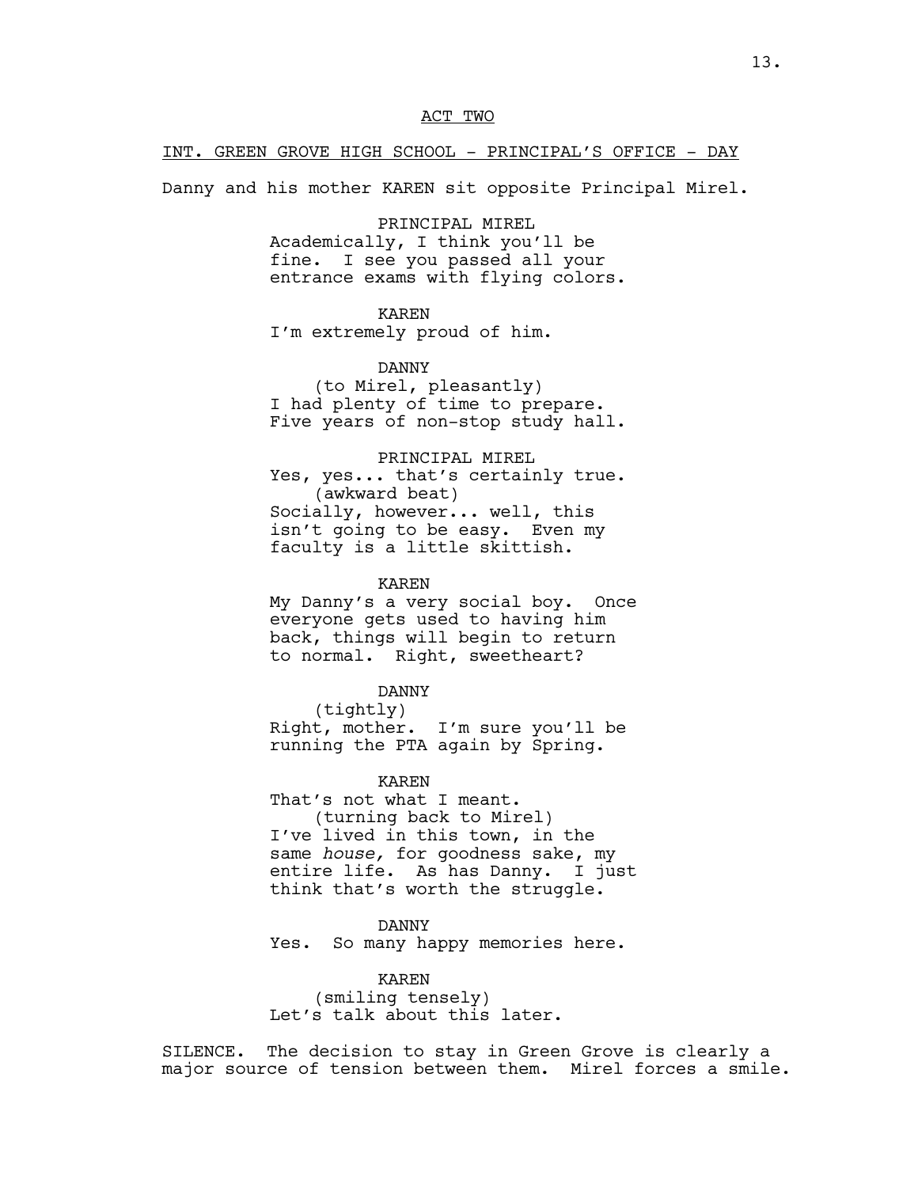ACT TWO

INT. GREEN GROVE HIGH SCHOOL - PRINCIPAL'S OFFICE - DAY

Danny and his mother KAREN sit opposite Principal Mirel.

PRINCIPAL MIREL
Academically, I think you'll be fine. I see you passed all your entrance exams with flying colors.

KAREN
I'm extremely proud of him.

DANNY
(to Mirel, pleasantly)
I had plenty of time to prepare. Five years of non-stop study hall.

PRINCIPAL MIREL
Yes, yes... that's certainly true.
(awkward beat)
Socially, however... well, this isn't going to be easy. Even my faculty is a little skittish.

KAREN
My Danny's a very social boy. Once everyone gets used to having him back, things will begin to return to normal. Right, sweetheart?

DANNY
(tightly)
Right, mother. I'm sure you'll be running the PTA again by Spring.

KAREN
That's not what I meant.
(turning back to Mirel)
I've lived in this town, in the same *house,* for goodness sake, my entire life. As has Danny. I just think that's worth the struggle.

DANNY
Yes. So many happy memories here.

KAREN
(smiling tensely)
Let's talk about this later.

SILENCE. The decision to stay in Green Grove is clearly a major source of tension between them. Mirel forces a smile.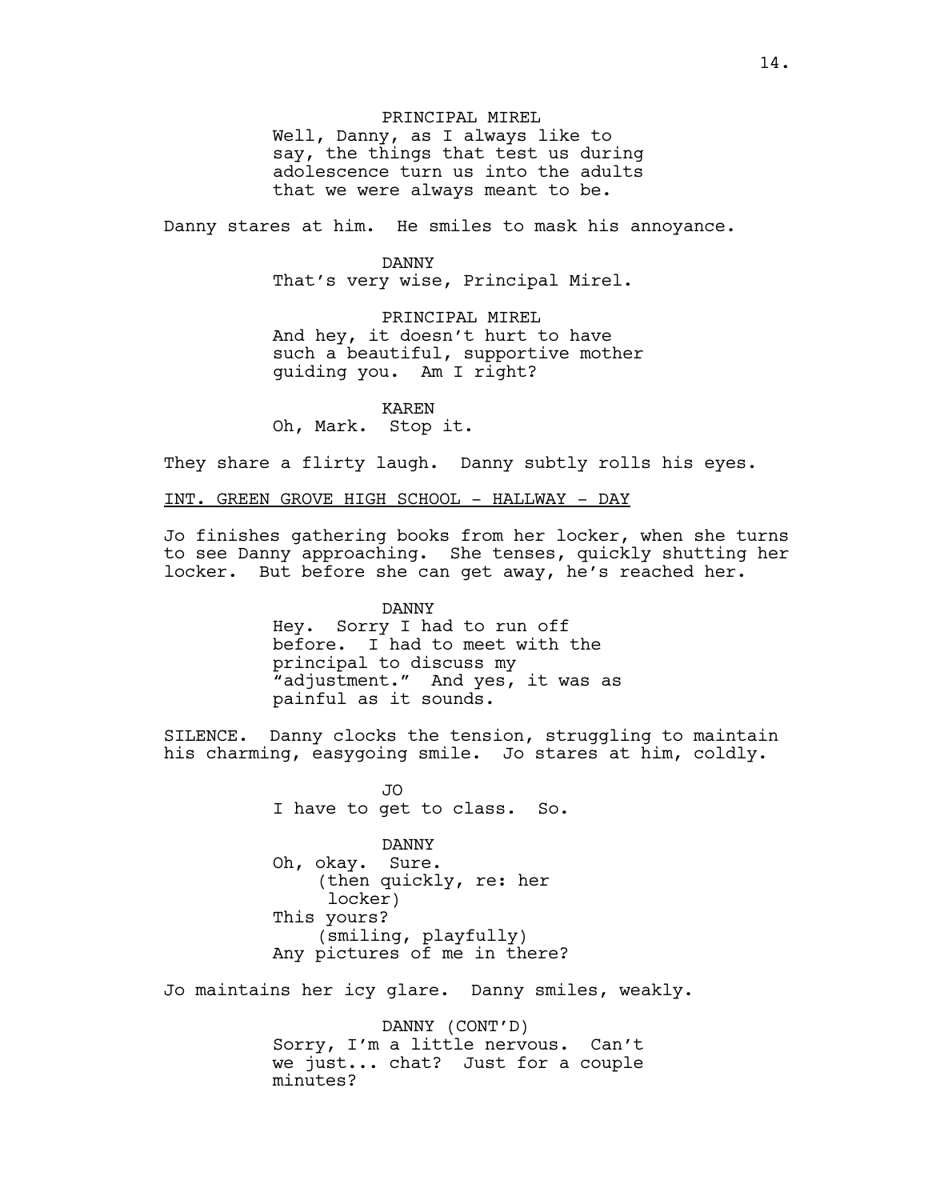PRINCIPAL MIREL
Well, Danny, as I always like to say, the things that test us during adolescence turn us into the adults that we were always meant to be.

Danny stares at him. He smiles to mask his annoyance.

DANNY
That's very wise, Principal Mirel.

PRINCIPAL MIREL
And hey, it doesn't hurt to have such a beautiful, supportive mother guiding you. Am I right?

KAREN
Oh, Mark. Stop it.

They share a flirty laugh. Danny subtly rolls his eyes.

INT. GREEN GROVE HIGH SCHOOL - HALLWAY - DAY

Jo finishes gathering books from her locker, when she turns to see Danny approaching. She tenses, quickly shutting her locker. But before she can get away, he's reached her.

DANNY
Hey. Sorry I had to run off before. I had to meet with the principal to discuss my "adjustment." And yes, it was as painful as it sounds.

SILENCE. Danny clocks the tension, struggling to maintain his charming, easygoing smile. Jo stares at him, coldly.

JO
I have to get to class. So.

DANNY
Oh, okay. Sure.
(then quickly, re: her locker)
This yours?
(smiling, playfully)
Any pictures of me in there?

Jo maintains her icy glare. Danny smiles, weakly.

DANNY (CONT'D)
Sorry, I'm a little nervous. Can't we just... chat? Just for a couple minutes?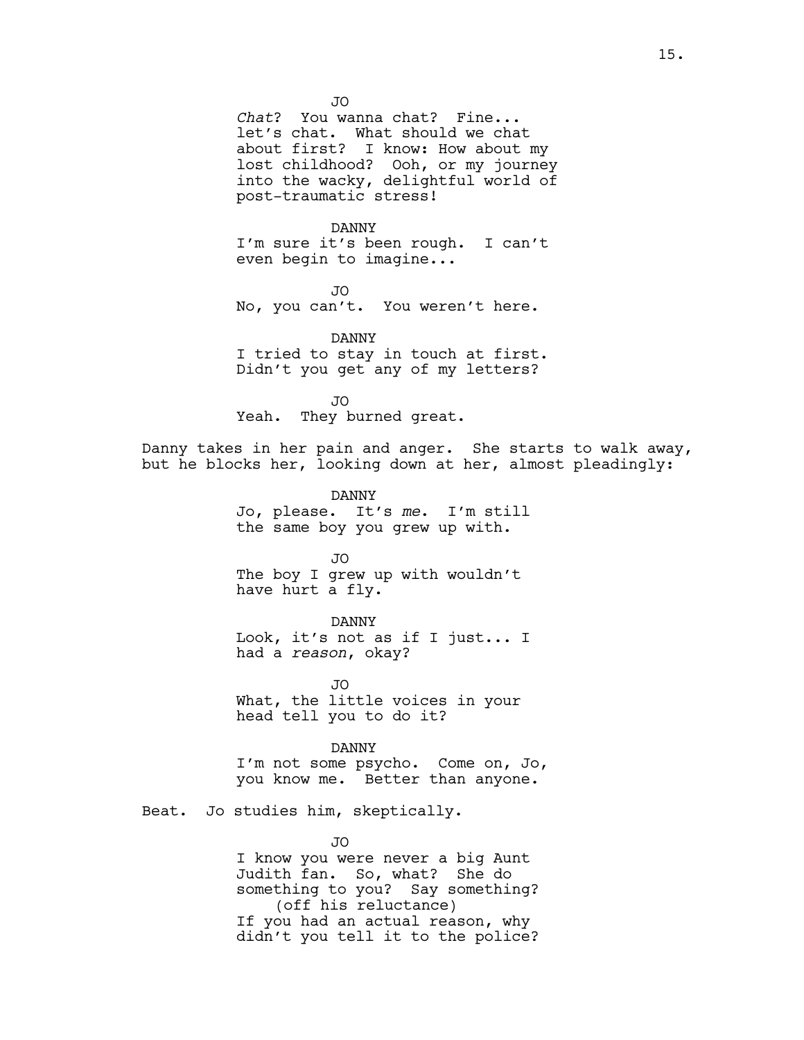JO

*Chat*? You wanna chat? Fine... let's chat. What should we chat about first? I know: How about my lost childhood? Ooh, or my journey into the wacky, delightful world of post-traumatic stress!

DANNY

I'm sure it's been rough. I can't even begin to imagine...

JO

No, you can't. You weren't here.

DANNY

I tried to stay in touch at first. Didn't you get any of my letters?

JO

Yeah. They burned great.

Danny takes in her pain and anger. She starts to walk away, but he blocks her, looking down at her, almost pleadingly:

DANNY

Jo, please. It's *me*. I'm still the same boy you grew up with.

JO

The boy I grew up with wouldn't have hurt a fly.

DANNY

Look, it's not as if I just... I had a *reason*, okay?

JO

What, the little voices in your head tell you to do it?

DANNY

I'm not some psycho. Come on, Jo, you know me. Better than anyone.

Beat. Jo studies him, skeptically.

JO

I know you were never a big Aunt Judith fan. So, what? She do something to you? Say something?

(off his reluctance)

If you had an actual reason, why didn't you tell it to the police?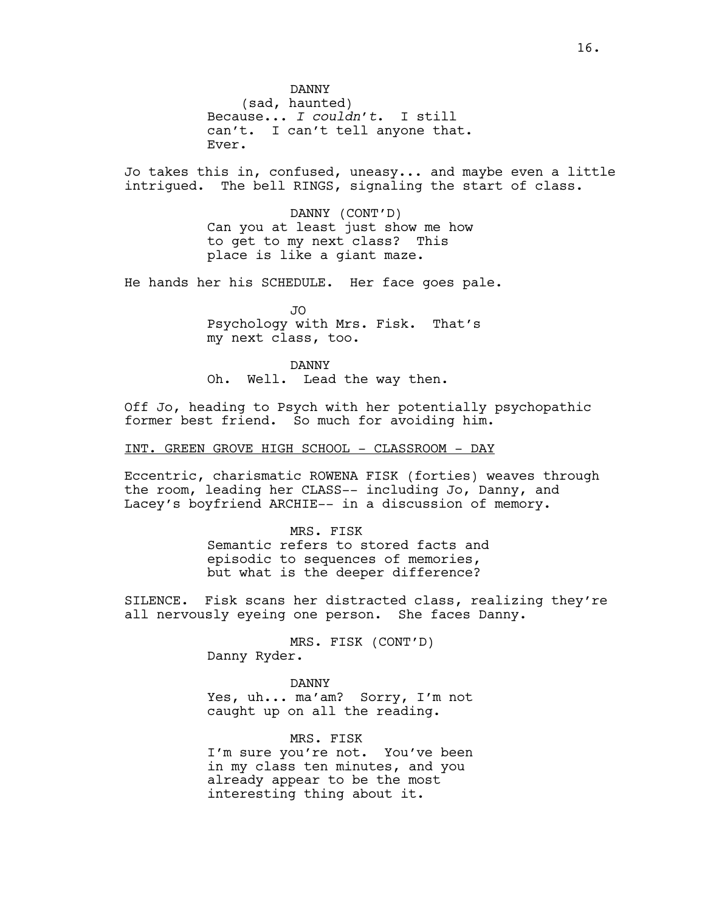DANNY
(sad, haunted)
Because... *I couldn't*. I still can't. I can't tell anyone that. Ever.

Jo takes this in, confused, uneasy... and maybe even a little intrigued. The bell RINGS, signaling the start of class.

DANNY (CONT'D)
Can you at least just show me how to get to my next class? This place is like a giant maze.

He hands her his SCHEDULE. Her face goes pale.

JO
Psychology with Mrs. Fisk. That's my next class, too.

DANNY
Oh. Well. Lead the way then.

Off Jo, heading to Psych with her potentially psychopathic former best friend. So much for avoiding him.

INT. GREEN GROVE HIGH SCHOOL - CLASSROOM - DAY

Eccentric, charismatic ROWENA FISK (forties) weaves through the room, leading her CLASS-- including Jo, Danny, and Lacey's boyfriend ARCHIE-- in a discussion of memory.

MRS. FISK
Semantic refers to stored facts and episodic to sequences of memories, but what is the deeper difference?

SILENCE. Fisk scans her distracted class, realizing they're all nervously eyeing one person. She faces Danny.

MRS. FISK (CONT'D)
Danny Ryder.

DANNY
Yes, uh... ma'am? Sorry, I'm not caught up on all the reading.

MRS. FISK
I'm sure you're not. You've been in my class ten minutes, and you already appear to be the most interesting thing about it.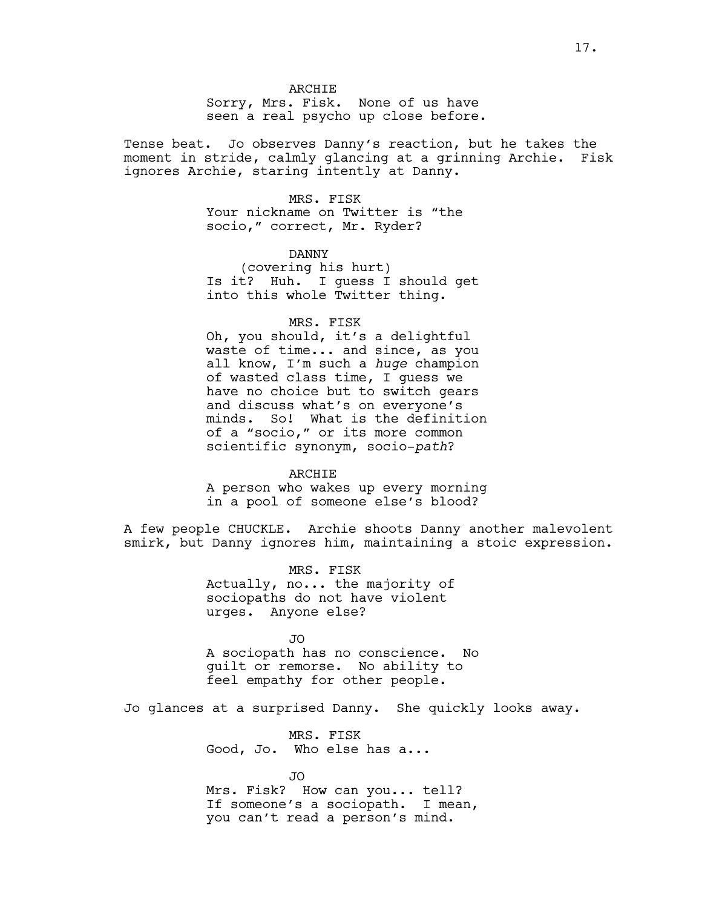ARCHIE
Sorry, Mrs. Fisk. None of us have seen a real psycho up close before.

Tense beat. Jo observes Danny's reaction, but he takes the moment in stride, calmly glancing at a grinning Archie. Fisk ignores Archie, staring intently at Danny.

MRS. FISK
Your nickname on Twitter is "the socio," correct, Mr. Ryder?

DANNY
(covering his hurt)
Is it? Huh. I guess I should get into this whole Twitter thing.

MRS. FISK
Oh, you should, it's a delightful waste of time... and since, as you all know, I'm such a *huge* champion of wasted class time, I guess we have no choice but to switch gears and discuss what's on everyone's minds. So! What is the definition of a "socio," or its more common scientific synonym, socio-*path*?

ARCHIE
A person who wakes up every morning in a pool of someone else's blood?

A few people CHUCKLE. Archie shoots Danny another malevolent smirk, but Danny ignores him, maintaining a stoic expression.

MRS. FISK
Actually, no... the majority of sociopaths do not have violent urges. Anyone else?

JO
A sociopath has no conscience. No guilt or remorse. No ability to feel empathy for other people.

Jo glances at a surprised Danny. She quickly looks away.

MRS. FISK
Good, Jo. Who else has a...

JO
Mrs. Fisk? How can you... tell? If someone's a sociopath. I mean, you can't read a person's mind.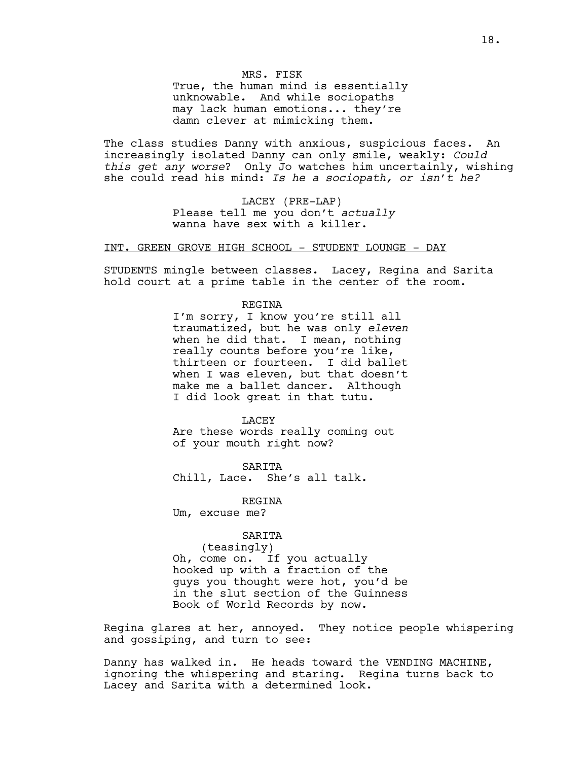MRS. FISK

True, the human mind is essentially unknowable. And while sociopaths may lack human emotions... they're damn clever at mimicking them.

The class studies Danny with anxious, suspicious faces. An increasingly isolated Danny can only smile, weakly: *Could this get any worse*? Only Jo watches him uncertainly, wishing she could read his mind: *Is he a sociopath, or isn't he?*

LACEY (PRE-LAP)

Please tell me you don't *actually* wanna have sex with a killer.

INT. GREEN GROVE HIGH SCHOOL - STUDENT LOUNGE - DAY

STUDENTS mingle between classes. Lacey, Regina and Sarita hold court at a prime table in the center of the room.

REGINA

I'm sorry, I know you're still all traumatized, but he was only *eleven* when he did that. I mean, nothing really counts before you're like, thirteen or fourteen. I did ballet when I was eleven, but that doesn't make me a ballet dancer. Although I did look great in that tutu.

LACEY

Are these words really coming out of your mouth right now?

SARITA

Chill, Lace. She's all talk.

REGINA

Um, excuse me?

SARITA

(teasingly)

Oh, come on. If you actually hooked up with a fraction of the guys you thought were hot, you'd be in the slut section of the Guinness Book of World Records by now.

Regina glares at her, annoyed. They notice people whispering and gossiping, and turn to see:

Danny has walked in. He heads toward the VENDING MACHINE, ignoring the whispering and staring. Regina turns back to Lacey and Sarita with a determined look.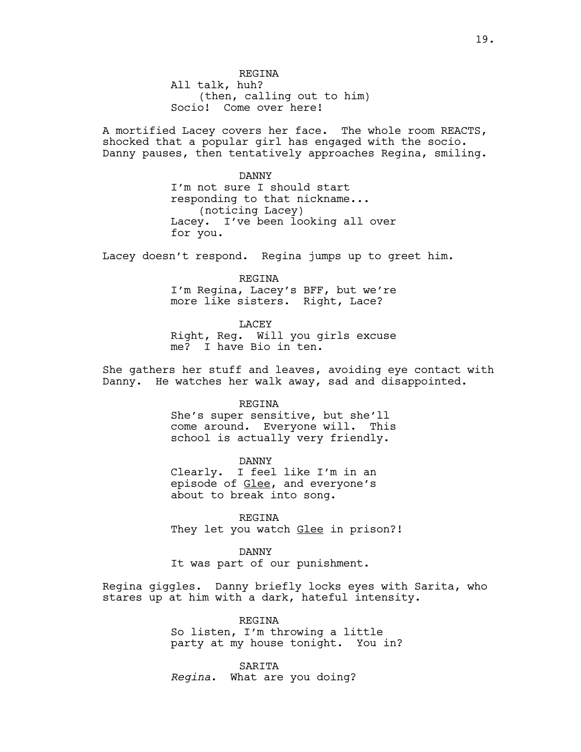REGINA
All talk, huh?
(then, calling out to him)
Socio! Come over here!

A mortified Lacey covers her face. The whole room REACTS, shocked that a popular girl has engaged with the socio. Danny pauses, then tentatively approaches Regina, smiling.

DANNY
I'm not sure I should start responding to that nickname...
(noticing Lacey)
Lacey. I've been looking all over for you.

Lacey doesn't respond. Regina jumps up to greet him.

REGINA
I'm Regina, Lacey's BFF, but we're more like sisters. Right, Lace?

LACEY
Right, Reg. Will you girls excuse me? I have Bio in ten.

She gathers her stuff and leaves, avoiding eye contact with Danny. He watches her walk away, sad and disappointed.

REGINA
She's super sensitive, but she'll come around. Everyone will. This school is actually very friendly.

DANNY
Clearly. I feel like I'm in an episode of <u>Glee</u>, and everyone's about to break into song.

REGINA
They let you watch <u>Glee</u> in prison?!

DANNY
It was part of our punishment.

Regina giggles. Danny briefly locks eyes with Sarita, who stares up at him with a dark, hateful intensity.

REGINA
So listen, I'm throwing a little party at my house tonight. You in?

SARITA
*Regina*. What are you doing?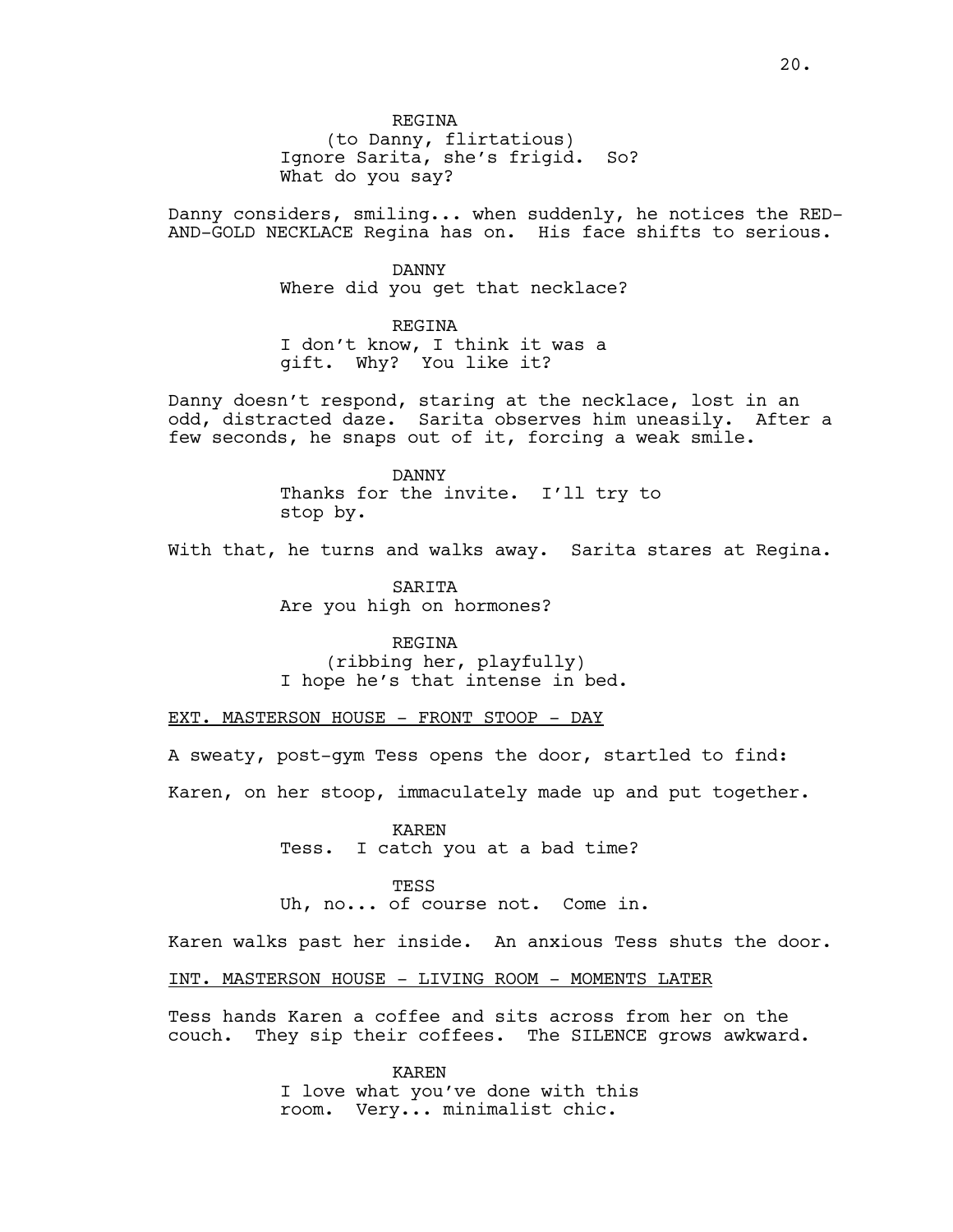REGINA
(to Danny, flirtatious)
Ignore Sarita, she's frigid. So? What do you say?

Danny considers, smiling... when suddenly, he notices the RED-AND-GOLD NECKLACE Regina has on. His face shifts to serious.

DANNY
Where did you get that necklace?

REGINA
I don't know, I think it was a gift. Why? You like it?

Danny doesn't respond, staring at the necklace, lost in an odd, distracted daze. Sarita observes him uneasily. After a few seconds, he snaps out of it, forcing a weak smile.

DANNY
Thanks for the invite. I'll try to stop by.

With that, he turns and walks away. Sarita stares at Regina.

SARITA
Are you high on hormones?

REGINA
(ribbing her, playfully)
I hope he's that intense in bed.

EXT. MASTERSON HOUSE - FRONT STOOP - DAY

A sweaty, post-gym Tess opens the door, startled to find:

Karen, on her stoop, immaculately made up and put together.

KAREN
Tess. I catch you at a bad time?

TESS
Uh, no... of course not. Come in.

Karen walks past her inside. An anxious Tess shuts the door.

INT. MASTERSON HOUSE - LIVING ROOM - MOMENTS LATER

Tess hands Karen a coffee and sits across from her on the couch. They sip their coffees. The SILENCE grows awkward.

KAREN
I love what you've done with this room. Very... minimalist chic.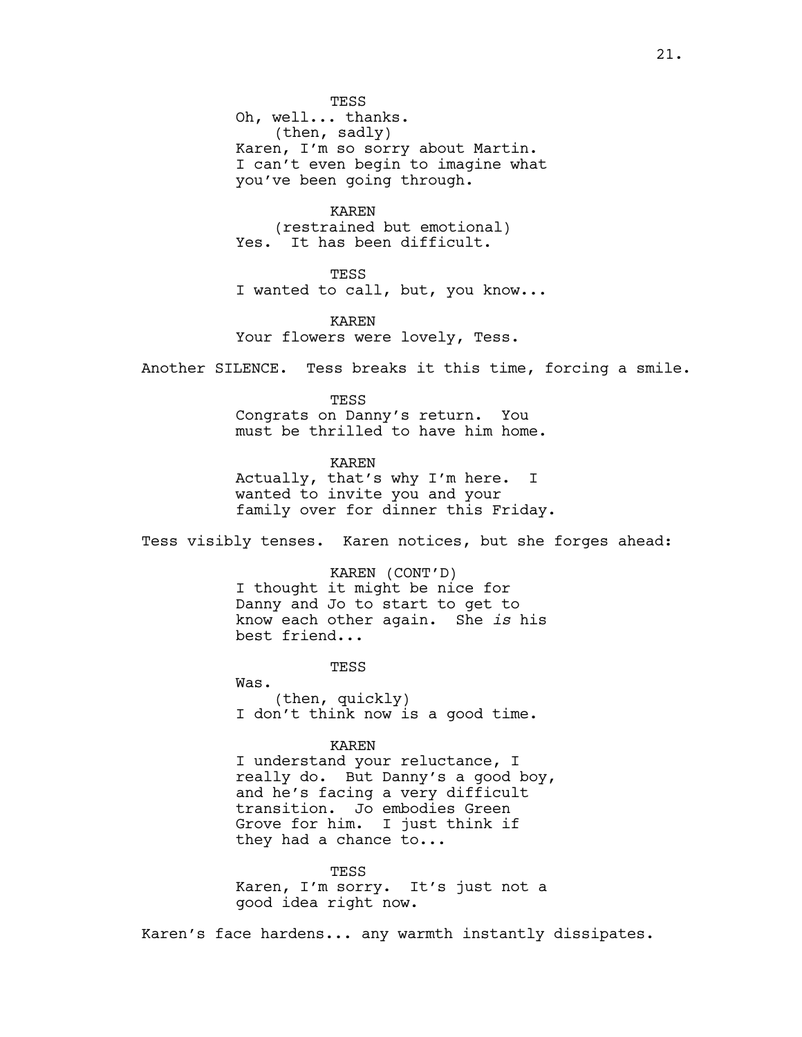TESS
Oh, well... thanks.
(then, sadly)
Karen, I'm so sorry about Martin. I can't even begin to imagine what you've been going through.

KAREN
(restrained but emotional)
Yes. It has been difficult.

TESS
I wanted to call, but, you know...

KAREN
Your flowers were lovely, Tess.

Another SILENCE. Tess breaks it this time, forcing a smile.

TESS
Congrats on Danny's return. You must be thrilled to have him home.

KAREN
Actually, that's why I'm here. I wanted to invite you and your family over for dinner this Friday.

Tess visibly tenses. Karen notices, but she forges ahead:

KAREN (CONT'D)
I thought it might be nice for Danny and Jo to start to get to know each other again. She *is* his best friend...

TESS
Was.
(then, quickly)
I don't think now is a good time.

KAREN
I understand your reluctance, I really do. But Danny's a good boy, and he's facing a very difficult transition. Jo embodies Green Grove for him. I just think if they had a chance to...

TESS
Karen, I'm sorry. It's just not a good idea right now.

Karen's face hardens... any warmth instantly dissipates.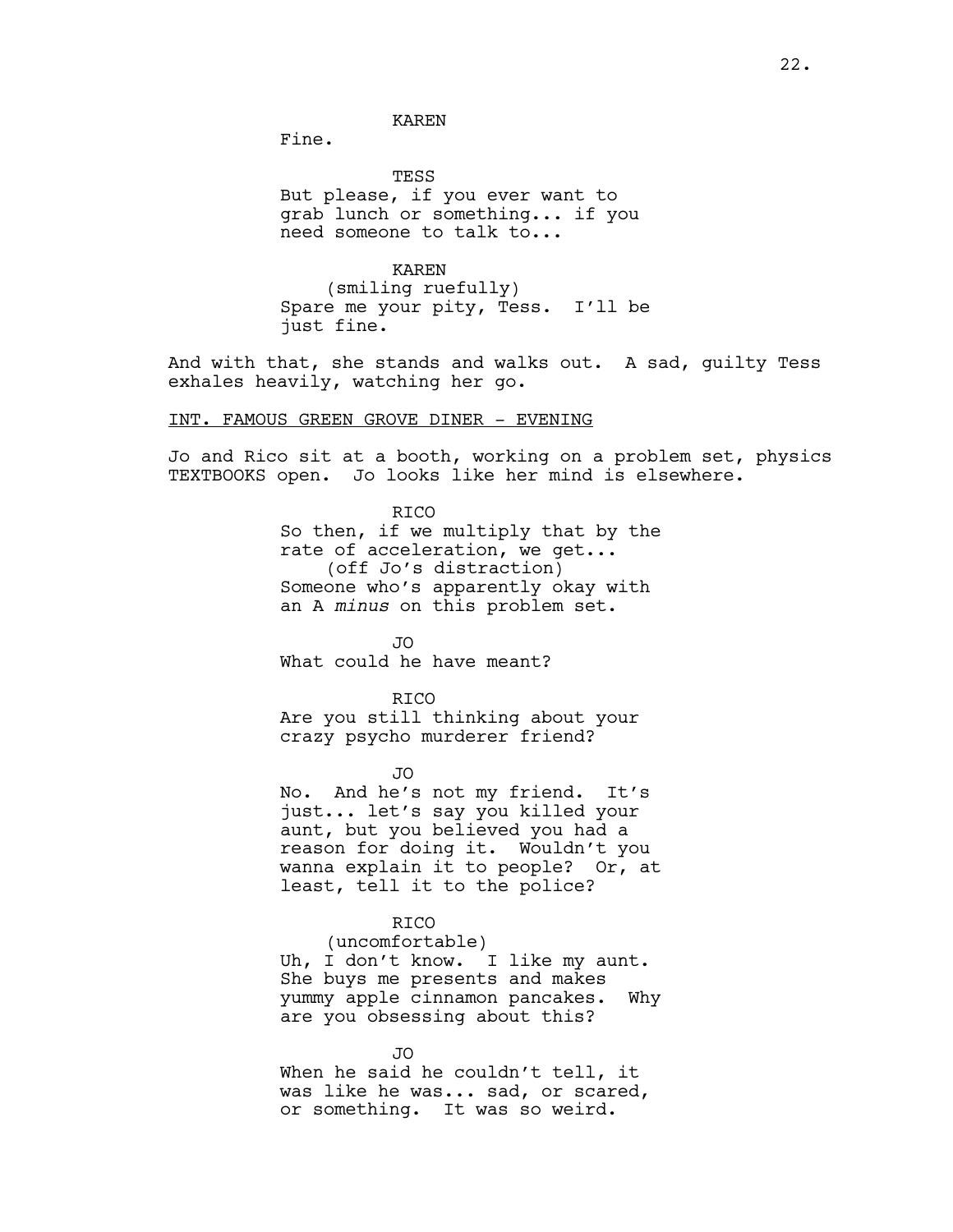KAREN

Fine.

TESS

But please, if you ever want to grab lunch or something... if you need someone to talk to...

KAREN

(smiling ruefully)

Spare me your pity, Tess. I'll be just fine.

And with that, she stands and walks out. A sad, guilty Tess exhales heavily, watching her go.

INT. FAMOUS GREEN GROVE DINER - EVENING

Jo and Rico sit at a booth, working on a problem set, physics TEXTBOOKS open. Jo looks like her mind is elsewhere.

RICO

So then, if we multiply that by the rate of acceleration, we get...

(off Jo's distraction)

Someone who's apparently okay with an A *minus* on this problem set.

JO

What could he have meant?

RICO

Are you still thinking about your crazy psycho murderer friend?

JO

No. And he's not my friend. It's just... let's say you killed your aunt, but you believed you had a reason for doing it. Wouldn't you wanna explain it to people? Or, at least, tell it to the police?

RICO

(uncomfortable)

Uh, I don't know. I like my aunt. She buys me presents and makes yummy apple cinnamon pancakes. Why are you obsessing about this?

JO

When he said he couldn't tell, it was like he was... sad, or scared, or something. It was so weird.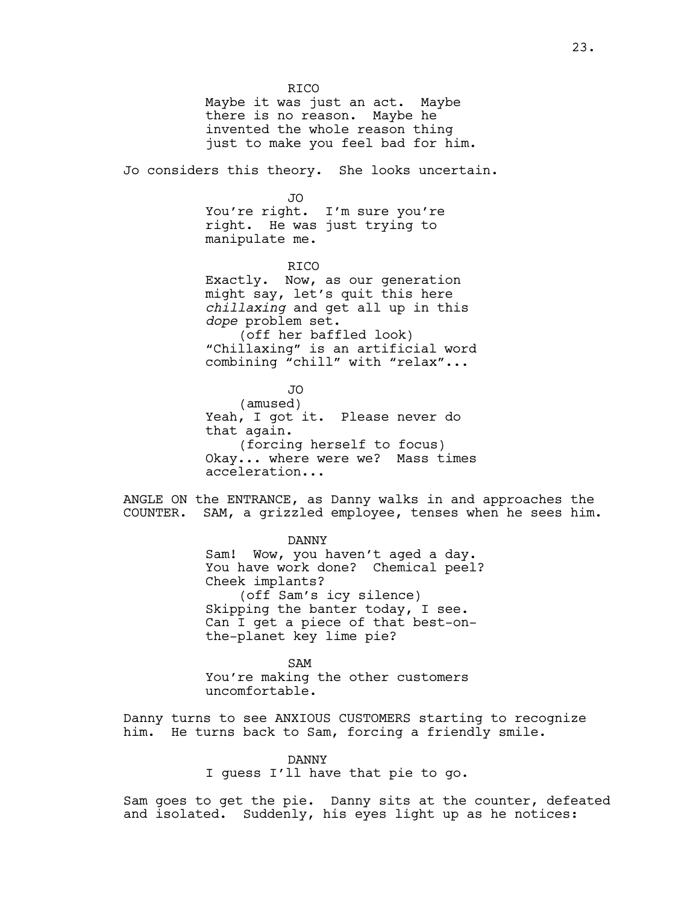RICO
Maybe it was just an act. Maybe there is no reason. Maybe he invented the whole reason thing just to make you feel bad for him.

Jo considers this theory. She looks uncertain.

JO
You're right. I'm sure you're right. He was just trying to manipulate me.

RICO
Exactly. Now, as our generation might say, let's quit this here *chillaxing* and get all up in this *dope* problem set.
(off her baffled look)
"Chillaxing" is an artificial word combining "chill" with "relax"...

JO
(amused)
Yeah, I got it. Please never do that again.
(forcing herself to focus)
Okay... where were we? Mass times acceleration...

ANGLE ON the ENTRANCE, as Danny walks in and approaches the COUNTER. SAM, a grizzled employee, tenses when he sees him.

DANNY
Sam! Wow, you haven't aged a day. You have work done? Chemical peel? Cheek implants?
(off Sam's icy silence)
Skipping the banter today, I see. Can I get a piece of that best-on-the-planet key lime pie?

SAM
You're making the other customers uncomfortable.

Danny turns to see ANXIOUS CUSTOMERS starting to recognize him. He turns back to Sam, forcing a friendly smile.

DANNY
I guess I'll have that pie to go.

Sam goes to get the pie. Danny sits at the counter, defeated and isolated. Suddenly, his eyes light up as he notices: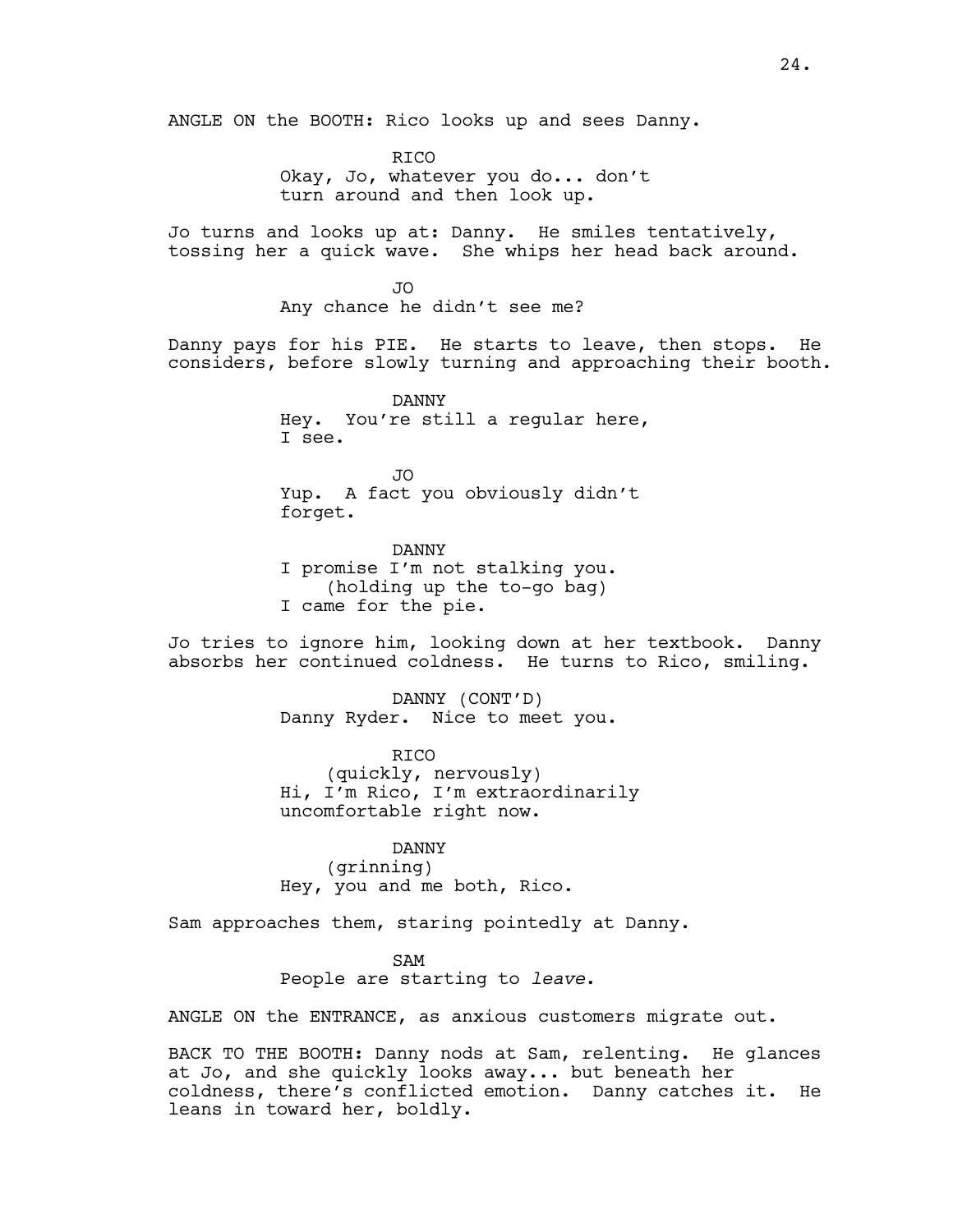ANGLE ON the BOOTH: Rico looks up and sees Danny.

RICO
Okay, Jo, whatever you do... don't turn around and then look up.

Jo turns and looks up at: Danny. He smiles tentatively, tossing her a quick wave. She whips her head back around.

JO
Any chance he didn't see me?

Danny pays for his PIE. He starts to leave, then stops. He considers, before slowly turning and approaching their booth.

DANNY
Hey. You're still a regular here, I see.

JO
Yup. A fact you obviously didn't forget.

DANNY
I promise I'm not stalking you.
(holding up the to-go bag)
I came for the pie.

Jo tries to ignore him, looking down at her textbook. Danny absorbs her continued coldness. He turns to Rico, smiling.

DANNY (CONT'D)
Danny Ryder. Nice to meet you.

RICO
(quickly, nervously)
Hi, I'm Rico, I'm extraordinarily uncomfortable right now.

DANNY
(grinning)
Hey, you and me both, Rico.

Sam approaches them, staring pointedly at Danny.

SAM
People are starting to *leave*.

ANGLE ON the ENTRANCE, as anxious customers migrate out.

BACK TO THE BOOTH: Danny nods at Sam, relenting. He glances at Jo, and she quickly looks away... but beneath her coldness, there's conflicted emotion. Danny catches it. He leans in toward her, boldly.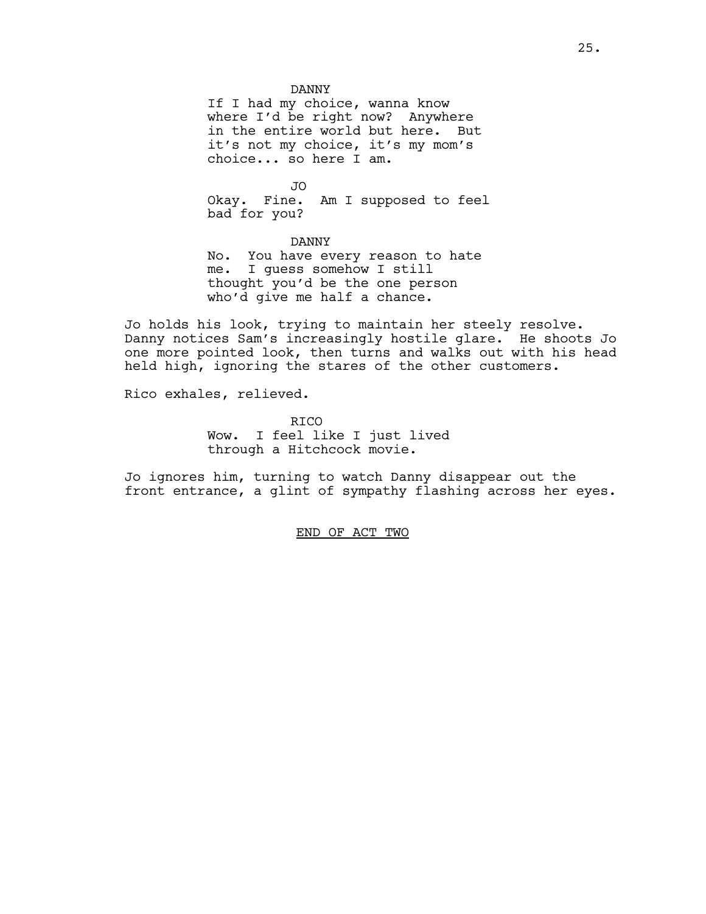DANNY
If I had my choice, wanna know where I'd be right now? Anywhere in the entire world but here. But it's not my choice, it's my mom's choice... so here I am.

JO
Okay. Fine. Am I supposed to feel bad for you?

DANNY
No. You have every reason to hate me. I guess somehow I still thought you'd be the one person who'd give me half a chance.

Jo holds his look, trying to maintain her steely resolve. Danny notices Sam's increasingly hostile glare. He shoots Jo one more pointed look, then turns and walks out with his head held high, ignoring the stares of the other customers.

Rico exhales, relieved.

RICO
Wow. I feel like I just lived through a Hitchcock movie.

Jo ignores him, turning to watch Danny disappear out the front entrance, a glint of sympathy flashing across her eyes.

<u>END OF ACT TWO</u>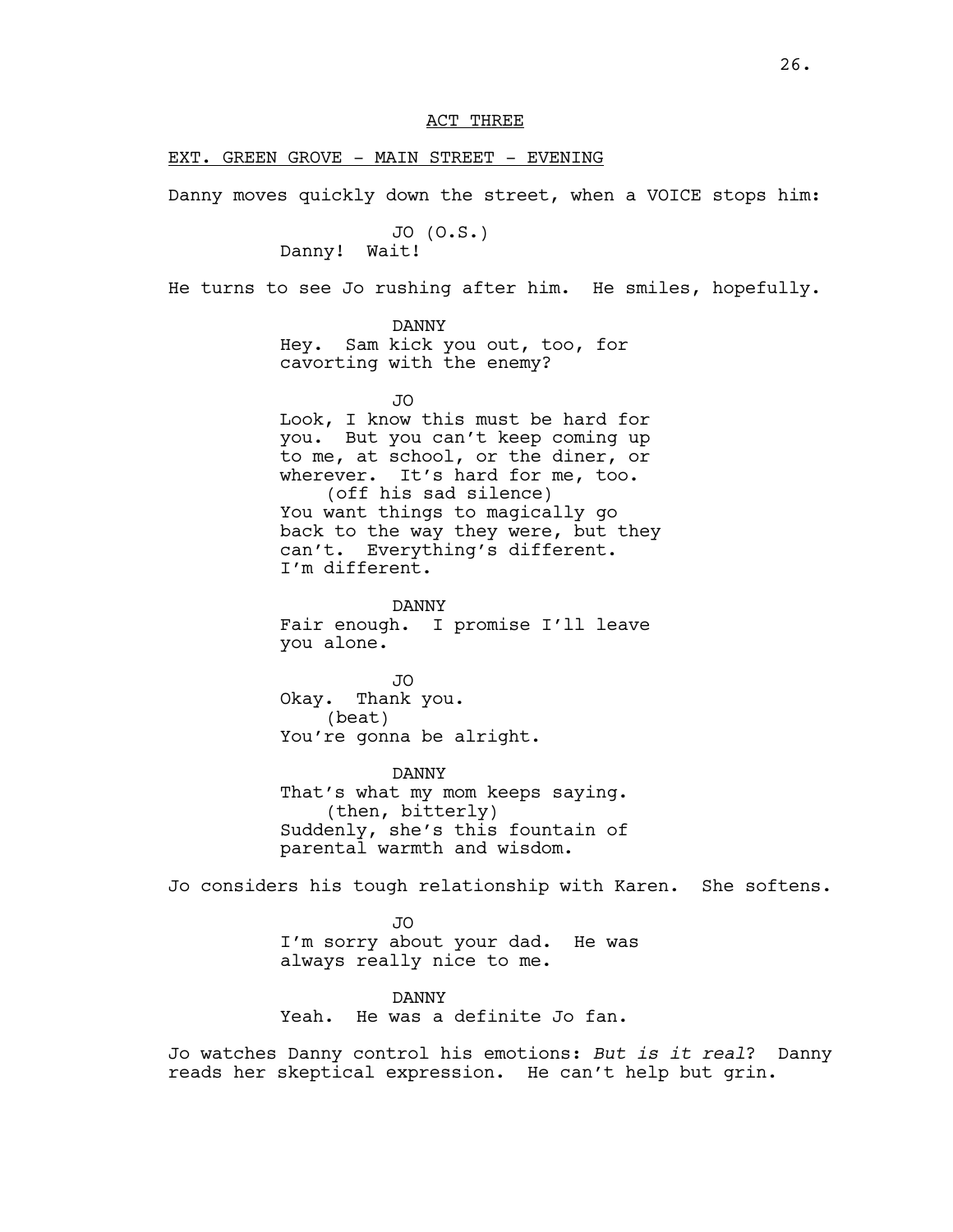ACT THREE

EXT. GREEN GROVE - MAIN STREET - EVENING

Danny moves quickly down the street, when a VOICE stops him:

JO (O.S.)
Danny! Wait!

He turns to see Jo rushing after him. He smiles, hopefully.

DANNY
Hey. Sam kick you out, too, for cavorting with the enemy?

JO
Look, I know this must be hard for you. But you can't keep coming up to me, at school, or the diner, or wherever. It's hard for me, too.
(off his sad silence)
You want things to magically go back to the way they were, but they can't. Everything's different. I'm different.

DANNY
Fair enough. I promise I'll leave you alone.

JO
Okay. Thank you.
(beat)
You're gonna be alright.

DANNY
That's what my mom keeps saying.
(then, bitterly)
Suddenly, she's this fountain of parental warmth and wisdom.

Jo considers his tough relationship with Karen. She softens.

JO
I'm sorry about your dad. He was always really nice to me.

DANNY
Yeah. He was a definite Jo fan.

Jo watches Danny control his emotions: *But is it real*? Danny reads her skeptical expression. He can't help but grin.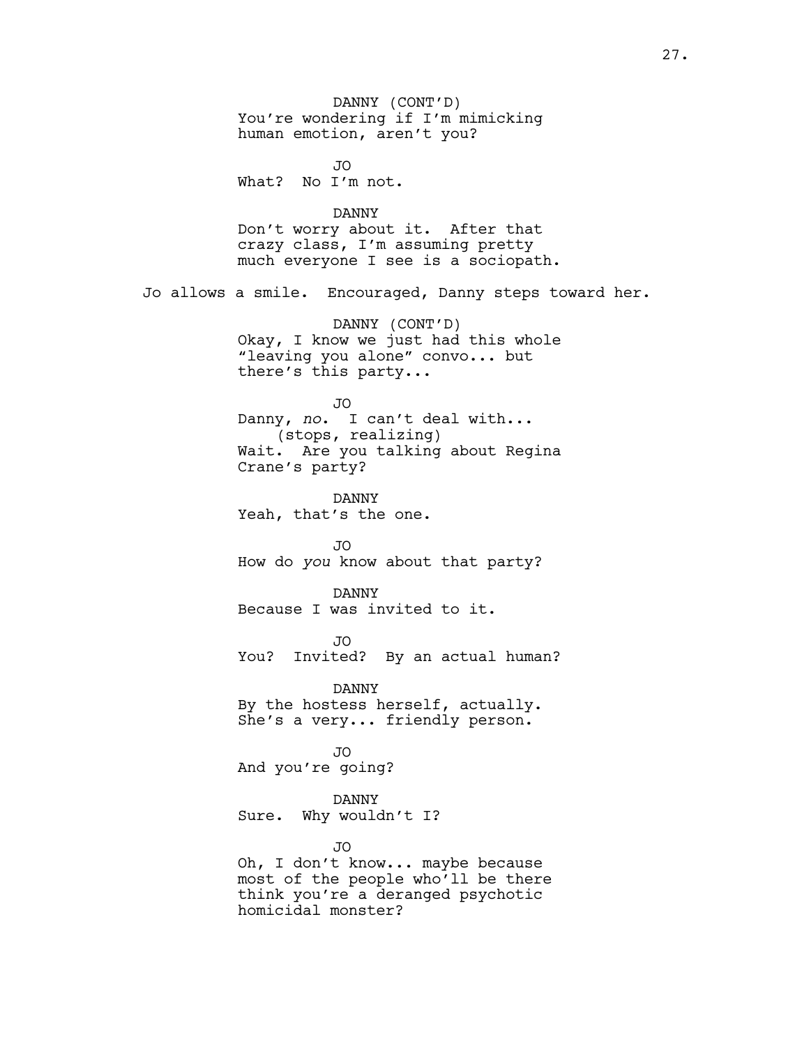DANNY (CONT'D)
You're wondering if I'm mimicking human emotion, aren't you?

JO
What? No I'm not.

DANNY
Don't worry about it. After that crazy class, I'm assuming pretty much everyone I see is a sociopath.

Jo allows a smile. Encouraged, Danny steps toward her.

DANNY (CONT'D)
Okay, I know we just had this whole "leaving you alone" convo... but there's this party...

JO
Danny, *no*. I can't deal with...
(stops, realizing)
Wait. Are you talking about Regina Crane's party?

DANNY
Yeah, that's the one.

JO
How do *you* know about that party?

DANNY
Because I was invited to it.

JO
You? Invited? By an actual human?

DANNY
By the hostess herself, actually. She's a very... friendly person.

JO
And you're going?

DANNY
Sure. Why wouldn't I?

JO
Oh, I don't know... maybe because most of the people who'll be there think you're a deranged psychotic homicidal monster?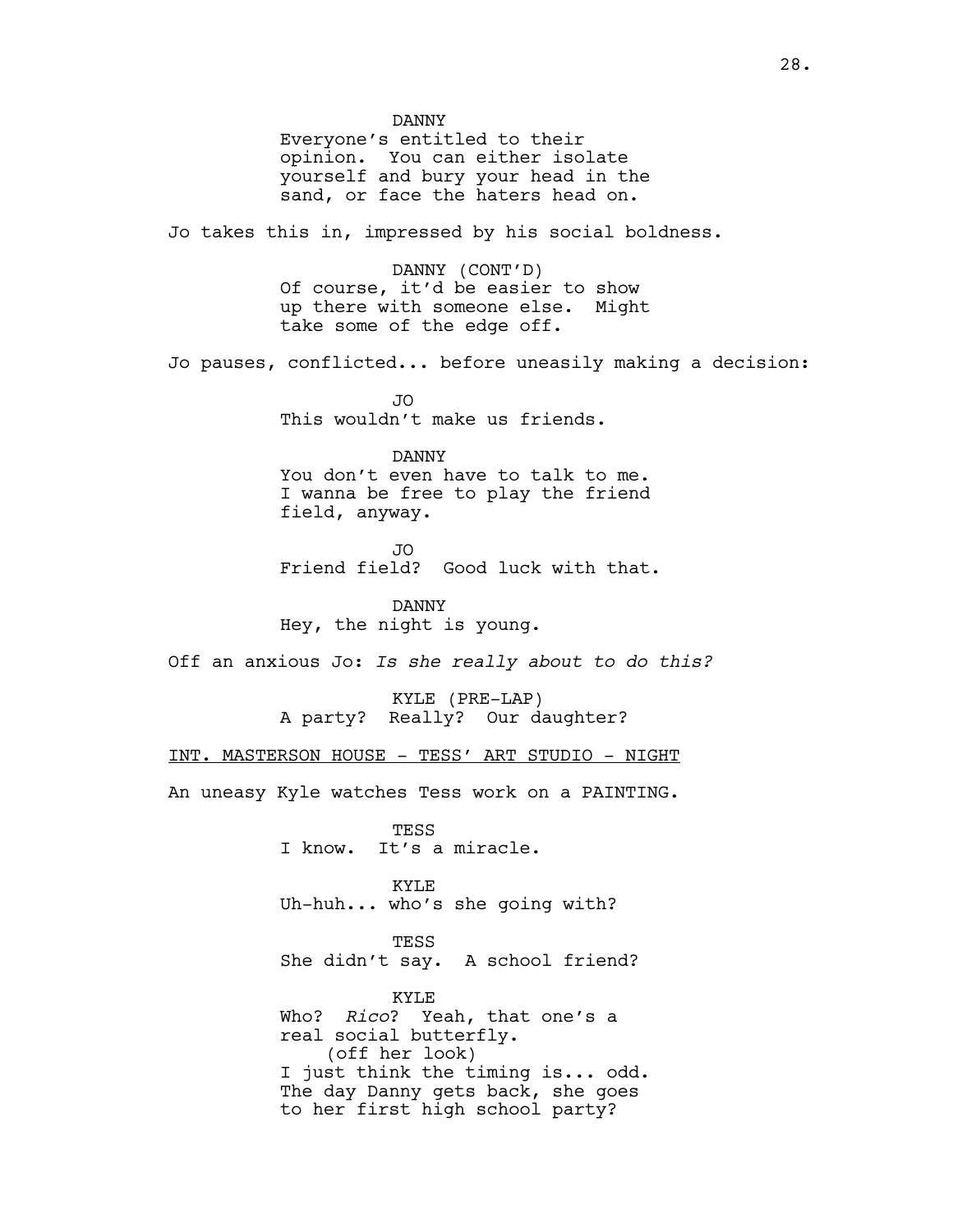DANNY
Everyone's entitled to their opinion. You can either isolate yourself and bury your head in the sand, or face the haters head on.

Jo takes this in, impressed by his social boldness.

DANNY (CONT'D)
Of course, it'd be easier to show up there with someone else. Might take some of the edge off.

Jo pauses, conflicted... before uneasily making a decision:

JO
This wouldn't make us friends.

DANNY
You don't even have to talk to me. I wanna be free to play the friend field, anyway.

JO
Friend field? Good luck with that.

DANNY
Hey, the night is young.

Off an anxious Jo: *Is she really about to do this?*

KYLE (PRE-LAP)
A party? Really? Our daughter?

INT. MASTERSON HOUSE - TESS' ART STUDIO - NIGHT

An uneasy Kyle watches Tess work on a PAINTING.

TESS
I know. It's a miracle.

KYLE
Uh-huh... who's she going with?

TESS
She didn't say. A school friend?

KYLE
Who? *Rico*? Yeah, that one's a real social butterfly.
(off her look)
I just think the timing is... odd. The day Danny gets back, she goes to her first high school party?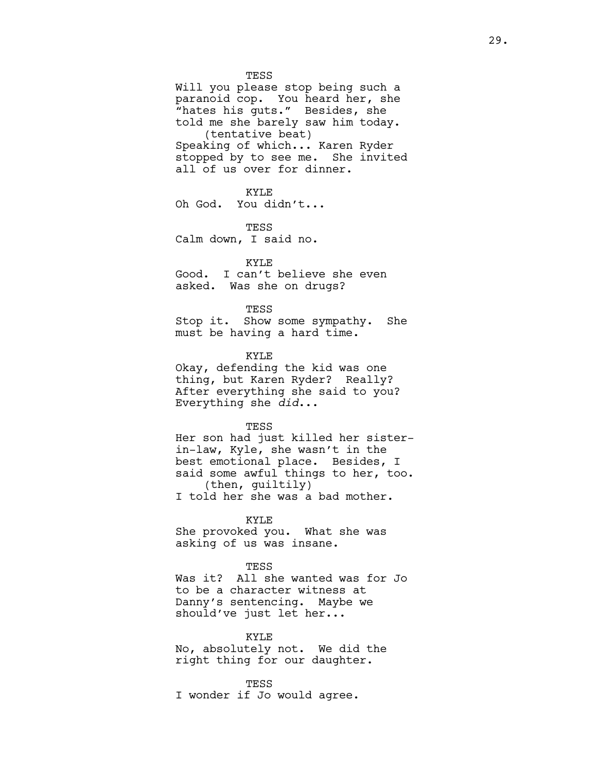TESS

Will you please stop being such a paranoid cop. You heard her, she "hates his guts." Besides, she told me she barely saw him today.

(tentative beat)

Speaking of which... Karen Ryder stopped by to see me. She invited all of us over for dinner.

KYLE

Oh God. You didn't...

TESS

Calm down, I said no.

KYLE

Good. I can't believe she even asked. Was she on drugs?

TESS

Stop it. Show some sympathy. She must be having a hard time.

KYLE

Okay, defending the kid was one thing, but Karen Ryder? Really? After everything she said to you? Everything she *did*...

TESS

Her son had just killed her sister-in-law, Kyle, she wasn't in the best emotional place. Besides, I said some awful things to her, too.

(then, guiltily)

I told her she was a bad mother.

KYLE

She provoked you. What she was asking of us was insane.

TESS

Was it? All she wanted was for Jo to be a character witness at Danny's sentencing. Maybe we should've just let her...

KYLE

No, absolutely not. We did the right thing for our daughter.

TESS

I wonder if Jo would agree.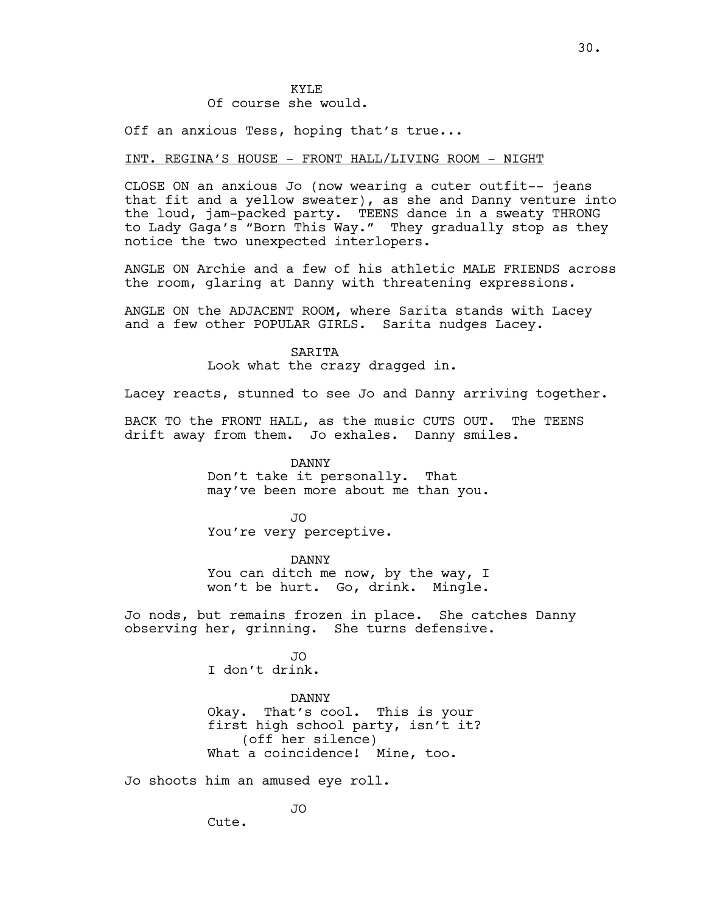KYLE
Of course she would.

Off an anxious Tess, hoping that's true...

INT. REGINA'S HOUSE - FRONT HALL/LIVING ROOM - NIGHT

CLOSE ON an anxious Jo (now wearing a cuter outfit-- jeans that fit and a yellow sweater), as she and Danny venture into the loud, jam-packed party. TEENS dance in a sweaty THRONG to Lady Gaga's "Born This Way." They gradually stop as they notice the two unexpected interlopers.

ANGLE ON Archie and a few of his athletic MALE FRIENDS across the room, glaring at Danny with threatening expressions.

ANGLE ON the ADJACENT ROOM, where Sarita stands with Lacey and a few other POPULAR GIRLS. Sarita nudges Lacey.

SARITA
Look what the crazy dragged in.

Lacey reacts, stunned to see Jo and Danny arriving together.

BACK TO the FRONT HALL, as the music CUTS OUT. The TEENS drift away from them. Jo exhales. Danny smiles.

DANNY
Don't take it personally. That may've been more about me than you.

JO
You're very perceptive.

DANNY
You can ditch me now, by the way, I won't be hurt. Go, drink. Mingle.

Jo nods, but remains frozen in place. She catches Danny observing her, grinning. She turns defensive.

JO
I don't drink.

DANNY
Okay. That's cool. This is your first high school party, isn't it?
(off her silence)
What a coincidence! Mine, too.

Jo shoots him an amused eye roll.

JO
Cute.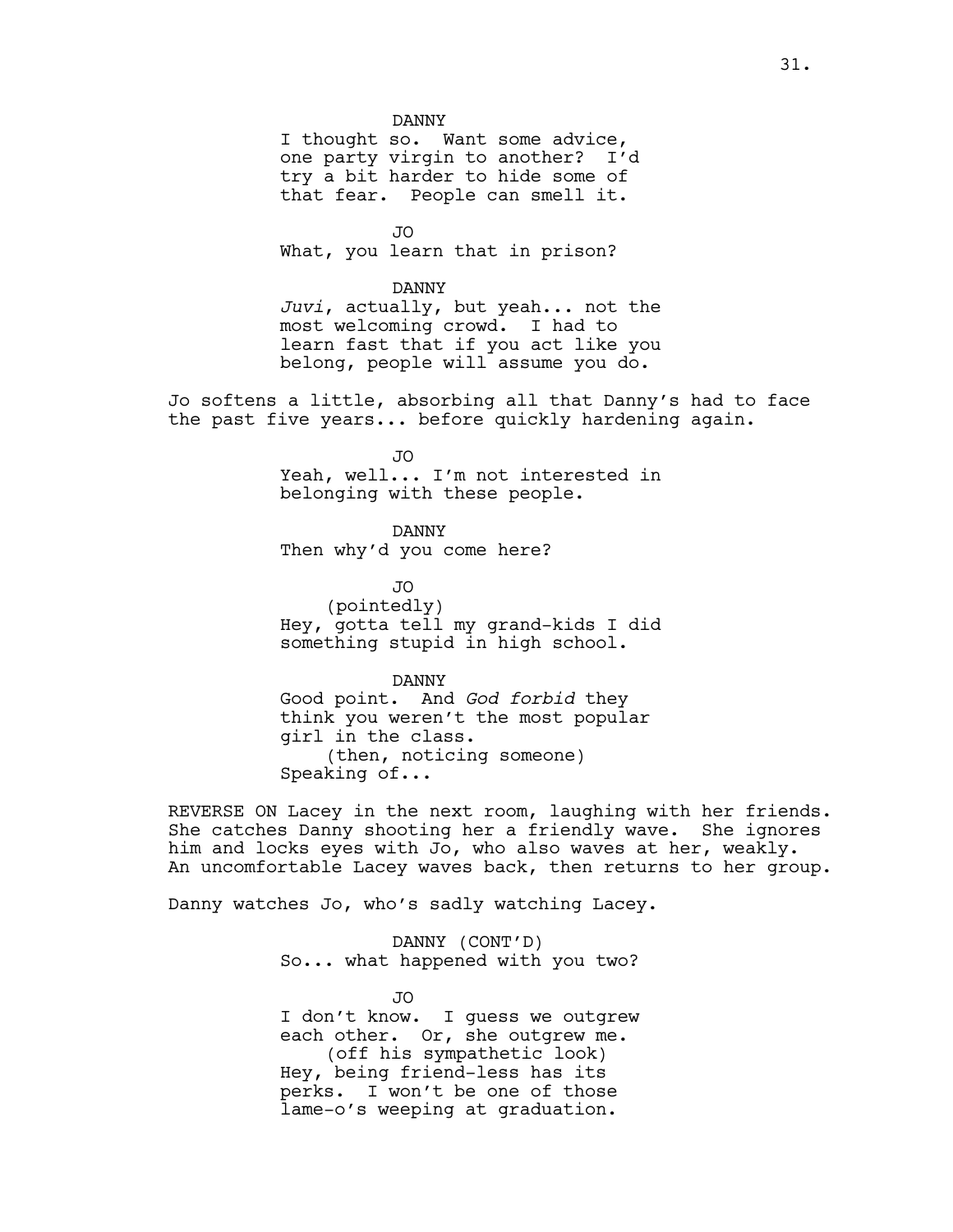DANNY

I thought so. Want some advice, one party virgin to another? I'd try a bit harder to hide some of that fear. People can smell it.

JO

What, you learn that in prison?

DANNY

*Juvi*, actually, but yeah... not the most welcoming crowd. I had to learn fast that if you act like you belong, people will assume you do.

Jo softens a little, absorbing all that Danny's had to face the past five years... before quickly hardening again.

JO

Yeah, well... I'm not interested in belonging with these people.

DANNY

Then why'd you come here?

JO

(pointedly)

Hey, gotta tell my grand-kids I did something stupid in high school.

DANNY

Good point. And *God forbid* they think you weren't the most popular girl in the class.

(then, noticing someone)

Speaking of...

REVERSE ON Lacey in the next room, laughing with her friends. She catches Danny shooting her a friendly wave. She ignores him and locks eyes with Jo, who also waves at her, weakly. An uncomfortable Lacey waves back, then returns to her group.

Danny watches Jo, who's sadly watching Lacey.

DANNY (CONT'D)

So... what happened with you two?

JO

I don't know. I guess we outgrew each other. Or, she outgrew me.

(off his sympathetic look)

Hey, being friend-less has its perks. I won't be one of those lame-o's weeping at graduation.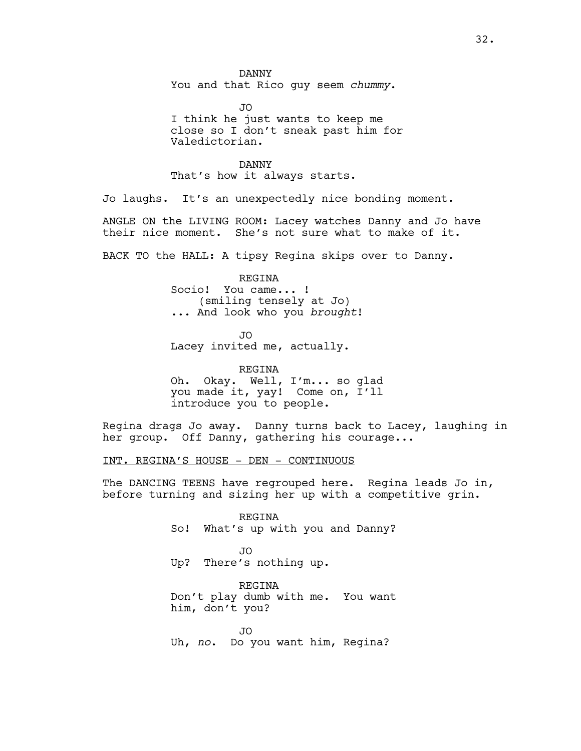DANNY
You and that Rico guy seem *chummy*.

JO
I think he just wants to keep me close so I don't sneak past him for Valedictorian.

DANNY
That's how it always starts.

Jo laughs. It's an unexpectedly nice bonding moment.

ANGLE ON the LIVING ROOM: Lacey watches Danny and Jo have their nice moment. She's not sure what to make of it.

BACK TO the HALL: A tipsy Regina skips over to Danny.

REGINA
Socio! You came... !
(smiling tensely at Jo)
... And look who you *brought*!

JO
Lacey invited me, actually.

REGINA
Oh. Okay. Well, I'm... so glad you made it, yay! Come on, I'll introduce you to people.

Regina drags Jo away. Danny turns back to Lacey, laughing in her group. Off Danny, gathering his courage...

INT. REGINA'S HOUSE - DEN - CONTINUOUS

The DANCING TEENS have regrouped here. Regina leads Jo in, before turning and sizing her up with a competitive grin.

REGINA
So! What's up with you and Danny?

JO
Up? There's nothing up.

REGINA
Don't play dumb with me. You want him, don't you?

JO
Uh, *no*. Do you want him, Regina?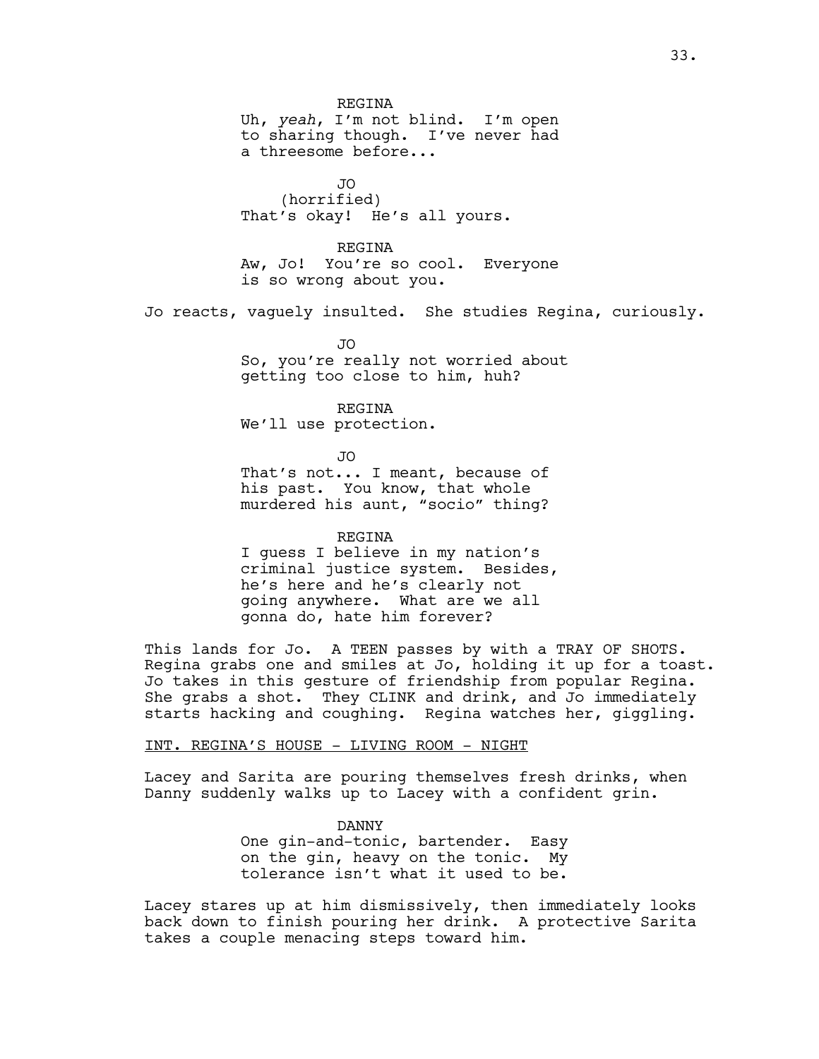REGINA

Uh, *yeah*, I'm not blind. I'm open to sharing though. I've never had a threesome before...

JO

(horrified)

That's okay! He's all yours.

REGINA

Aw, Jo! You're so cool. Everyone is so wrong about you.

Jo reacts, vaguely insulted. She studies Regina, curiously.

JO

So, you're really not worried about getting too close to him, huh?

REGINA

We'll use protection.

JO

That's not... I meant, because of his past. You know, that whole murdered his aunt, "socio" thing?

REGINA

I guess I believe in my nation's criminal justice system. Besides, he's here and he's clearly not going anywhere. What are we all gonna do, hate him forever?

This lands for Jo. A TEEN passes by with a TRAY OF SHOTS. Regina grabs one and smiles at Jo, holding it up for a toast. Jo takes in this gesture of friendship from popular Regina. She grabs a shot. They CLINK and drink, and Jo immediately starts hacking and coughing. Regina watches her, giggling.

INT. REGINA'S HOUSE - LIVING ROOM - NIGHT

Lacey and Sarita are pouring themselves fresh drinks, when Danny suddenly walks up to Lacey with a confident grin.

DANNY

One gin-and-tonic, bartender. Easy on the gin, heavy on the tonic. My tolerance isn't what it used to be.

Lacey stares up at him dismissively, then immediately looks back down to finish pouring her drink. A protective Sarita takes a couple menacing steps toward him.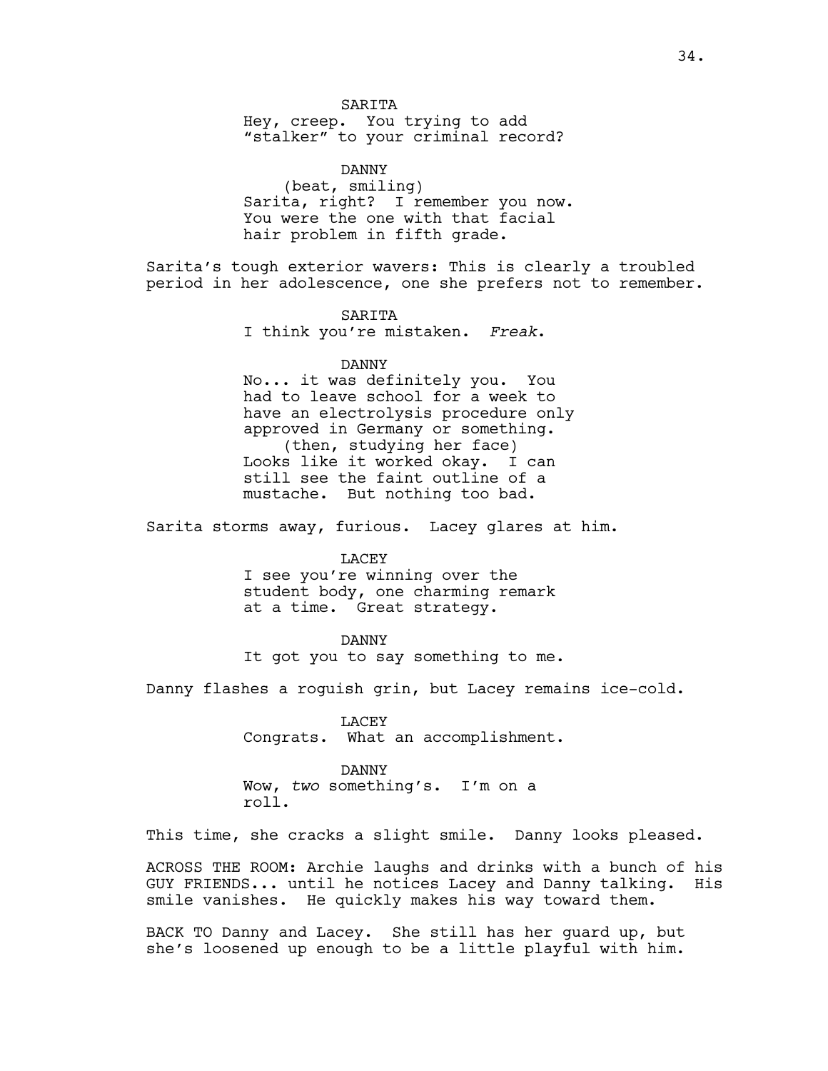SARITA
Hey, creep. You trying to add "stalker" to your criminal record?

DANNY
(beat, smiling)
Sarita, right? I remember you now. You were the one with that facial hair problem in fifth grade.

Sarita's tough exterior wavers: This is clearly a troubled period in her adolescence, one she prefers not to remember.

SARITA
I think you're mistaken. *Freak*.

DANNY
No... it was definitely you. You had to leave school for a week to have an electrolysis procedure only approved in Germany or something.
(then, studying her face)
Looks like it worked okay. I can still see the faint outline of a mustache. But nothing too bad.

Sarita storms away, furious. Lacey glares at him.

LACEY
I see you're winning over the student body, one charming remark at a time. Great strategy.

DANNY
It got you to say something to me.

Danny flashes a roguish grin, but Lacey remains ice-cold.

LACEY
Congrats. What an accomplishment.

DANNY
Wow, *two* something's. I'm on a roll.

This time, she cracks a slight smile. Danny looks pleased.

ACROSS THE ROOM: Archie laughs and drinks with a bunch of his GUY FRIENDS... until he notices Lacey and Danny talking. His smile vanishes. He quickly makes his way toward them.

BACK TO Danny and Lacey. She still has her guard up, but she's loosened up enough to be a little playful with him.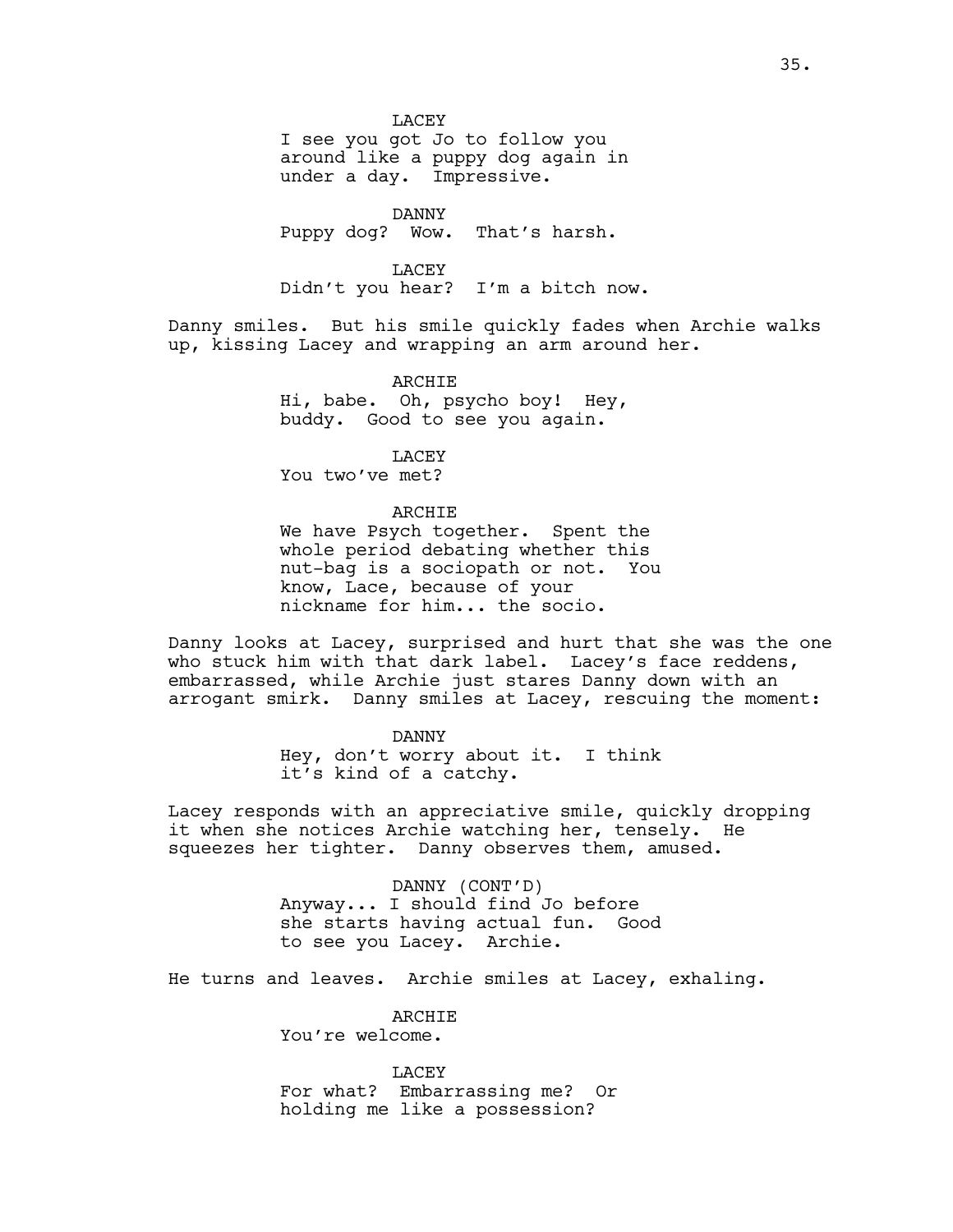LACEY
I see you got Jo to follow you around like a puppy dog again in under a day. Impressive.

DANNY
Puppy dog? Wow. That's harsh.

LACEY
Didn't you hear? I'm a bitch now.

Danny smiles. But his smile quickly fades when Archie walks up, kissing Lacey and wrapping an arm around her.

ARCHIE
Hi, babe. Oh, psycho boy! Hey, buddy. Good to see you again.

LACEY
You two've met?

ARCHIE
We have Psych together. Spent the whole period debating whether this nut-bag is a sociopath or not. You know, Lace, because of your nickname for him... the socio.

Danny looks at Lacey, surprised and hurt that she was the one who stuck him with that dark label. Lacey's face reddens, embarrassed, while Archie just stares Danny down with an arrogant smirk. Danny smiles at Lacey, rescuing the moment:

DANNY
Hey, don't worry about it. I think it's kind of a catchy.

Lacey responds with an appreciative smile, quickly dropping it when she notices Archie watching her, tensely. He squeezes her tighter. Danny observes them, amused.

DANNY (CONT'D)
Anyway... I should find Jo before she starts having actual fun. Good to see you Lacey. Archie.

He turns and leaves. Archie smiles at Lacey, exhaling.

ARCHIE
You're welcome.

LACEY
For what? Embarrassing me? Or holding me like a possession?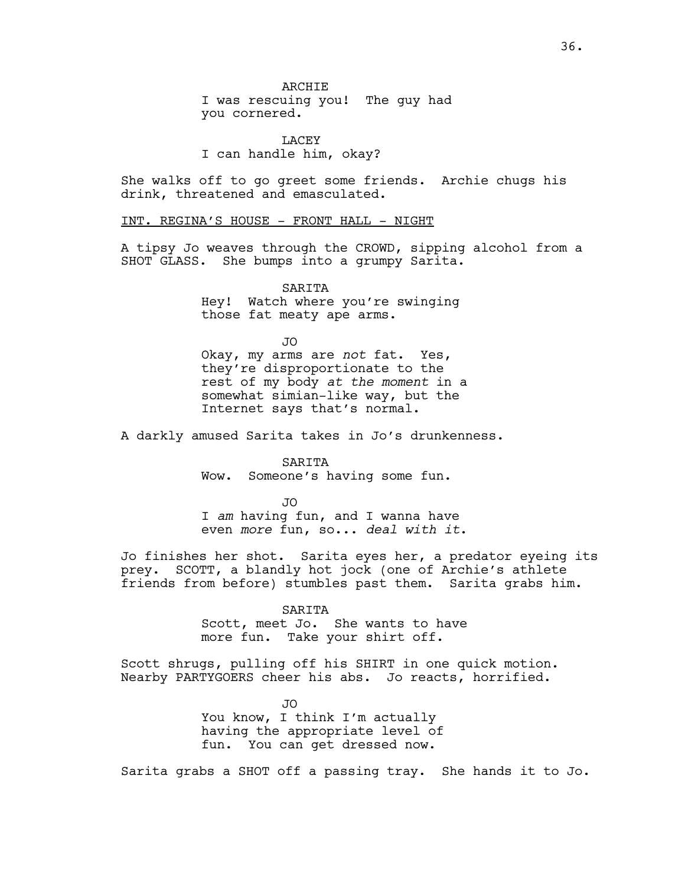ARCHIE
I was rescuing you! The guy had you cornered.

LACEY
I can handle him, okay?

She walks off to go greet some friends. Archie chugs his drink, threatened and emasculated.

INT. REGINA'S HOUSE - FRONT HALL - NIGHT

A tipsy Jo weaves through the CROWD, sipping alcohol from a SHOT GLASS. She bumps into a grumpy Sarita.

SARITA
Hey! Watch where you're swinging those fat meaty ape arms.

JO
Okay, my arms are *not* fat. Yes, they're disproportionate to the rest of my body *at the moment* in a somewhat simian-like way, but the Internet says that's normal.

A darkly amused Sarita takes in Jo's drunkenness.

SARITA
Wow. Someone's having some fun.

JO
I *am* having fun, and I wanna have even *more* fun, so... *deal with it*.

Jo finishes her shot. Sarita eyes her, a predator eyeing its prey. SCOTT, a blandly hot jock (one of Archie's athlete friends from before) stumbles past them. Sarita grabs him.

SARITA
Scott, meet Jo. She wants to have more fun. Take your shirt off.

Scott shrugs, pulling off his SHIRT in one quick motion. Nearby PARTYGOERS cheer his abs. Jo reacts, horrified.

JO
You know, I think I'm actually having the appropriate level of fun. You can get dressed now.

Sarita grabs a SHOT off a passing tray. She hands it to Jo.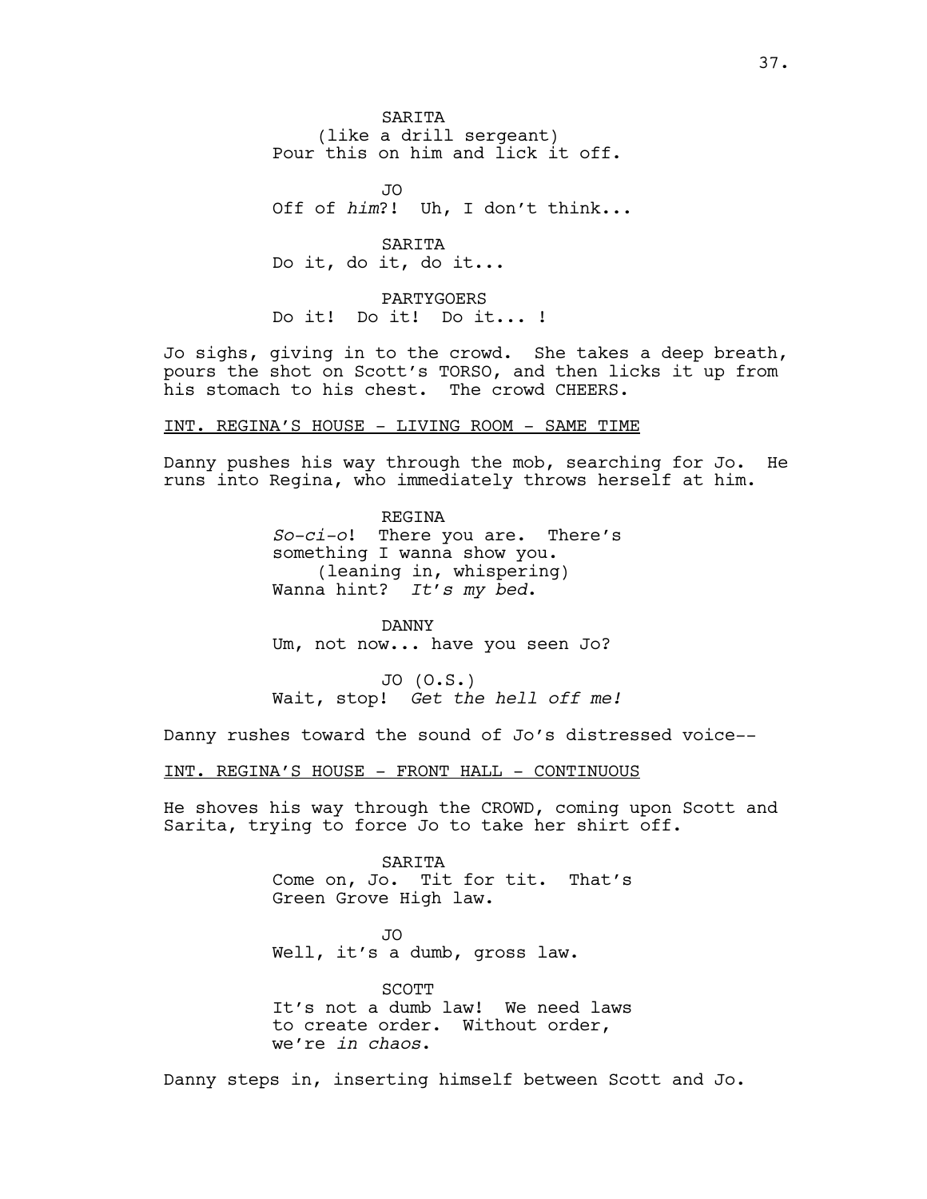SARITA
(like a drill sergeant)
Pour this on him and lick it off.

JO
Off of *him*?! Uh, I don't think...

SARITA
Do it, do it, do it...

PARTYGOERS
Do it! Do it! Do it... !

Jo sighs, giving in to the crowd. She takes a deep breath, pours the shot on Scott's TORSO, and then licks it up from his stomach to his chest. The crowd CHEERS.

INT. REGINA'S HOUSE - LIVING ROOM - SAME TIME

Danny pushes his way through the mob, searching for Jo. He runs into Regina, who immediately throws herself at him.

REGINA
*So-ci-o*! There you are. There's something I wanna show you.
(leaning in, whispering)
Wanna hint? *It's my bed*.

DANNY
Um, not now... have you seen Jo?

JO (O.S.)
Wait, stop! *Get the hell off me!*

Danny rushes toward the sound of Jo's distressed voice--

INT. REGINA'S HOUSE - FRONT HALL - CONTINUOUS

He shoves his way through the CROWD, coming upon Scott and Sarita, trying to force Jo to take her shirt off.

SARITA
Come on, Jo. Tit for tit. That's Green Grove High law.

JO
Well, it's a dumb, gross law.

SCOTT
It's not a dumb law! We need laws to create order. Without order, we're *in chaos*.

Danny steps in, inserting himself between Scott and Jo.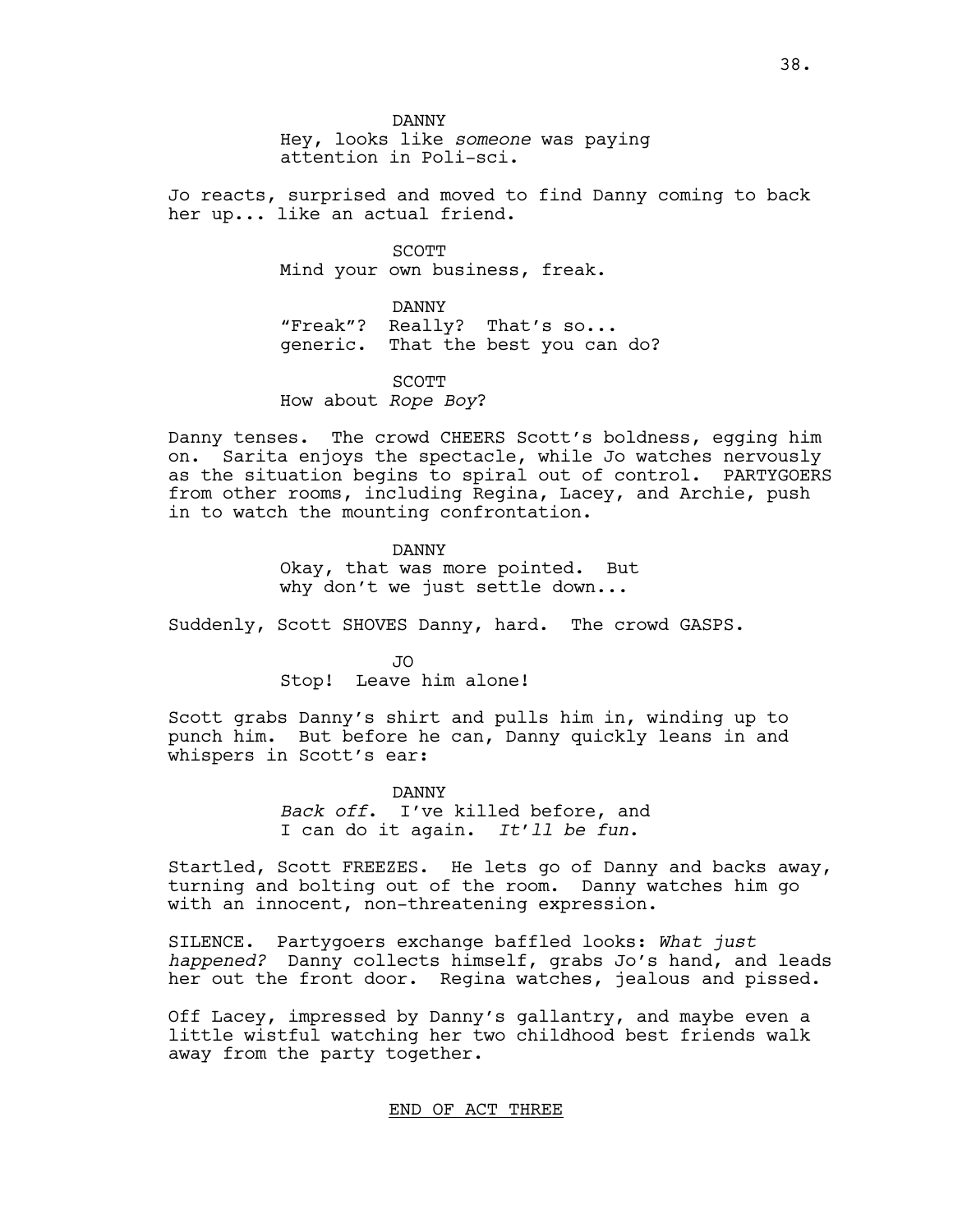DANNY

Hey, looks like *someone* was paying attention in Poli-sci.

Jo reacts, surprised and moved to find Danny coming to back her up... like an actual friend.

SCOTT

Mind your own business, freak.

DANNY

"Freak"? Really? That's so... generic. That the best you can do?

SCOTT

How about *Rope Boy*?

Danny tenses. The crowd CHEERS Scott's boldness, egging him on. Sarita enjoys the spectacle, while Jo watches nervously as the situation begins to spiral out of control. PARTYGOERS from other rooms, including Regina, Lacey, and Archie, push in to watch the mounting confrontation.

DANNY

Okay, that was more pointed. But why don't we just settle down...

Suddenly, Scott SHOVES Danny, hard. The crowd GASPS.

JO

Stop! Leave him alone!

Scott grabs Danny's shirt and pulls him in, winding up to punch him. But before he can, Danny quickly leans in and whispers in Scott's ear:

DANNY

*Back off*. I've killed before, and I can do it again. *It'll be fun*.

Startled, Scott FREEZES. He lets go of Danny and backs away, turning and bolting out of the room. Danny watches him go with an innocent, non-threatening expression.

SILENCE. Partygoers exchange baffled looks: *What just happened?* Danny collects himself, grabs Jo's hand, and leads her out the front door. Regina watches, jealous and pissed.

Off Lacey, impressed by Danny's gallantry, and maybe even a little wistful watching her two childhood best friends walk away from the party together.

END OF ACT THREE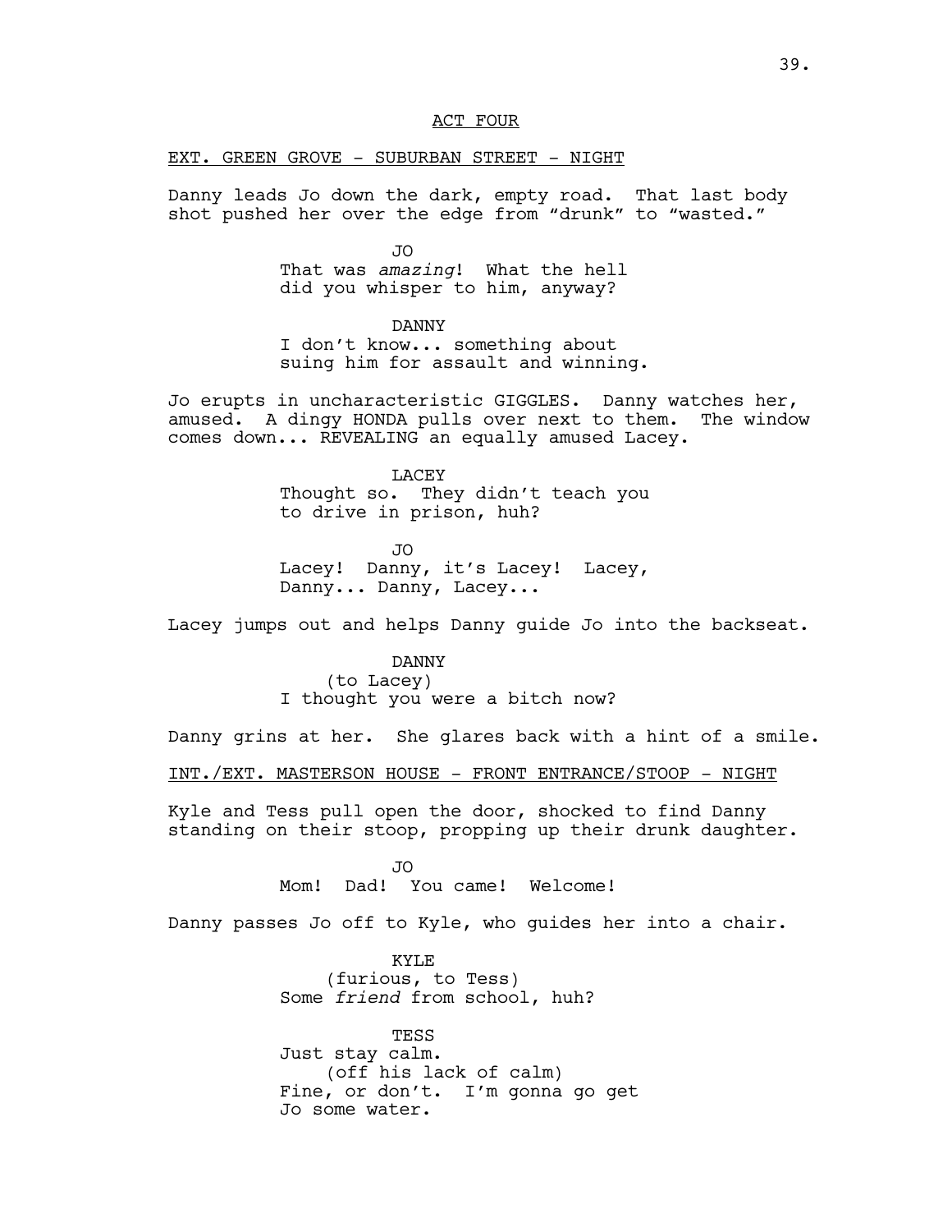ACT FOUR

EXT. GREEN GROVE - SUBURBAN STREET - NIGHT

Danny leads Jo down the dark, empty road. That last body shot pushed her over the edge from "drunk" to "wasted."

JO
That was *amazing*! What the hell did you whisper to him, anyway?

DANNY
I don't know... something about suing him for assault and winning.

Jo erupts in uncharacteristic GIGGLES. Danny watches her, amused. A dingy HONDA pulls over next to them. The window comes down... REVEALING an equally amused Lacey.

LACEY
Thought so. They didn't teach you to drive in prison, huh?

JO
Lacey! Danny, it's Lacey! Lacey, Danny... Danny, Lacey...

Lacey jumps out and helps Danny guide Jo into the backseat.

DANNY
(to Lacey)
I thought you were a bitch now?

Danny grins at her. She glares back with a hint of a smile.

INT./EXT. MASTERSON HOUSE - FRONT ENTRANCE/STOOP - NIGHT

Kyle and Tess pull open the door, shocked to find Danny standing on their stoop, propping up their drunk daughter.

JO
Mom! Dad! You came! Welcome!

Danny passes Jo off to Kyle, who guides her into a chair.

KYLE
(furious, to Tess)
Some *friend* from school, huh?

TESS
Just stay calm.
(off his lack of calm)
Fine, or don't. I'm gonna go get Jo some water.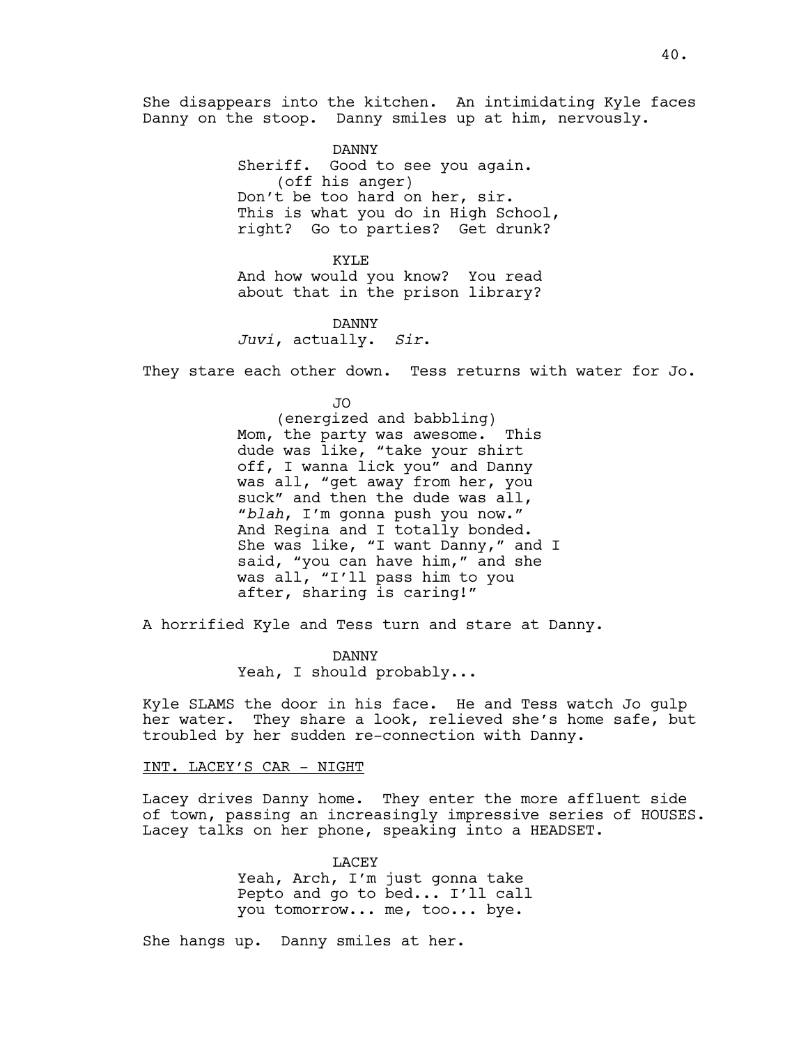She disappears into the kitchen. An intimidating Kyle faces Danny on the stoop. Danny smiles up at him, nervously.

DANNY
Sheriff. Good to see you again.
(off his anger)
Don't be too hard on her, sir. This is what you do in High School, right? Go to parties? Get drunk?

KYLE
And how would you know? You read about that in the prison library?

DANNY
*Juvi*, actually. *Sir*.

They stare each other down. Tess returns with water for Jo.

JO
(energized and babbling)
Mom, the party was awesome. This dude was like, "take your shirt off, I wanna lick you" and Danny was all, "get away from her, you suck" and then the dude was all, "*blah*, I'm gonna push you now." And Regina and I totally bonded. She was like, "I want Danny," and I said, "you can have him," and she was all, "I'll pass him to you after, sharing is caring!"

A horrified Kyle and Tess turn and stare at Danny.

DANNY
Yeah, I should probably...

Kyle SLAMS the door in his face. He and Tess watch Jo gulp her water. They share a look, relieved she's home safe, but troubled by her sudden re-connection with Danny.

INT. LACEY'S CAR - NIGHT

Lacey drives Danny home. They enter the more affluent side of town, passing an increasingly impressive series of HOUSES. Lacey talks on her phone, speaking into a HEADSET.

LACEY
Yeah, Arch, I'm just gonna take Pepto and go to bed... I'll call you tomorrow... me, too... bye.

She hangs up. Danny smiles at her.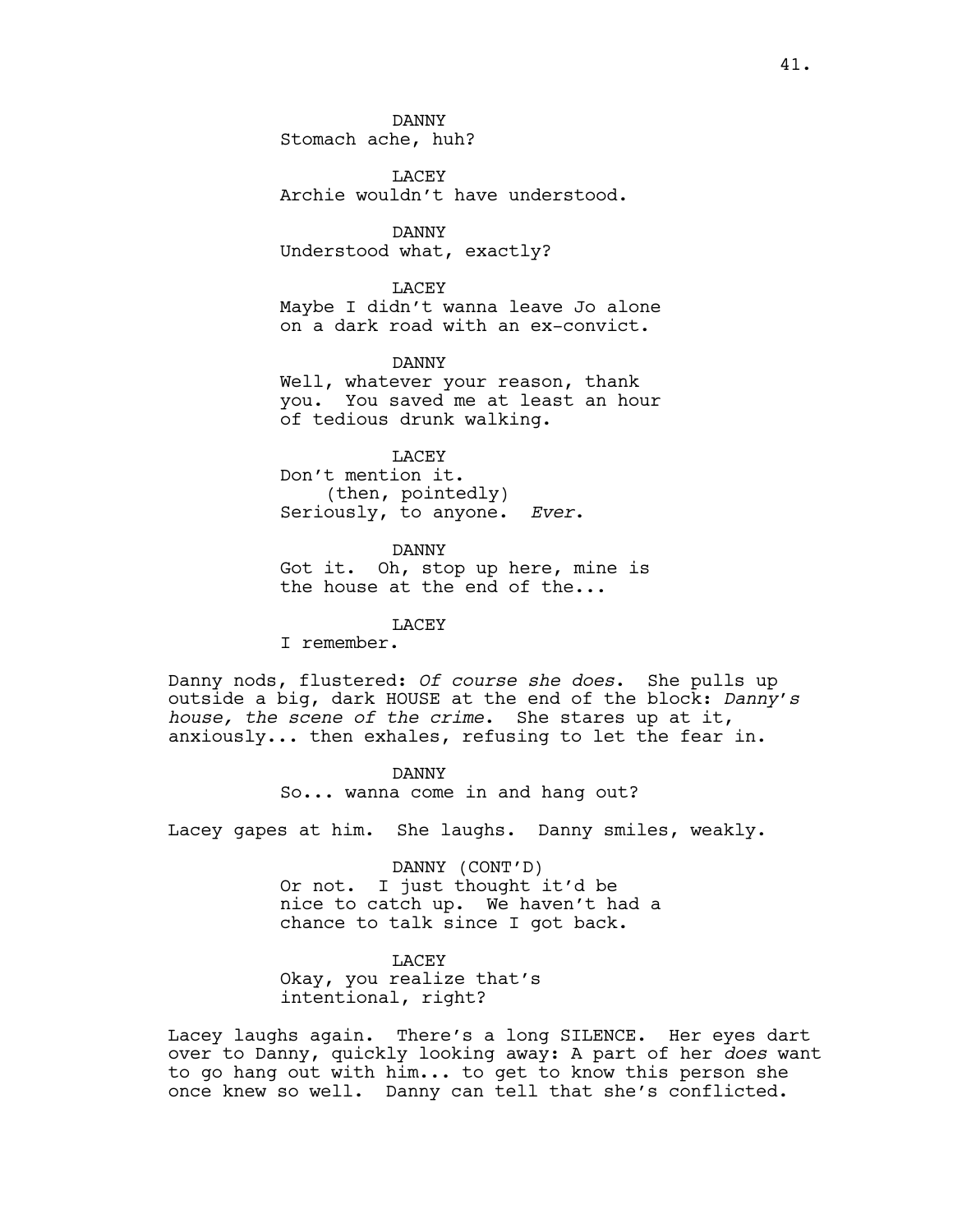DANNY
Stomach ache, huh?

LACEY
Archie wouldn't have understood.

DANNY
Understood what, exactly?

LACEY
Maybe I didn't wanna leave Jo alone on a dark road with an ex-convict.

DANNY
Well, whatever your reason, thank you. You saved me at least an hour of tedious drunk walking.

LACEY
Don't mention it.
(then, pointedly)
Seriously, to anyone. *Ever*.

DANNY
Got it. Oh, stop up here, mine is the house at the end of the...

LACEY
I remember.

Danny nods, flustered: *Of course she does*. She pulls up outside a big, dark HOUSE at the end of the block: *Danny's house, the scene of the crime*. She stares up at it, anxiously... then exhales, refusing to let the fear in.

DANNY
So... wanna come in and hang out?

Lacey gapes at him. She laughs. Danny smiles, weakly.

DANNY (CONT'D)
Or not. I just thought it'd be nice to catch up. We haven't had a chance to talk since I got back.

LACEY
Okay, you realize that's intentional, right?

Lacey laughs again. There's a long SILENCE. Her eyes dart over to Danny, quickly looking away: A part of her *does* want to go hang out with him... to get to know this person she once knew so well. Danny can tell that she's conflicted.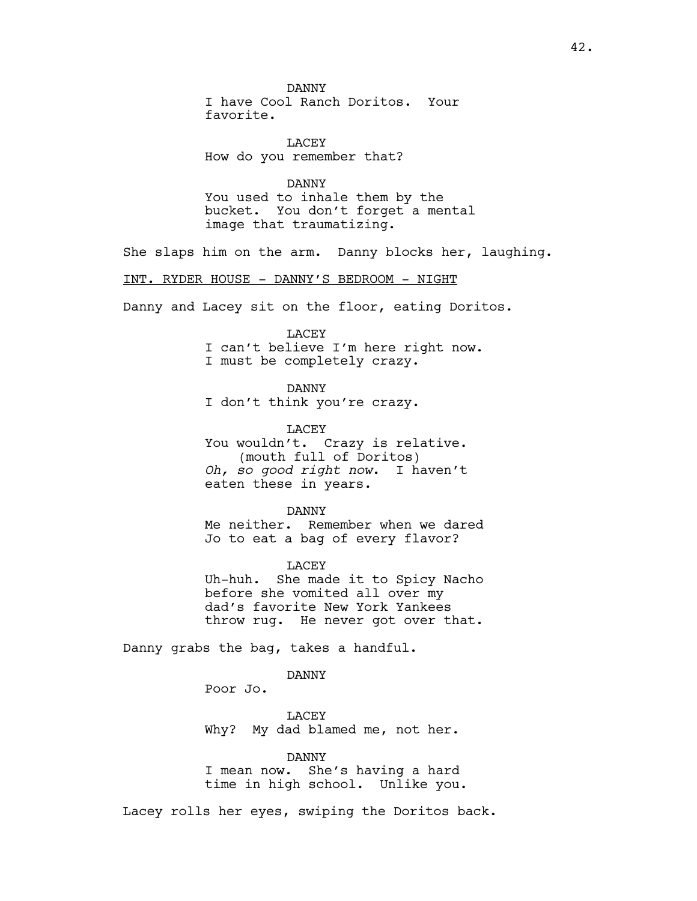DANNY
I have Cool Ranch Doritos. Your favorite.

LACEY
How do you remember that?

DANNY
You used to inhale them by the bucket. You don't forget a mental image that traumatizing.

She slaps him on the arm. Danny blocks her, laughing.

INT. RYDER HOUSE - DANNY'S BEDROOM - NIGHT

Danny and Lacey sit on the floor, eating Doritos.

LACEY
I can't believe I'm here right now. I must be completely crazy.

DANNY
I don't think you're crazy.

LACEY
You wouldn't. Crazy is relative.
(mouth full of Doritos)
*Oh, so good right now.* I haven't eaten these in years.

DANNY
Me neither. Remember when we dared Jo to eat a bag of every flavor?

LACEY
Uh-huh. She made it to Spicy Nacho before she vomited all over my dad's favorite New York Yankees throw rug. He never got over that.

Danny grabs the bag, takes a handful.

DANNY
Poor Jo.

LACEY
Why? My dad blamed me, not her.

DANNY
I mean now. She's having a hard time in high school. Unlike you.

Lacey rolls her eyes, swiping the Doritos back.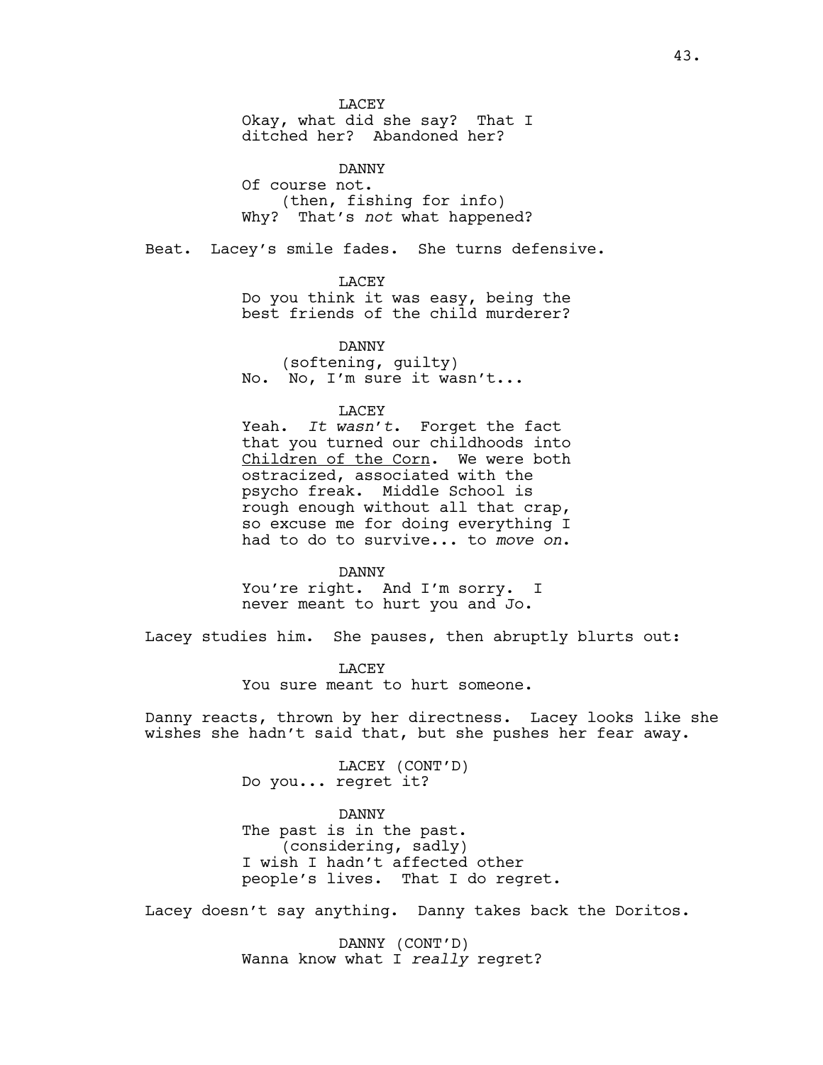LACEY
Okay, what did she say? That I ditched her? Abandoned her?

DANNY
Of course not.
(then, fishing for info)
Why? That's *not* what happened?

Beat. Lacey's smile fades. She turns defensive.

LACEY
Do you think it was easy, being the best friends of the child murderer?

DANNY
(softening, guilty)
No. No, I'm sure it wasn't...

LACEY
Yeah. *It wasn't*. Forget the fact that you turned our childhoods into Children of the Corn. We were both ostracized, associated with the psycho freak. Middle School is rough enough without all that crap, so excuse me for doing everything I had to do to survive... to *move on*.

DANNY
You're right. And I'm sorry. I never meant to hurt you and Jo.

Lacey studies him. She pauses, then abruptly blurts out:

LACEY
You sure meant to hurt someone.

Danny reacts, thrown by her directness. Lacey looks like she wishes she hadn't said that, but she pushes her fear away.

LACEY (CONT'D)
Do you... regret it?

DANNY
The past is in the past.
(considering, sadly)
I wish I hadn't affected other people's lives. That I do regret.

Lacey doesn't say anything. Danny takes back the Doritos.

DANNY (CONT'D)
Wanna know what I *really* regret?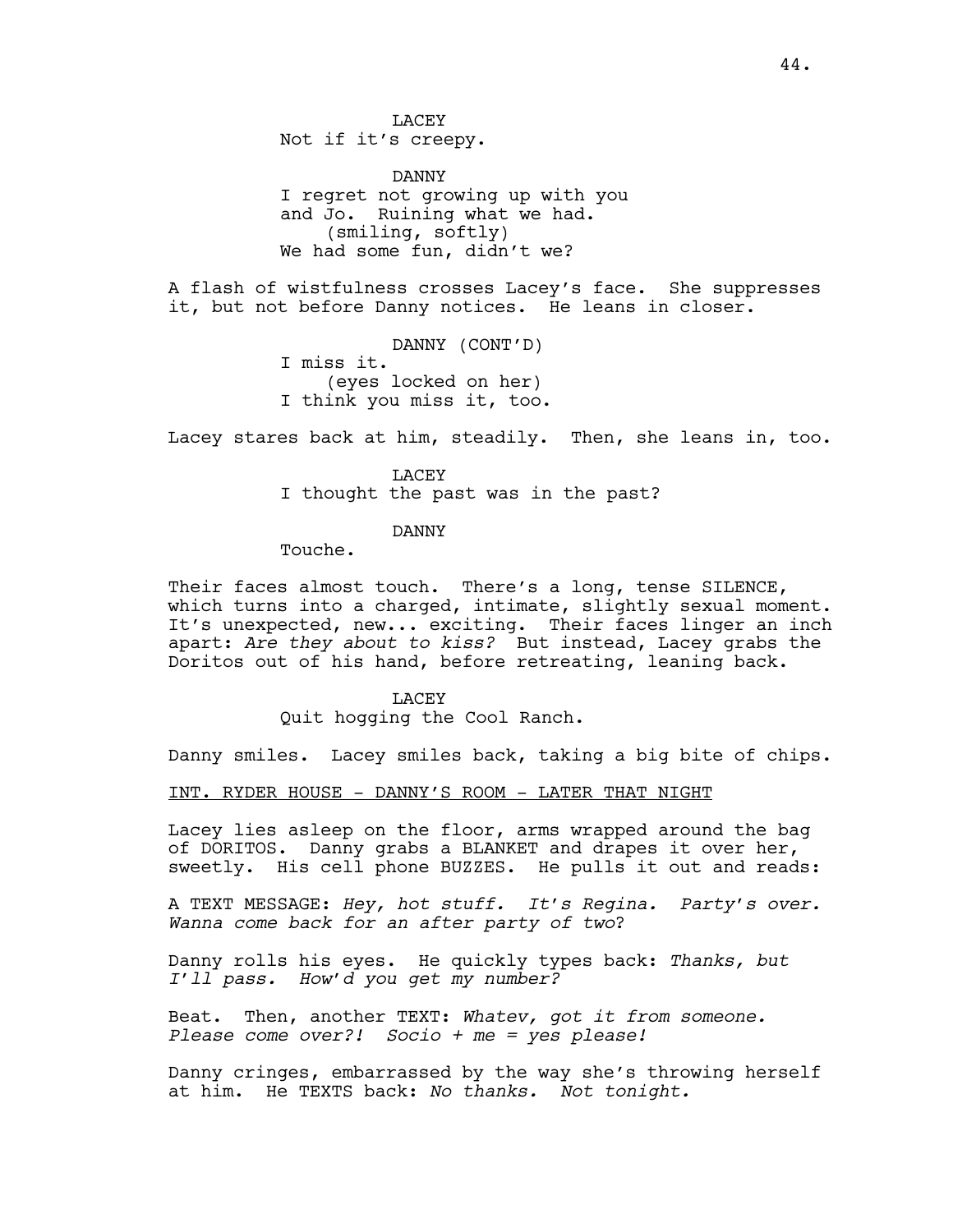LACEY
Not if it's creepy.

DANNY
I regret not growing up with you and Jo. Ruining what we had.
(smiling, softly)
We had some fun, didn't we?

A flash of wistfulness crosses Lacey's face. She suppresses it, but not before Danny notices. He leans in closer.

DANNY (CONT'D)
I miss it.
(eyes locked on her)
I think you miss it, too.

Lacey stares back at him, steadily. Then, she leans in, too.

LACEY
I thought the past was in the past?

DANNY
Touche.

Their faces almost touch. There's a long, tense SILENCE, which turns into a charged, intimate, slightly sexual moment. It's unexpected, new... exciting. Their faces linger an inch apart: *Are they about to kiss?* But instead, Lacey grabs the Doritos out of his hand, before retreating, leaning back.

LACEY
Quit hogging the Cool Ranch.

Danny smiles. Lacey smiles back, taking a big bite of chips.

INT. RYDER HOUSE - DANNY'S ROOM - LATER THAT NIGHT

Lacey lies asleep on the floor, arms wrapped around the bag of DORITOS. Danny grabs a BLANKET and drapes it over her, sweetly. His cell phone BUZZES. He pulls it out and reads:

A TEXT MESSAGE: *Hey, hot stuff. It's Regina. Party's over. Wanna come back for an after party of two*?

Danny rolls his eyes. He quickly types back: *Thanks, but I'll pass. How'd you get my number?*

Beat. Then, another TEXT: *Whatev, got it from someone. Please come over?! Socio + me = yes please!*

Danny cringes, embarrassed by the way she's throwing herself at him. He TEXTS back: *No thanks. Not tonight.*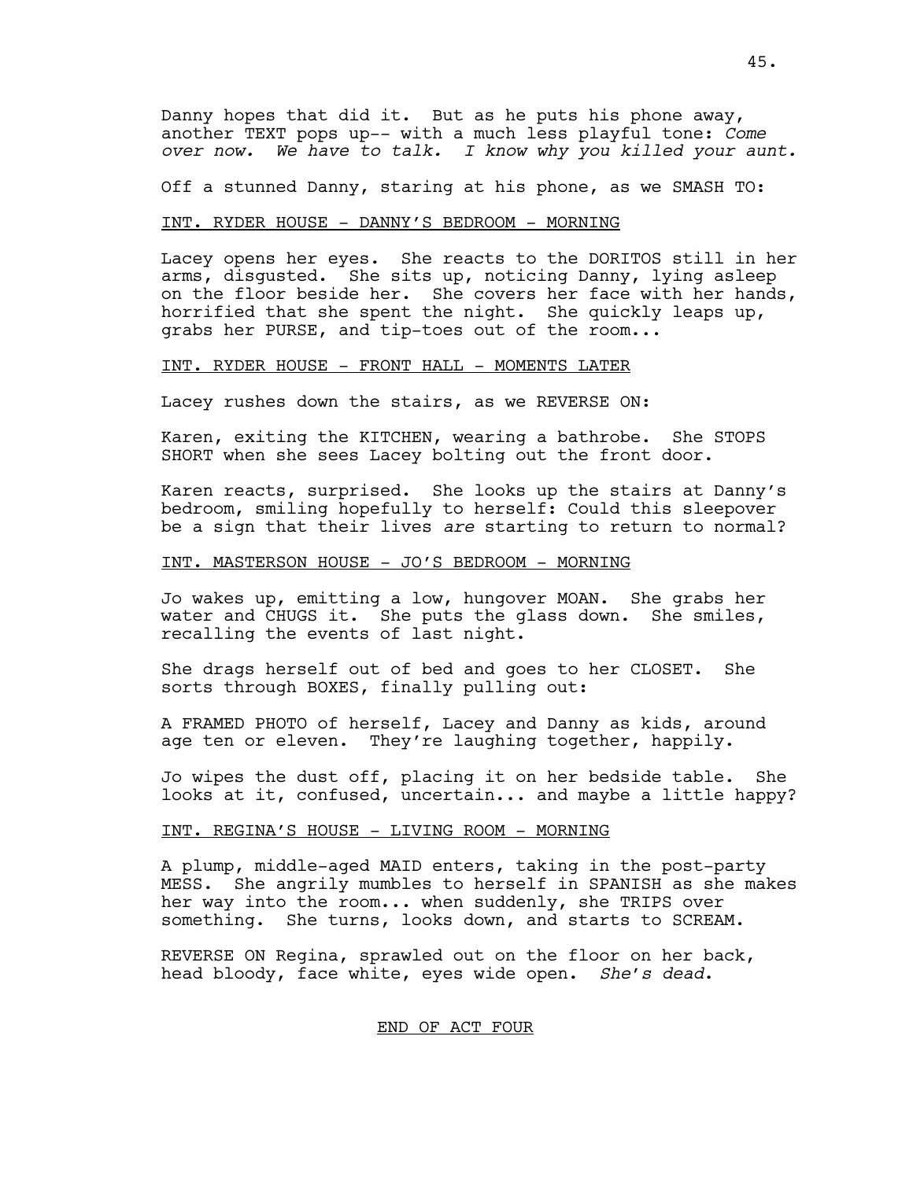Danny hopes that did it. But as he puts his phone away, another TEXT pops up-- with a much less playful tone: *Come over now. We have to talk. I know why you killed your aunt.*

Off a stunned Danny, staring at his phone, as we SMASH TO:

INT. RYDER HOUSE - DANNY'S BEDROOM - MORNING

Lacey opens her eyes. She reacts to the DORITOS still in her arms, disgusted. She sits up, noticing Danny, lying asleep on the floor beside her. She covers her face with her hands, horrified that she spent the night. She quickly leaps up, grabs her PURSE, and tip-toes out of the room...

INT. RYDER HOUSE - FRONT HALL - MOMENTS LATER

Lacey rushes down the stairs, as we REVERSE ON:

Karen, exiting the KITCHEN, wearing a bathrobe. She STOPS SHORT when she sees Lacey bolting out the front door.

Karen reacts, surprised. She looks up the stairs at Danny's bedroom, smiling hopefully to herself: Could this sleepover be a sign that their lives *are* starting to return to normal?

INT. MASTERSON HOUSE - JO'S BEDROOM - MORNING

Jo wakes up, emitting a low, hungover MOAN. She grabs her water and CHUGS it. She puts the glass down. She smiles, recalling the events of last night.

She drags herself out of bed and goes to her CLOSET. She sorts through BOXES, finally pulling out:

A FRAMED PHOTO of herself, Lacey and Danny as kids, around age ten or eleven. They're laughing together, happily.

Jo wipes the dust off, placing it on her bedside table. She looks at it, confused, uncertain... and maybe a little happy?

INT. REGINA'S HOUSE - LIVING ROOM - MORNING

A plump, middle-aged MAID enters, taking in the post-party MESS. She angrily mumbles to herself in SPANISH as she makes her way into the room... when suddenly, she TRIPS over something. She turns, looks down, and starts to SCREAM.

REVERSE ON Regina, sprawled out on the floor on her back, head bloody, face white, eyes wide open. *She's dead.*

END OF ACT FOUR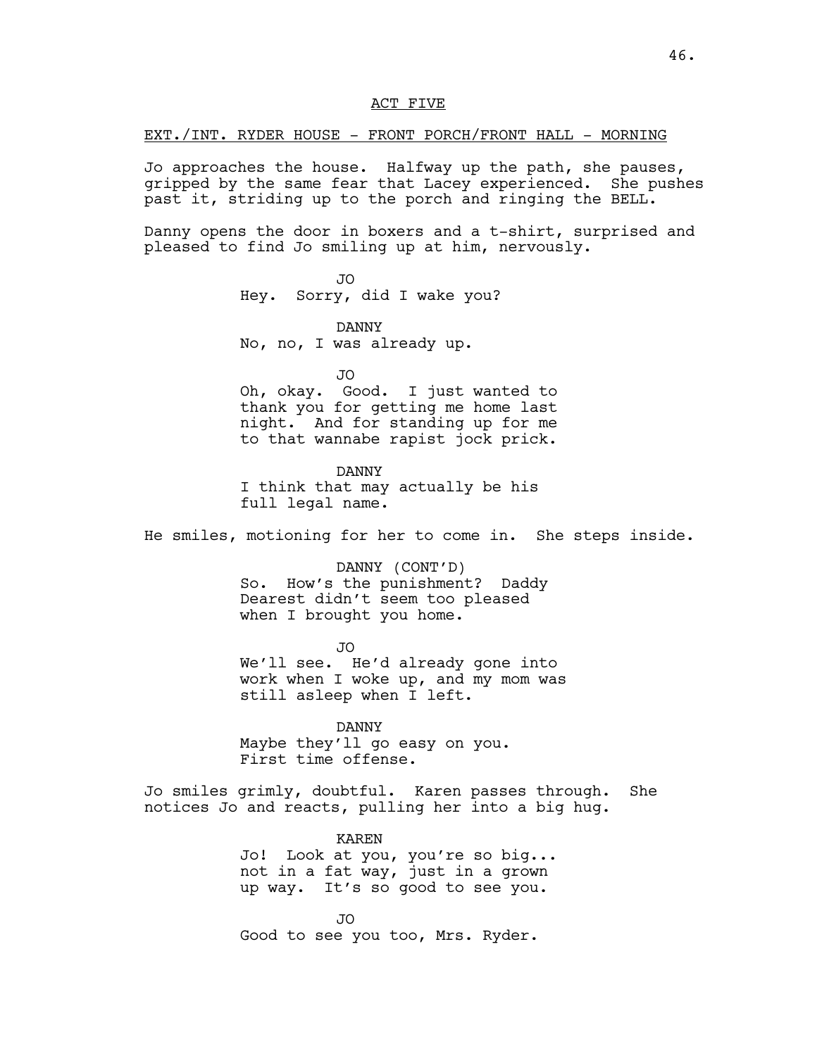ACT FIVE

EXT./INT. RYDER HOUSE - FRONT PORCH/FRONT HALL - MORNING

Jo approaches the house. Halfway up the path, she pauses, gripped by the same fear that Lacey experienced. She pushes past it, striding up to the porch and ringing the BELL.

Danny opens the door in boxers and a t-shirt, surprised and pleased to find Jo smiling up at him, nervously.

JO
Hey. Sorry, did I wake you?

DANNY
No, no, I was already up.

JO
Oh, okay. Good. I just wanted to thank you for getting me home last night. And for standing up for me to that wannabe rapist jock prick.

DANNY
I think that may actually be his full legal name.

He smiles, motioning for her to come in. She steps inside.

DANNY (CONT'D)
So. How's the punishment? Daddy Dearest didn't seem too pleased when I brought you home.

JO
We'll see. He'd already gone into work when I woke up, and my mom was still asleep when I left.

DANNY
Maybe they'll go easy on you. First time offense.

Jo smiles grimly, doubtful. Karen passes through. She notices Jo and reacts, pulling her into a big hug.

KAREN
Jo! Look at you, you're so big... not in a fat way, just in a grown up way. It's so good to see you.

JO
Good to see you too, Mrs. Ryder.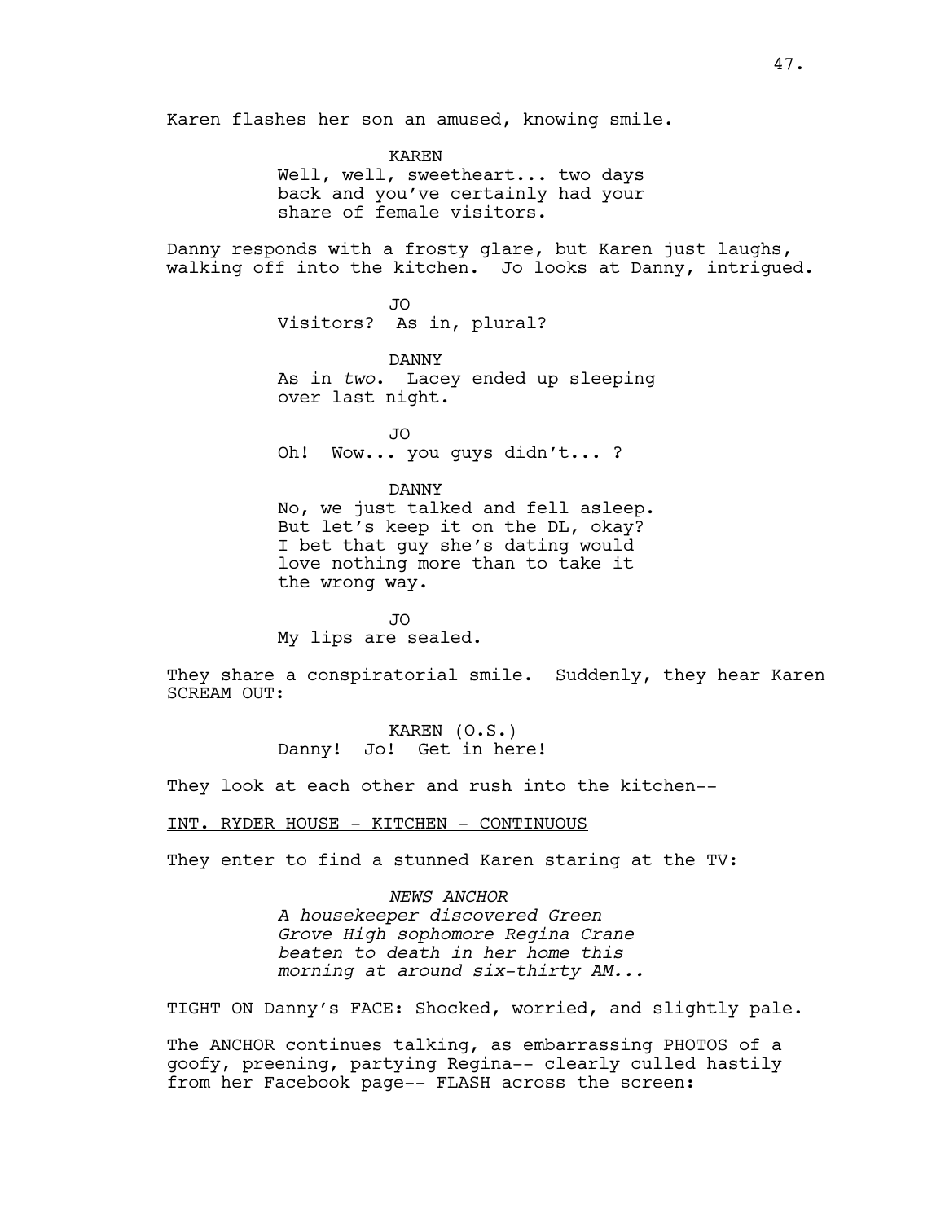Karen flashes her son an amused, knowing smile.

KAREN
Well, well, sweetheart... two days back and you've certainly had your share of female visitors.

Danny responds with a frosty glare, but Karen just laughs, walking off into the kitchen. Jo looks at Danny, intrigued.

JO
Visitors? As in, plural?

DANNY
As in *two*. Lacey ended up sleeping over last night.

JO
Oh! Wow... you guys didn't... ?

DANNY
No, we just talked and fell asleep. But let's keep it on the DL, okay? I bet that guy she's dating would love nothing more than to take it the wrong way.

JO
My lips are sealed.

They share a conspiratorial smile. Suddenly, they hear Karen SCREAM OUT:

KAREN (O.S.)
Danny! Jo! Get in here!

They look at each other and rush into the kitchen--

INT. RYDER HOUSE - KITCHEN - CONTINUOUS

They enter to find a stunned Karen staring at the TV:

*NEWS ANCHOR*
*A housekeeper discovered Green Grove High sophomore Regina Crane beaten to death in her home this morning at around six-thirty AM...*

TIGHT ON Danny's FACE: Shocked, worried, and slightly pale.

The ANCHOR continues talking, as embarrassing PHOTOS of a goofy, preening, partying Regina-- clearly culled hastily from her Facebook page-- FLASH across the screen: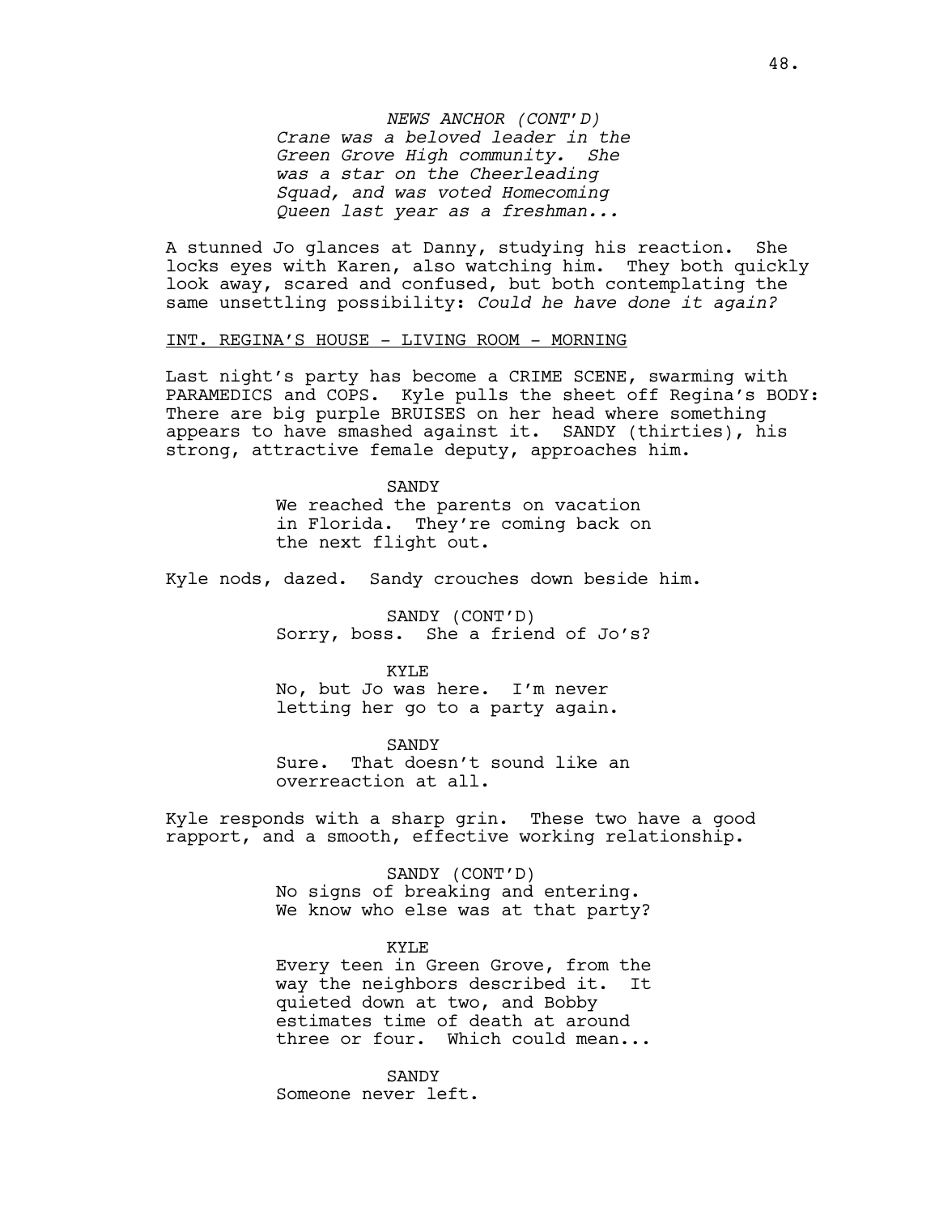*NEWS ANCHOR (CONT'D)*
*Crane was a beloved leader in the Green Grove High community. She was a star on the Cheerleading Squad, and was voted Homecoming Queen last year as a freshman...*

A stunned Jo glances at Danny, studying his reaction. She locks eyes with Karen, also watching him. They both quickly look away, scared and confused, but both contemplating the same unsettling possibility: *Could he have done it again?*

INT. REGINA'S HOUSE - LIVING ROOM - MORNING

Last night's party has become a CRIME SCENE, swarming with PARAMEDICS and COPS. Kyle pulls the sheet off Regina's BODY: There are big purple BRUISES on her head where something appears to have smashed against it. SANDY (thirties), his strong, attractive female deputy, approaches him.

SANDY
We reached the parents on vacation in Florida. They're coming back on the next flight out.

Kyle nods, dazed. Sandy crouches down beside him.

SANDY (CONT'D)
Sorry, boss. She a friend of Jo's?

KYLE
No, but Jo was here. I'm never letting her go to a party again.

SANDY
Sure. That doesn't sound like an overreaction at all.

Kyle responds with a sharp grin. These two have a good rapport, and a smooth, effective working relationship.

SANDY (CONT'D)
No signs of breaking and entering. We know who else was at that party?

KYLE
Every teen in Green Grove, from the way the neighbors described it. It quieted down at two, and Bobby estimates time of death at around three or four. Which could mean...

SANDY
Someone never left.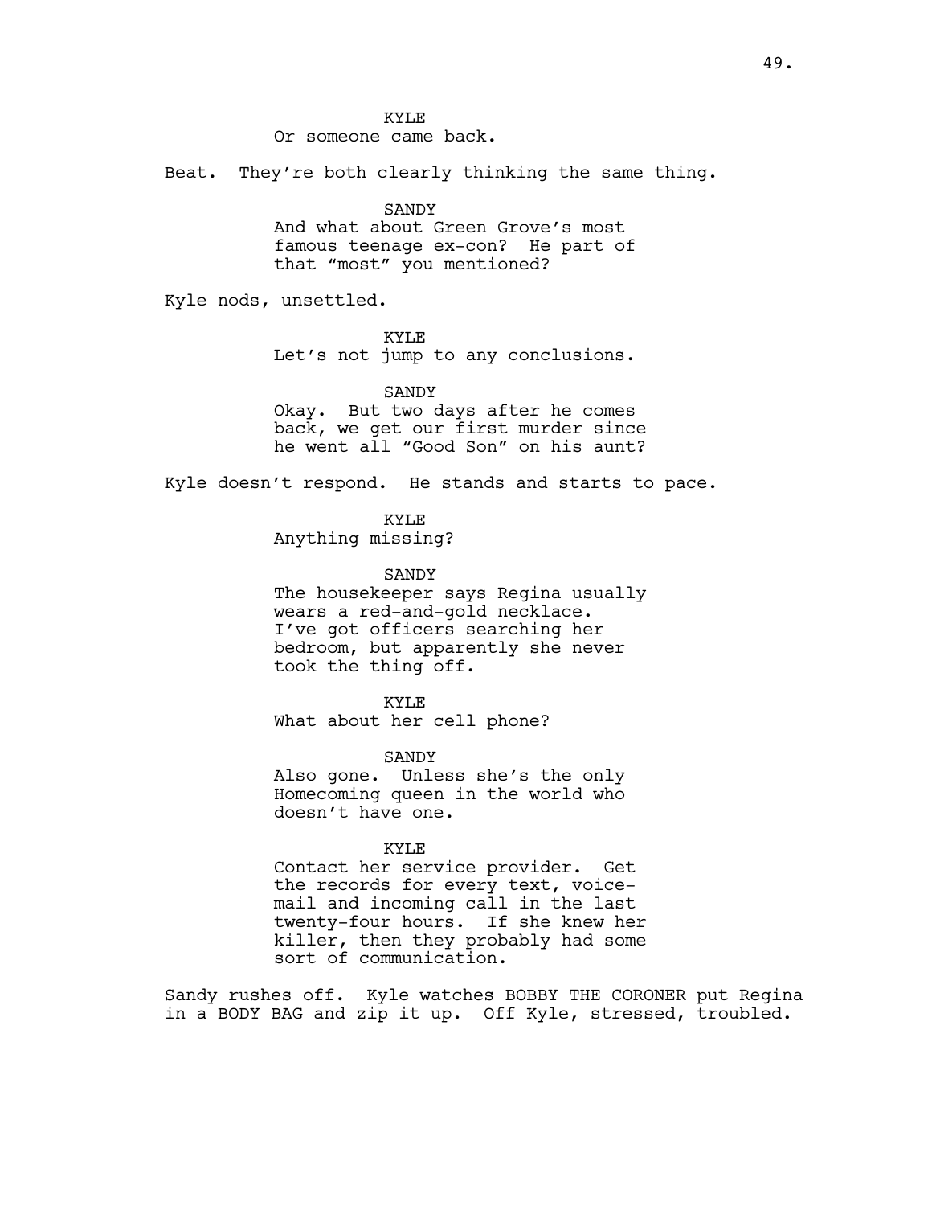KYLE
Or someone came back.

Beat. They're both clearly thinking the same thing.

SANDY
And what about Green Grove's most famous teenage ex-con? He part of that "most" you mentioned?

Kyle nods, unsettled.

KYLE
Let's not jump to any conclusions.

SANDY
Okay. But two days after he comes back, we get our first murder since he went all "Good Son" on his aunt?

Kyle doesn't respond. He stands and starts to pace.

KYLE
Anything missing?

SANDY
The housekeeper says Regina usually wears a red-and-gold necklace. I've got officers searching her bedroom, but apparently she never took the thing off.

KYLE
What about her cell phone?

SANDY
Also gone. Unless she's the only Homecoming queen in the world who doesn't have one.

KYLE
Contact her service provider. Get the records for every text, voice-mail and incoming call in the last twenty-four hours. If she knew her killer, then they probably had some sort of communication.

Sandy rushes off. Kyle watches BOBBY THE CORONER put Regina in a BODY BAG and zip it up. Off Kyle, stressed, troubled.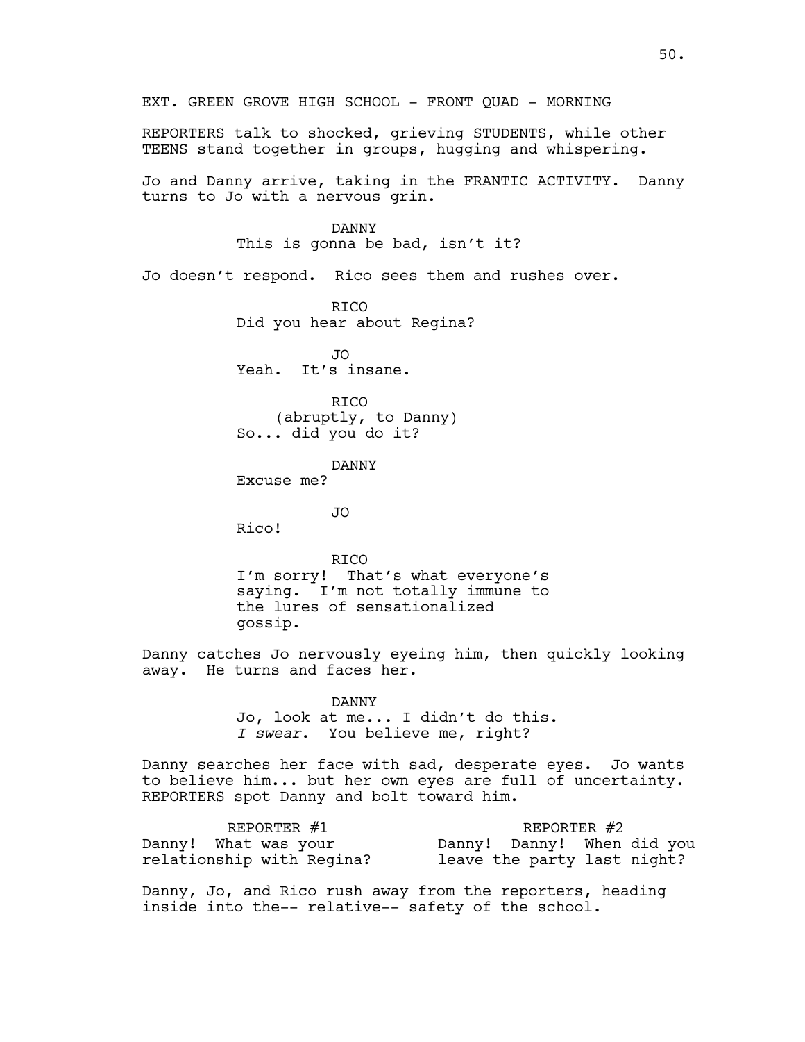EXT. GREEN GROVE HIGH SCHOOL - FRONT QUAD - MORNING

REPORTERS talk to shocked, grieving STUDENTS, while other TEENS stand together in groups, hugging and whispering.

Jo and Danny arrive, taking in the FRANTIC ACTIVITY. Danny turns to Jo with a nervous grin.

DANNY
This is gonna be bad, isn't it?

Jo doesn't respond. Rico sees them and rushes over.

RICO
Did you hear about Regina?

JO
Yeah. It's insane.

RICO
(abruptly, to Danny)
So... did you do it?

DANNY
Excuse me?

JO
Rico!

RICO
I'm sorry! That's what everyone's saying. I'm not totally immune to the lures of sensationalized gossip.

Danny catches Jo nervously eyeing him, then quickly looking away. He turns and faces her.

DANNY
Jo, look at me... I didn't do this. *I swear*. You believe me, right?

Danny searches her face with sad, desperate eyes. Jo wants to believe him... but her own eyes are full of uncertainty. REPORTERS spot Danny and bolt toward him.

REPORTER #1
Danny! What was your relationship with Regina?

REPORTER #2
Danny! Danny! When did you leave the party last night?

Danny, Jo, and Rico rush away from the reporters, heading inside into the-- relative-- safety of the school.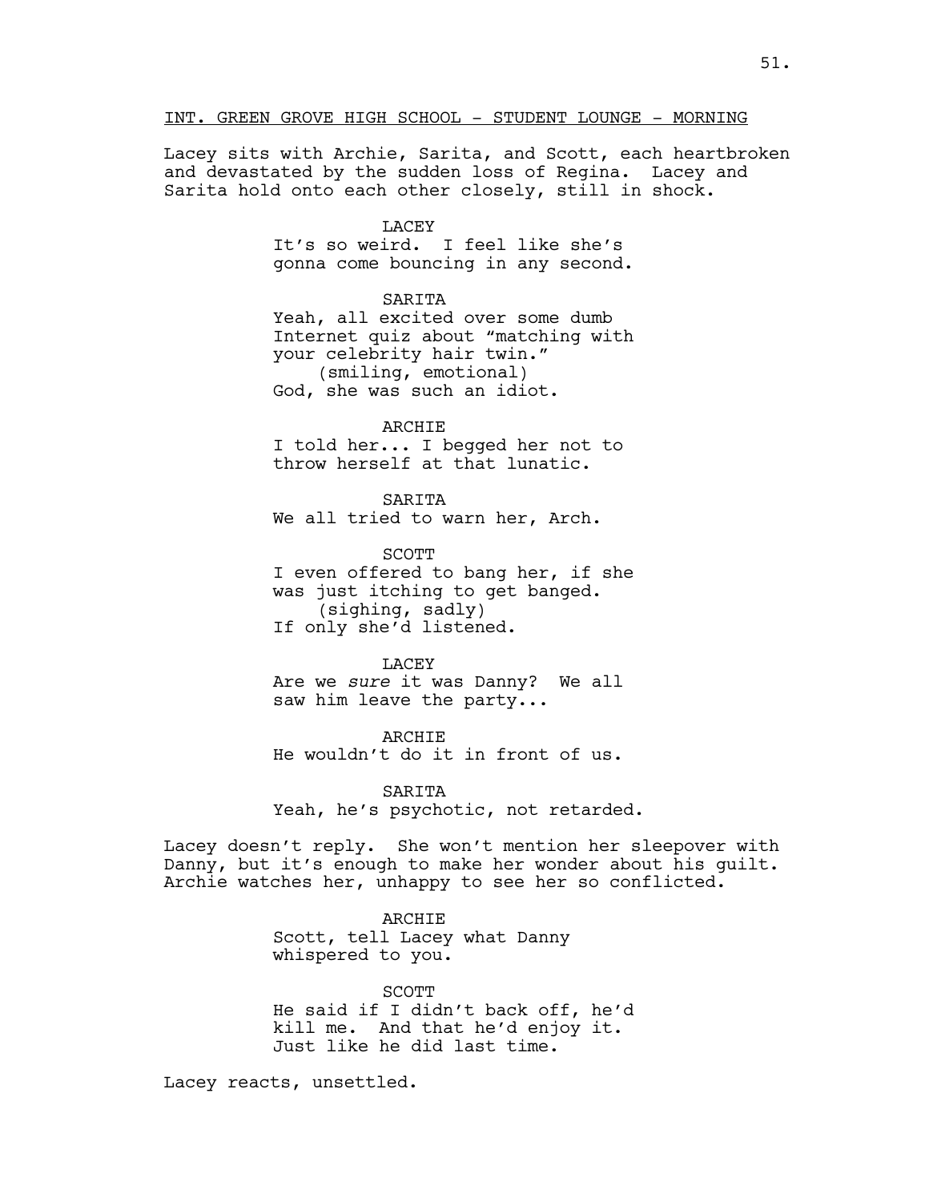INT. GREEN GROVE HIGH SCHOOL - STUDENT LOUNGE - MORNING

Lacey sits with Archie, Sarita, and Scott, each heartbroken and devastated by the sudden loss of Regina. Lacey and Sarita hold onto each other closely, still in shock.

LACEY
It's so weird. I feel like she's gonna come bouncing in any second.

SARITA
Yeah, all excited over some dumb Internet quiz about "matching with your celebrity hair twin."
(smiling, emotional)
God, she was such an idiot.

ARCHIE
I told her... I begged her not to throw herself at that lunatic.

SARITA
We all tried to warn her, Arch.

SCOTT
I even offered to bang her, if she was just itching to get banged.
(sighing, sadly)
If only she'd listened.

LACEY
Are we *sure* it was Danny? We all saw him leave the party...

ARCHIE
He wouldn't do it in front of us.

SARITA
Yeah, he's psychotic, not retarded.

Lacey doesn't reply. She won't mention her sleepover with Danny, but it's enough to make her wonder about his guilt. Archie watches her, unhappy to see her so conflicted.

ARCHIE
Scott, tell Lacey what Danny whispered to you.

SCOTT
He said if I didn't back off, he'd kill me. And that he'd enjoy it. Just like he did last time.

Lacey reacts, unsettled.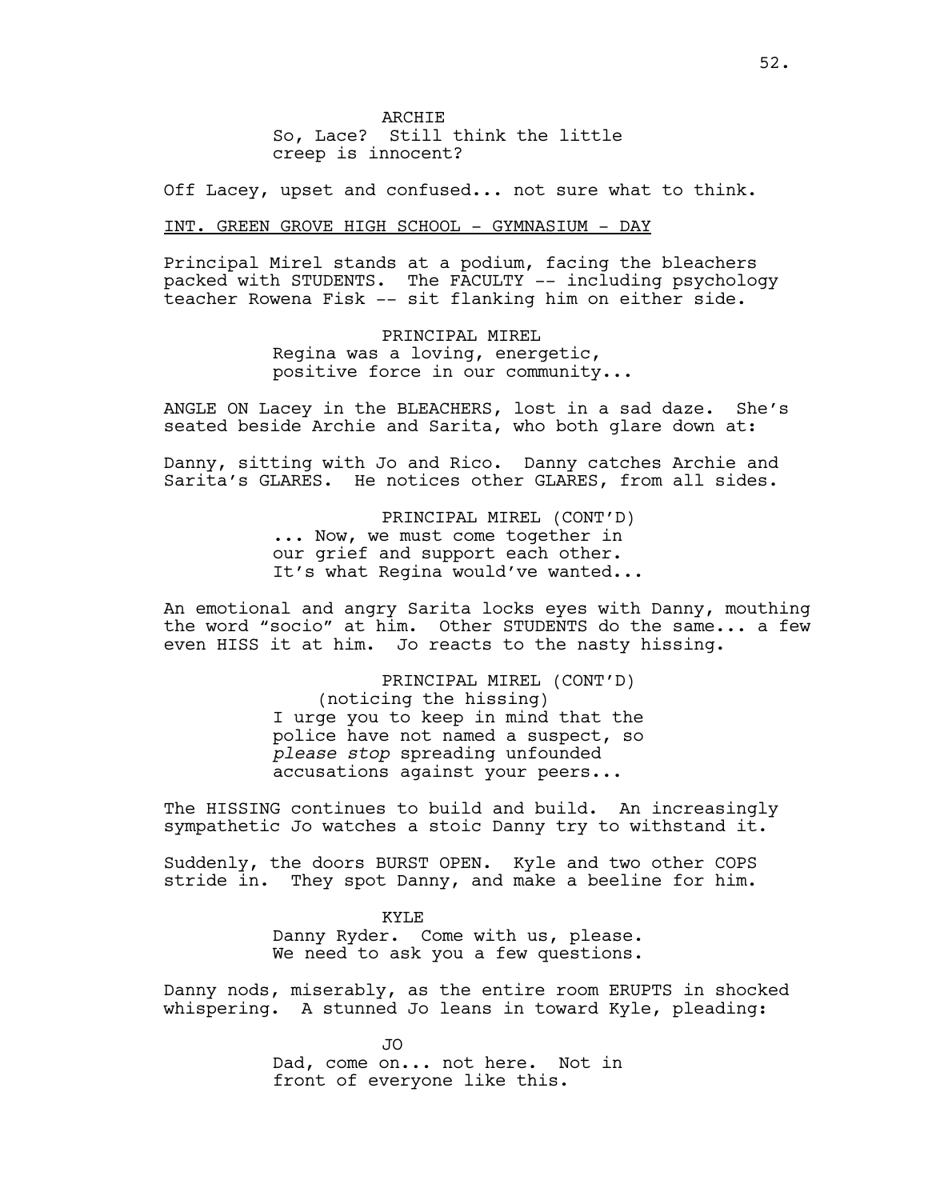ARCHIE

So, Lace? Still think the little creep is innocent?

Off Lacey, upset and confused... not sure what to think.

INT. GREEN GROVE HIGH SCHOOL - GYMNASIUM - DAY

Principal Mirel stands at a podium, facing the bleachers packed with STUDENTS. The FACULTY -- including psychology teacher Rowena Fisk -- sit flanking him on either side.

PRINCIPAL MIREL

Regina was a loving, energetic, positive force in our community...

ANGLE ON Lacey in the BLEACHERS, lost in a sad daze. She's seated beside Archie and Sarita, who both glare down at:

Danny, sitting with Jo and Rico. Danny catches Archie and Sarita's GLARES. He notices other GLARES, from all sides.

PRINCIPAL MIREL (CONT'D)

... Now, we must come together in our grief and support each other. It's what Regina would've wanted...

An emotional and angry Sarita locks eyes with Danny, mouthing the word "socio" at him. Other STUDENTS do the same... a few even HISS it at him. Jo reacts to the nasty hissing.

PRINCIPAL MIREL (CONT'D)

(noticing the hissing)

I urge you to keep in mind that the police have not named a suspect, so *please stop* spreading unfounded accusations against your peers...

The HISSING continues to build and build. An increasingly sympathetic Jo watches a stoic Danny try to withstand it.

Suddenly, the doors BURST OPEN. Kyle and two other COPS stride in. They spot Danny, and make a beeline for him.

KYLE

Danny Ryder. Come with us, please. We need to ask you a few questions.

Danny nods, miserably, as the entire room ERUPTS in shocked whispering. A stunned Jo leans in toward Kyle, pleading:

JO

Dad, come on... not here. Not in front of everyone like this.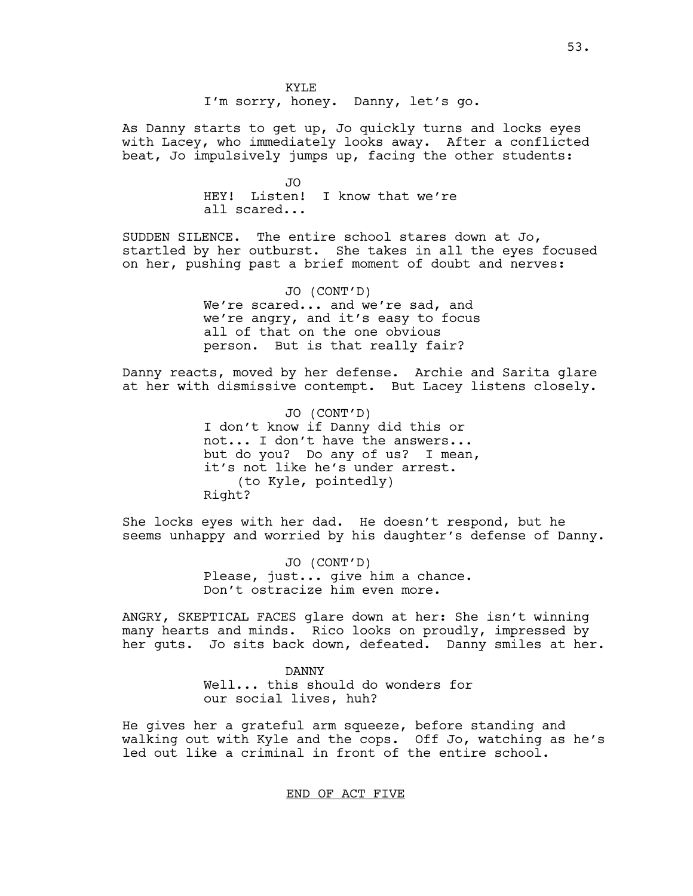KYLE

I'm sorry, honey. Danny, let's go.

As Danny starts to get up, Jo quickly turns and locks eyes with Lacey, who immediately looks away. After a conflicted beat, Jo impulsively jumps up, facing the other students:

JO

HEY! Listen! I know that we're all scared...

SUDDEN SILENCE. The entire school stares down at Jo, startled by her outburst. She takes in all the eyes focused on her, pushing past a brief moment of doubt and nerves:

JO (CONT'D)

We're scared... and we're sad, and we're angry, and it's easy to focus all of that on the one obvious person. But is that really fair?

Danny reacts, moved by her defense. Archie and Sarita glare at her with dismissive contempt. But Lacey listens closely.

JO (CONT'D)

I don't know if Danny did this or not... I don't have the answers... but do you? Do any of us? I mean, it's not like he's under arrest.
(to Kyle, pointedly)
Right?

She locks eyes with her dad. He doesn't respond, but he seems unhappy and worried by his daughter's defense of Danny.

JO (CONT'D)

Please, just... give him a chance. Don't ostracize him even more.

ANGRY, SKEPTICAL FACES glare down at her: She isn't winning many hearts and minds. Rico looks on proudly, impressed by her guts. Jo sits back down, defeated. Danny smiles at her.

DANNY

Well... this should do wonders for our social lives, huh?

He gives her a grateful arm squeeze, before standing and walking out with Kyle and the cops. Off Jo, watching as he's led out like a criminal in front of the entire school.

END OF ACT FIVE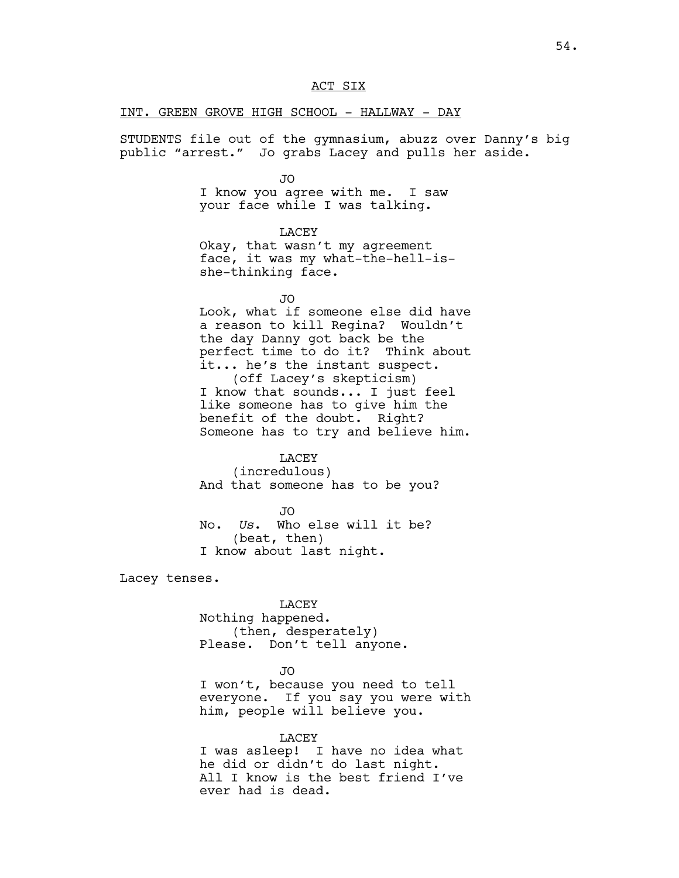ACT SIX

INT. GREEN GROVE HIGH SCHOOL - HALLWAY - DAY

STUDENTS file out of the gymnasium, abuzz over Danny's big public "arrest." Jo grabs Lacey and pulls her aside.

JO
I know you agree with me. I saw your face while I was talking.

LACEY
Okay, that wasn't my agreement face, it was my what-the-hell-is-she-thinking face.

JO
Look, what if someone else did have a reason to kill Regina? Wouldn't the day Danny got back be the perfect time to do it? Think about it... he's the instant suspect.
(off Lacey's skepticism)
I know that sounds... I just feel like someone has to give him the benefit of the doubt. Right? Someone has to try and believe him.

LACEY
(incredulous)
And that someone has to be you?

JO
No. *Us*. Who else will it be?
(beat, then)
I know about last night.

Lacey tenses.

LACEY
Nothing happened.
(then, desperately)
Please. Don't tell anyone.

JO
I won't, because you need to tell everyone. If you say you were with him, people will believe you.

LACEY
I was asleep! I have no idea what he did or didn't do last night. All I know is the best friend I've ever had is dead.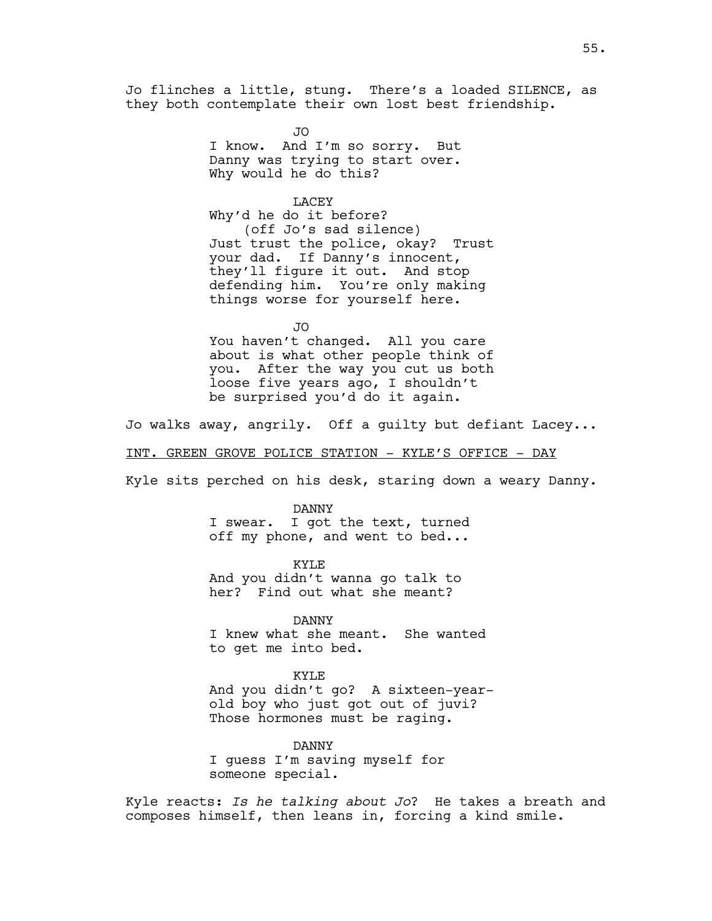Jo flinches a little, stung. There's a loaded SILENCE, as they both contemplate their own lost best friendship.

JO
I know. And I'm so sorry. But Danny was trying to start over. Why would he do this?

LACEY
Why'd he do it before?
(off Jo's sad silence)
Just trust the police, okay? Trust your dad. If Danny's innocent, they'll figure it out. And stop defending him. You're only making things worse for yourself here.

JO
You haven't changed. All you care about is what other people think of you. After the way you cut us both loose five years ago, I shouldn't be surprised you'd do it again.

Jo walks away, angrily. Off a guilty but defiant Lacey...

INT. GREEN GROVE POLICE STATION - KYLE'S OFFICE - DAY

Kyle sits perched on his desk, staring down a weary Danny.

DANNY
I swear. I got the text, turned off my phone, and went to bed...

KYLE
And you didn't wanna go talk to her? Find out what she meant?

DANNY
I knew what she meant. She wanted to get me into bed.

KYLE
And you didn't go? A sixteen-year-old boy who just got out of juvi? Those hormones must be raging.

DANNY
I guess I'm saving myself for someone special.

Kyle reacts: *Is he talking about Jo?* He takes a breath and composes himself, then leans in, forcing a kind smile.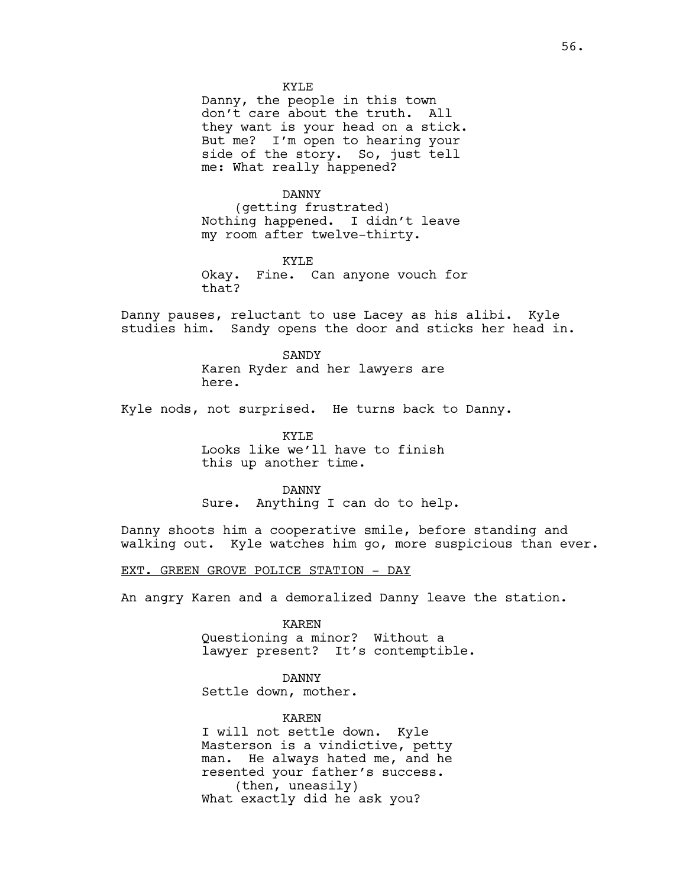KYLE
Danny, the people in this town don't care about the truth. All they want is your head on a stick. But me? I'm open to hearing your side of the story. So, just tell me: What really happened?

DANNY
(getting frustrated)
Nothing happened. I didn't leave my room after twelve-thirty.

KYLE
Okay. Fine. Can anyone vouch for that?

Danny pauses, reluctant to use Lacey as his alibi. Kyle studies him. Sandy opens the door and sticks her head in.

SANDY
Karen Ryder and her lawyers are here.

Kyle nods, not surprised. He turns back to Danny.

KYLE
Looks like we'll have to finish this up another time.

DANNY
Sure. Anything I can do to help.

Danny shoots him a cooperative smile, before standing and walking out. Kyle watches him go, more suspicious than ever.

EXT. GREEN GROVE POLICE STATION - DAY

An angry Karen and a demoralized Danny leave the station.

KAREN
Questioning a minor? Without a lawyer present? It's contemptible.

DANNY
Settle down, mother.

KAREN
I will not settle down. Kyle Masterson is a vindictive, petty man. He always hated me, and he resented your father's success.
(then, uneasily)
What exactly did he ask you?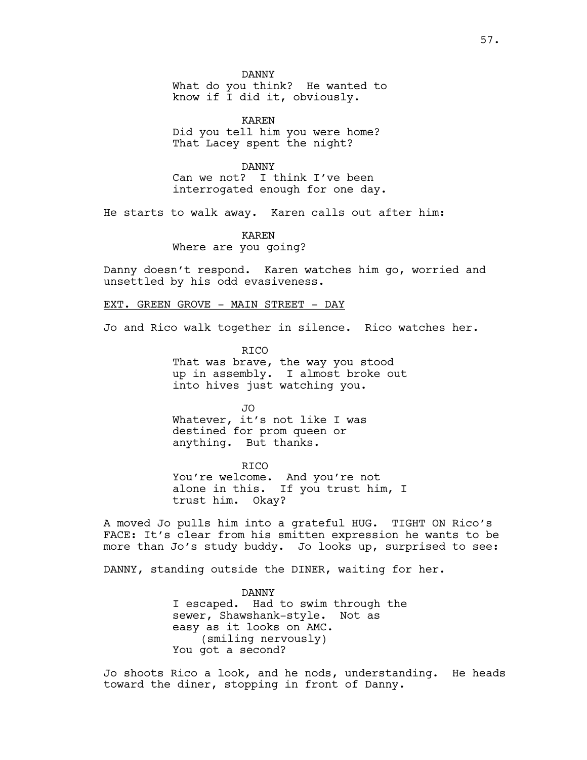DANNY
What do you think? He wanted to know if I did it, obviously.

KAREN
Did you tell him you were home? That Lacey spent the night?

DANNY
Can we not? I think I've been interrogated enough for one day.

He starts to walk away. Karen calls out after him:

KAREN
Where are you going?

Danny doesn't respond. Karen watches him go, worried and unsettled by his odd evasiveness.

EXT. GREEN GROVE - MAIN STREET - DAY

Jo and Rico walk together in silence. Rico watches her.

RICO
That was brave, the way you stood up in assembly. I almost broke out into hives just watching you.

JO
Whatever, it's not like I was destined for prom queen or anything. But thanks.

RICO
You're welcome. And you're not alone in this. If you trust him, I trust him. Okay?

A moved Jo pulls him into a grateful HUG. TIGHT ON Rico's FACE: It's clear from his smitten expression he wants to be more than Jo's study buddy. Jo looks up, surprised to see:

DANNY, standing outside the DINER, waiting for her.

DANNY
I escaped. Had to swim through the sewer, Shawshank-style. Not as easy as it looks on AMC.
(smiling nervously)
You got a second?

Jo shoots Rico a look, and he nods, understanding. He heads toward the diner, stopping in front of Danny.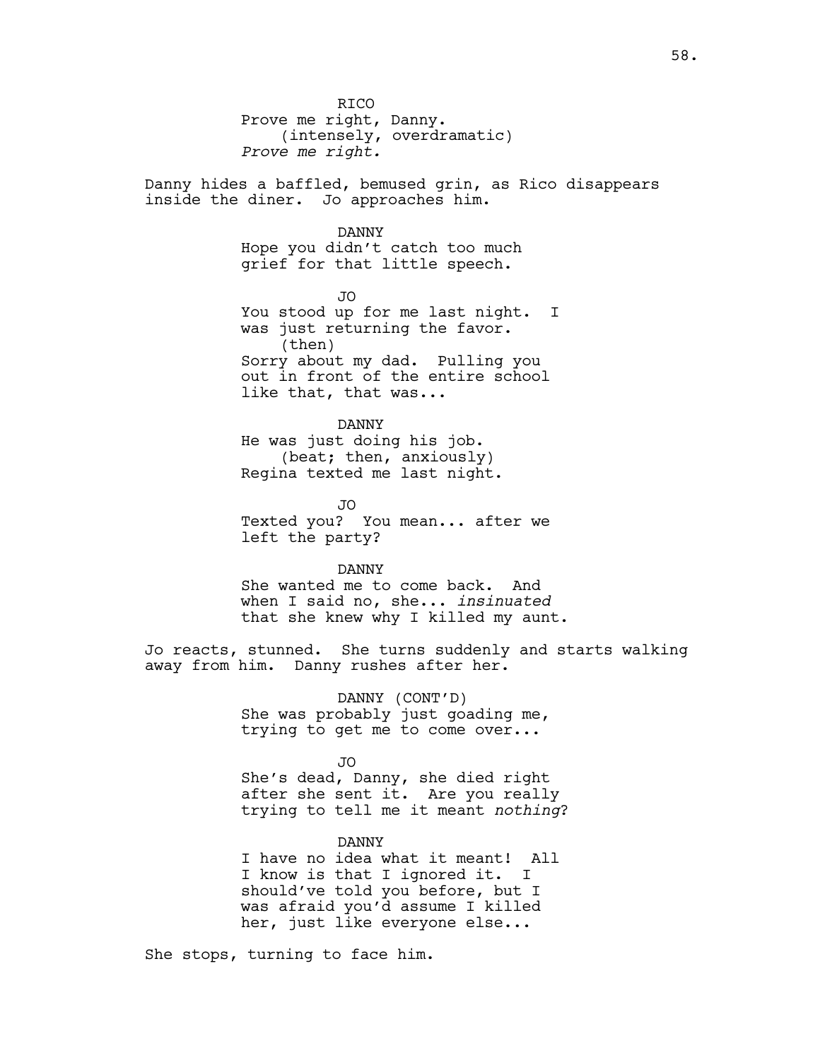RICO
Prove me right, Danny.
(intensely, overdramatic)
*Prove me right.*

Danny hides a baffled, bemused grin, as Rico disappears inside the diner. Jo approaches him.

DANNY
Hope you didn't catch too much grief for that little speech.

JO
You stood up for me last night. I was just returning the favor.
(then)
Sorry about my dad. Pulling you out in front of the entire school like that, that was...

DANNY
He was just doing his job.
(beat; then, anxiously)
Regina texted me last night.

JO
Texted you? You mean... after we left the party?

DANNY
She wanted me to come back. And when I said no, she... *insinuated* that she knew why I killed my aunt.

Jo reacts, stunned. She turns suddenly and starts walking away from him. Danny rushes after her.

DANNY (CONT'D)
She was probably just goading me, trying to get me to come over...

JO
She's dead, Danny, she died right after she sent it. Are you really trying to tell me it meant *nothing*?

DANNY
I have no idea what it meant! All I know is that I ignored it. I should've told you before, but I was afraid you'd assume I killed her, just like everyone else...

She stops, turning to face him.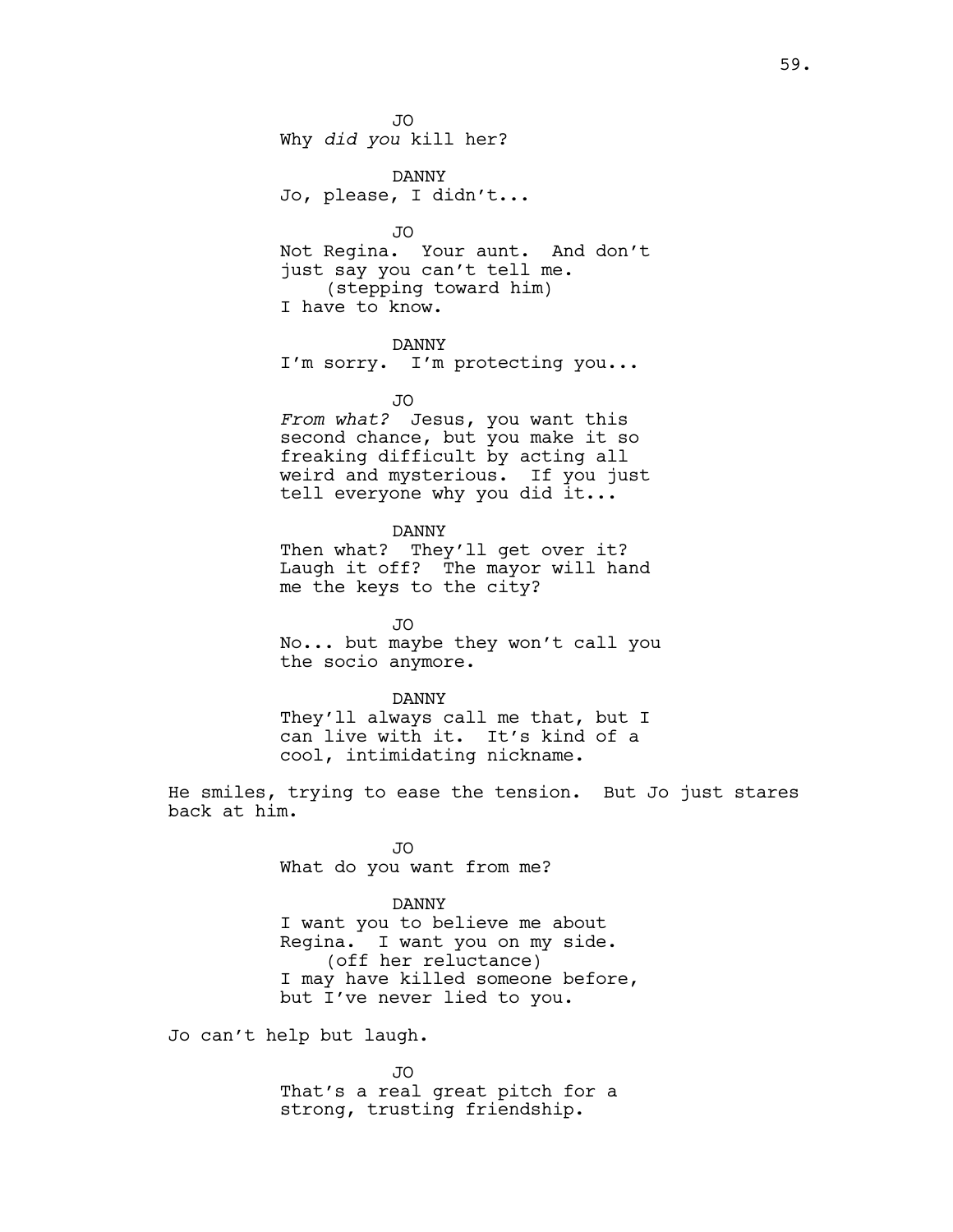JO
Why *did you* kill her?

DANNY
Jo, please, I didn't...

JO
Not Regina. Your aunt. And don't just say you can't tell me.
(stepping toward him)
I have to know.

DANNY
I'm sorry. I'm protecting you...

JO
*From what?* Jesus, you want this second chance, but you make it so freaking difficult by acting all weird and mysterious. If you just tell everyone why you did it...

DANNY
Then what? They'll get over it? Laugh it off? The mayor will hand me the keys to the city?

JO
No... but maybe they won't call you the socio anymore.

DANNY
They'll always call me that, but I can live with it. It's kind of a cool, intimidating nickname.

He smiles, trying to ease the tension. But Jo just stares back at him.

JO
What do you want from me?

DANNY
I want you to believe me about Regina. I want you on my side.
(off her reluctance)
I may have killed someone before, but I've never lied to you.

Jo can't help but laugh.

JO
That's a real great pitch for a strong, trusting friendship.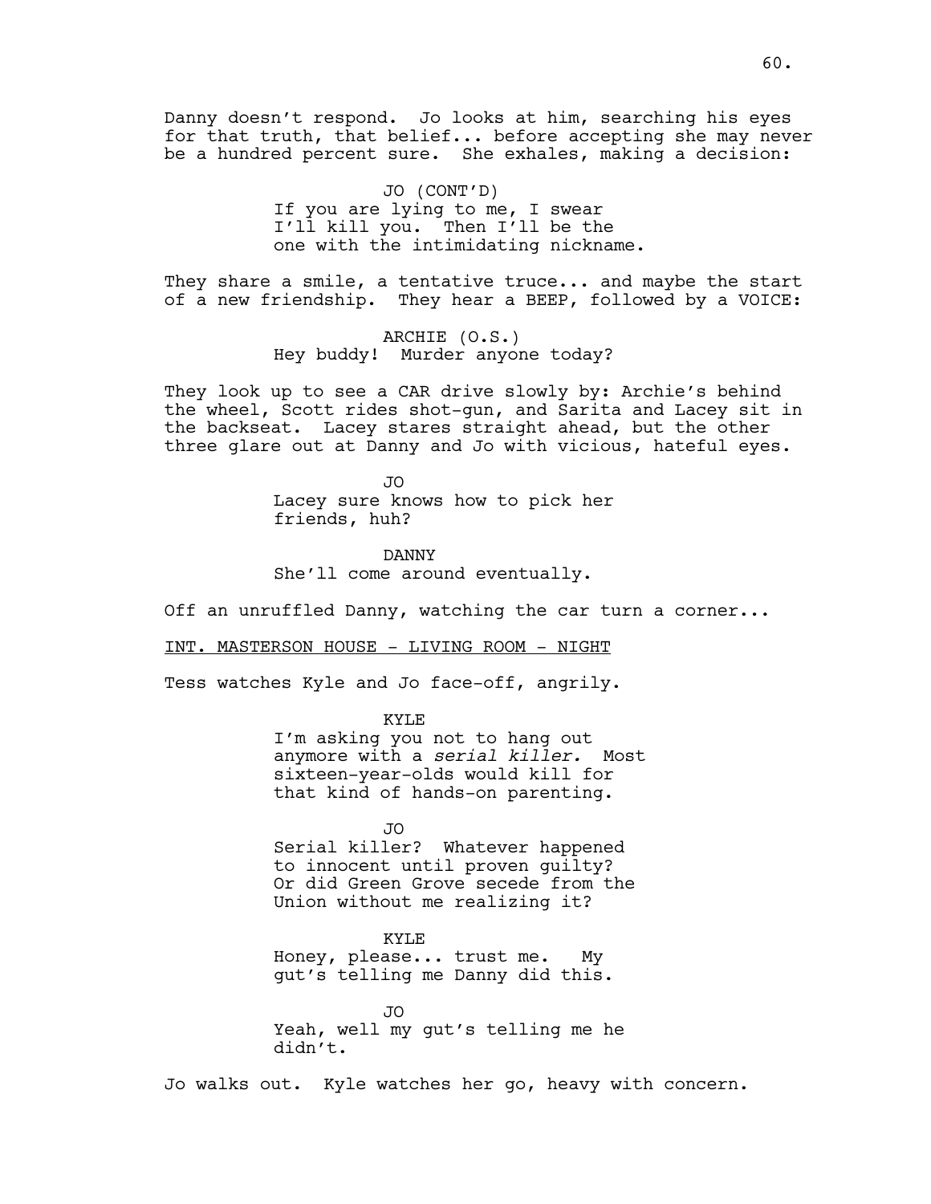Danny doesn't respond. Jo looks at him, searching his eyes for that truth, that belief... before accepting she may never be a hundred percent sure. She exhales, making a decision:

JO (CONT'D)
If you are lying to me, I swear I'll kill you. Then I'll be the one with the intimidating nickname.

They share a smile, a tentative truce... and maybe the start of a new friendship. They hear a BEEP, followed by a VOICE:

ARCHIE (O.S.)
Hey buddy! Murder anyone today?

They look up to see a CAR drive slowly by: Archie's behind the wheel, Scott rides shot-gun, and Sarita and Lacey sit in the backseat. Lacey stares straight ahead, but the other three glare out at Danny and Jo with vicious, hateful eyes.

JO
Lacey sure knows how to pick her friends, huh?

DANNY
She'll come around eventually.

Off an unruffled Danny, watching the car turn a corner...

<u>INT. MASTERSON HOUSE - LIVING ROOM - NIGHT</u>

Tess watches Kyle and Jo face-off, angrily.

KYLE
I'm asking you not to hang out anymore with a *serial killer.* Most sixteen-year-olds would kill for that kind of hands-on parenting.

JO
Serial killer? Whatever happened to innocent until proven guilty? Or did Green Grove secede from the Union without me realizing it?

KYLE
Honey, please... trust me. My gut's telling me Danny did this.

JO
Yeah, well my gut's telling me he didn't.

Jo walks out. Kyle watches her go, heavy with concern.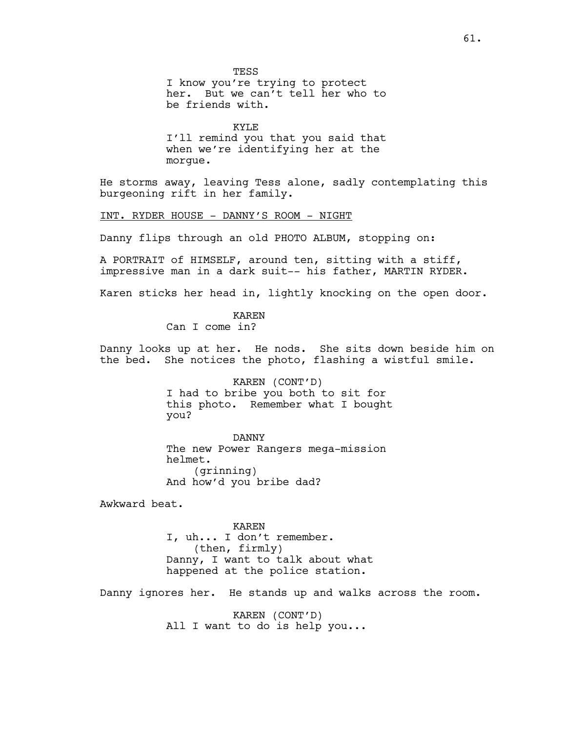TESS
I know you're trying to protect her. But we can't tell her who to be friends with.

KYLE
I'll remind you that you said that when we're identifying her at the morgue.

He storms away, leaving Tess alone, sadly contemplating this burgeoning rift in her family.

INT. RYDER HOUSE - DANNY'S ROOM - NIGHT

Danny flips through an old PHOTO ALBUM, stopping on:

A PORTRAIT of HIMSELF, around ten, sitting with a stiff, impressive man in a dark suit-- his father, MARTIN RYDER.

Karen sticks her head in, lightly knocking on the open door.

KAREN
Can I come in?

Danny looks up at her. He nods. She sits down beside him on the bed. She notices the photo, flashing a wistful smile.

KAREN (CONT'D)
I had to bribe you both to sit for this photo. Remember what I bought you?

DANNY
The new Power Rangers mega-mission helmet.
(grinning)
And how'd you bribe dad?

Awkward beat.

KAREN
I, uh... I don't remember.
(then, firmly)
Danny, I want to talk about what happened at the police station.

Danny ignores her. He stands up and walks across the room.

KAREN (CONT'D)
All I want to do is help you...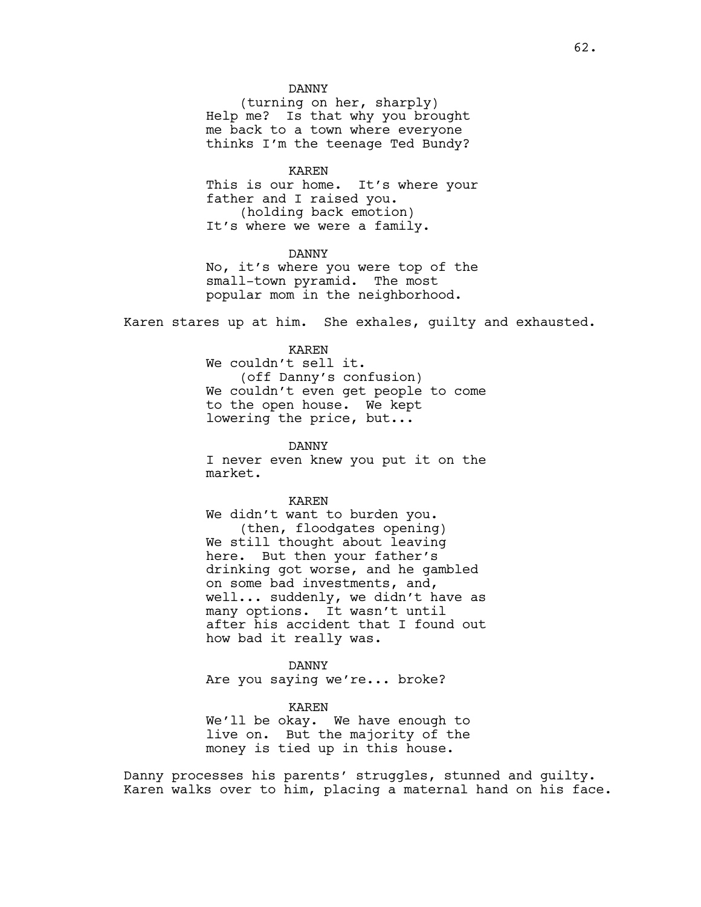DANNY
(turning on her, sharply)
Help me? Is that why you brought me back to a town where everyone thinks I'm the teenage Ted Bundy?

KAREN
This is our home. It's where your father and I raised you.
(holding back emotion)
It's where we were a family.

DANNY
No, it's where you were top of the small-town pyramid. The most popular mom in the neighborhood.

Karen stares up at him. She exhales, guilty and exhausted.

KAREN
We couldn't sell it.
(off Danny's confusion)
We couldn't even get people to come to the open house. We kept lowering the price, but...

DANNY
I never even knew you put it on the market.

KAREN
We didn't want to burden you.
(then, floodgates opening)
We still thought about leaving here. But then your father's drinking got worse, and he gambled on some bad investments, and, well... suddenly, we didn't have as many options. It wasn't until after his accident that I found out how bad it really was.

DANNY
Are you saying we're... broke?

KAREN
We'll be okay. We have enough to live on. But the majority of the money is tied up in this house.

Danny processes his parents' struggles, stunned and guilty. Karen walks over to him, placing a maternal hand on his face.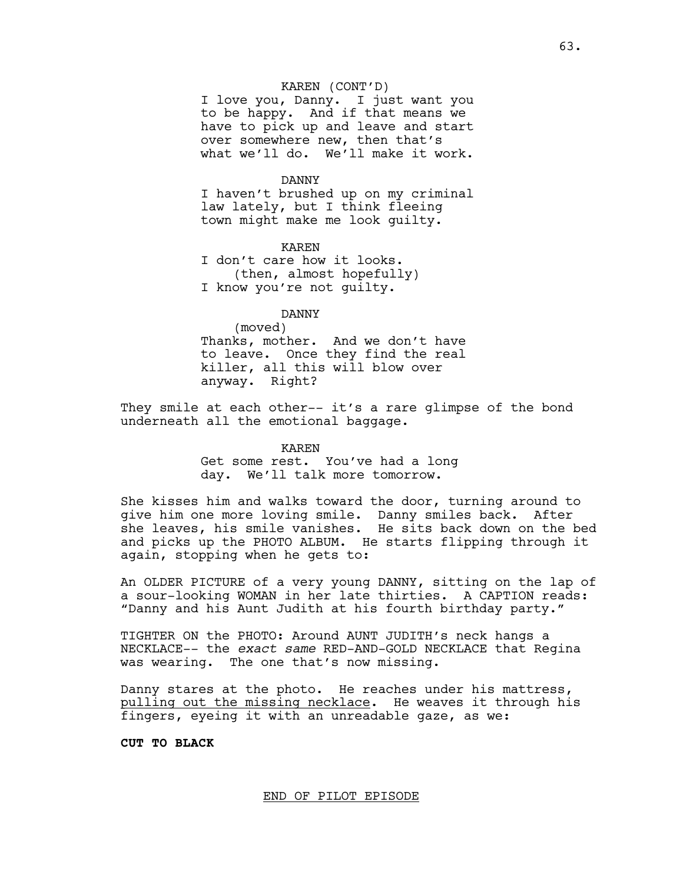KAREN (CONT'D)
I love you, Danny. I just want you to be happy. And if that means we have to pick up and leave and start over somewhere new, then that's what we'll do. We'll make it work.

DANNY
I haven't brushed up on my criminal law lately, but I think fleeing town might make me look guilty.

KAREN
I don't care how it looks.
(then, almost hopefully)
I know you're not guilty.

DANNY
(moved)
Thanks, mother. And we don't have to leave. Once they find the real killer, all this will blow over anyway. Right?

They smile at each other-- it's a rare glimpse of the bond underneath all the emotional baggage.

KAREN
Get some rest. You've had a long day. We'll talk more tomorrow.

She kisses him and walks toward the door, turning around to give him one more loving smile. Danny smiles back. After she leaves, his smile vanishes. He sits back down on the bed and picks up the PHOTO ALBUM. He starts flipping through it again, stopping when he gets to:

An OLDER PICTURE of a very young DANNY, sitting on the lap of a sour-looking WOMAN in her late thirties. A CAPTION reads: "Danny and his Aunt Judith at his fourth birthday party."

TIGHTER ON the PHOTO: Around AUNT JUDITH's neck hangs a NECKLACE-- the *exact same* RED-AND-GOLD NECKLACE that Regina was wearing. The one that's now missing.

Danny stares at the photo. He reaches under his mattress, <u>pulling out the missing necklace</u>. He weaves it through his fingers, eyeing it with an unreadable gaze, as we:

**CUT TO BLACK**

<u>END OF PILOT EPISODE</u>